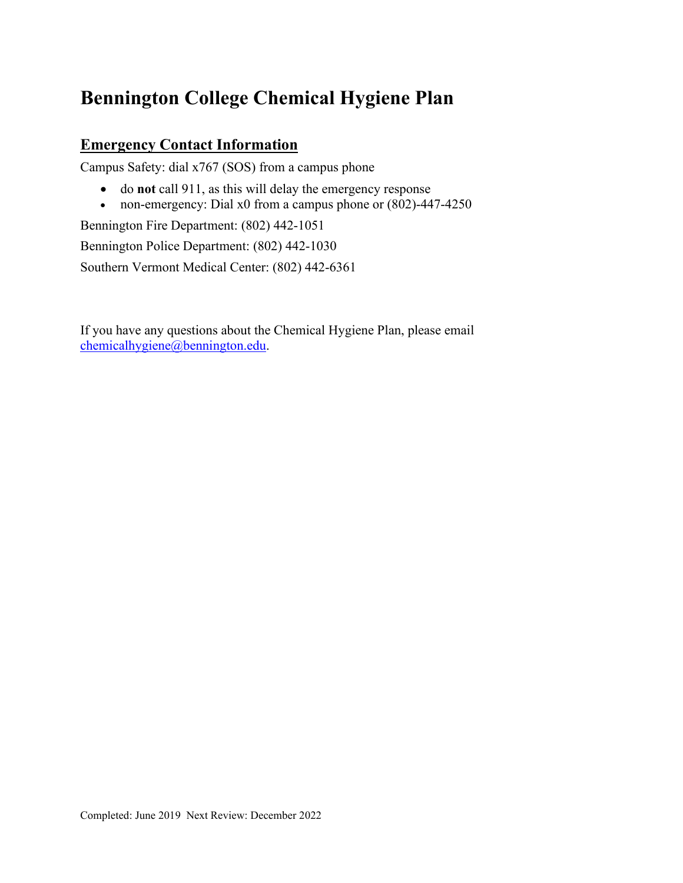# Bennington College Chemical Hygiene Plan

## Emergency Contact Information

Campus Safety: dial x767 (SOS) from a campus phone

- do **not** call 911, as this will delay the emergency response
- non-emergency: Dial x0 from a campus phone or (802)-447-4250

Bennington Fire Department: (802) 442-1051

Bennington Police Department: (802) 442-1030

Southern Vermont Medical Center: (802) 442-6361

If you have any questions about the Chemical Hygiene Plan, please email chemicalhygiene@bennington.edu.

Completed: June 2019 Next Review: December 2022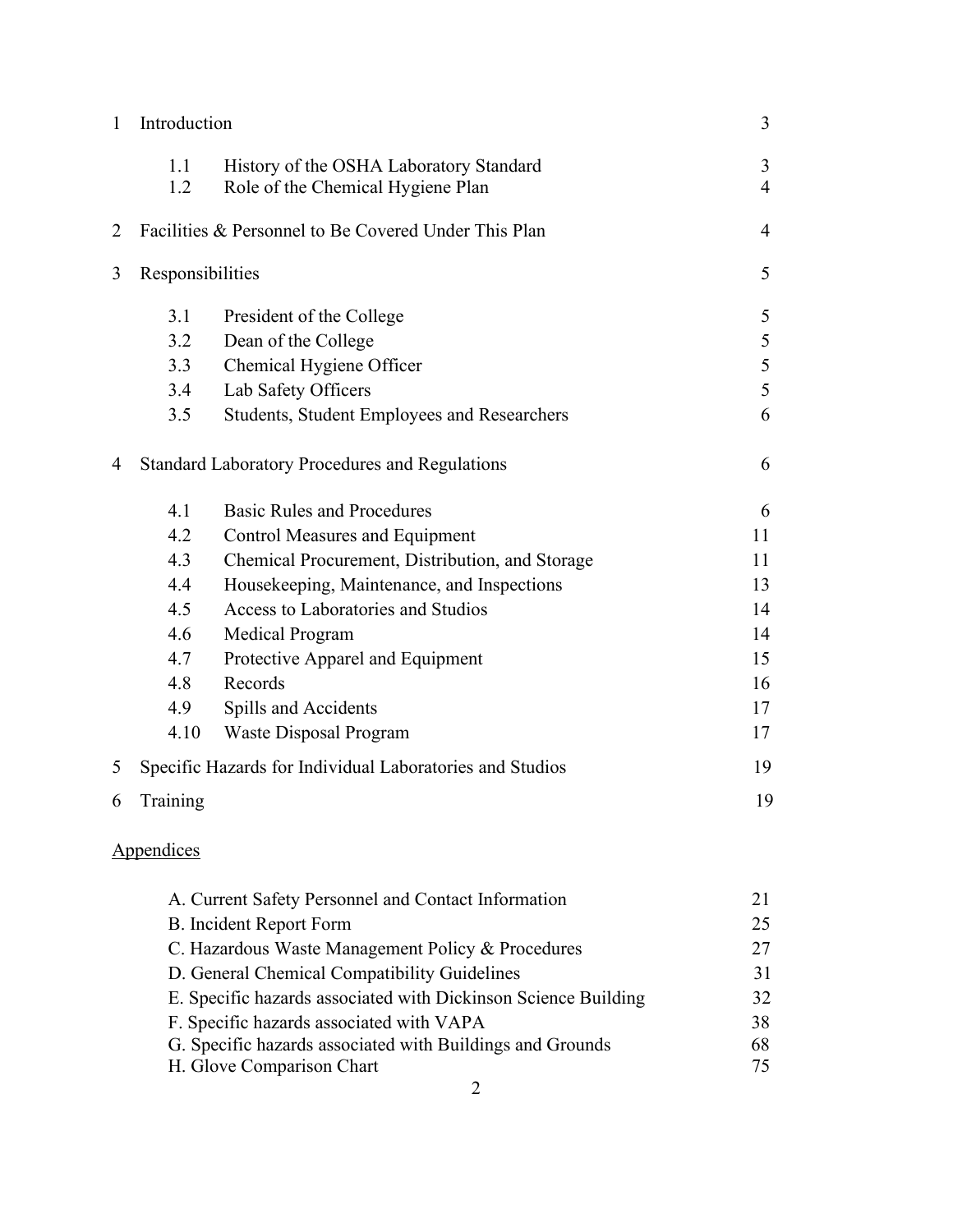| | | |
|---|---|---|
| 1 | Introduction | 3 |
| 1.1 | History of the OSHA Laboratory Standard | 3 |
| 1.2 | Role of the Chemical Hygiene Plan | 4 |
| 2 | Facilities & Personnel to Be Covered Under This Plan | 4 |
| 3 | Responsibilities | 5 |
| 3.1 | President of the College | 5 |
| 3.2 | Dean of the College | 5 |
| 3.3 | Chemical Hygiene Officer | 5 |
| 3.4 | Lab Safety Officers | 5 |
| 3.5 | Students, Student Employees and Researchers | 6 |
| 4 | Standard Laboratory Procedures and Regulations | 6 |
| 4.1 | Basic Rules and Procedures | 6 |
| 4.2 | Control Measures and Equipment | 11 |
| 4.3 | Chemical Procurement, Distribution, and Storage | 11 |
| 4.4 | Housekeeping, Maintenance, and Inspections | 13 |
| 4.5 | Access to Laboratories and Studios | 14 |
| 4.6 | Medical Program | 14 |
| 4.7 | Protective Apparel and Equipment | 15 |
| 4.8 | Records | 16 |
| 4.9 | Spills and Accidents | 17 |
| 4.10 | Waste Disposal Program | 17 |
| 5 | Specific Hazards for Individual Laboratories and Studios | 19 |
| 6 | Training | 19 |

Appendices

| | |
|---|---|
| A. Current Safety Personnel and Contact Information | 21 |
| B. Incident Report Form | 25 |
| C. Hazardous Waste Management Policy & Procedures | 27 |
| D. General Chemical Compatibility Guidelines | 31 |
| E. Specific hazards associated with Dickinson Science Building | 32 |
| F. Specific hazards associated with VAPA | 38 |
| G. Specific hazards associated with Buildings and Grounds | 68 |
| H. Glove Comparison Chart | 75 |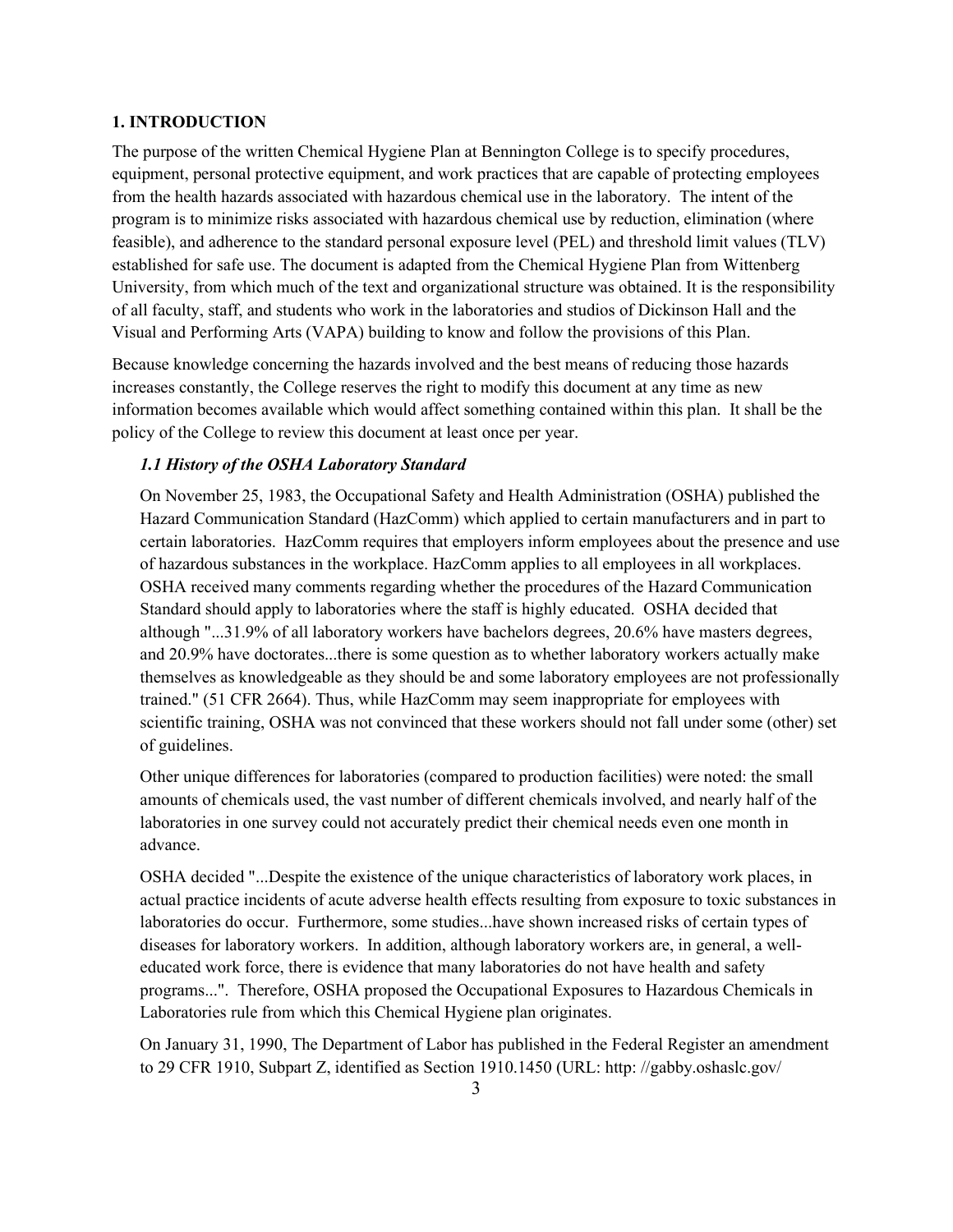## 1. INTRODUCTION

The purpose of the written Chemical Hygiene Plan at Bennington College is to specify procedures, equipment, personal protective equipment, and work practices that are capable of protecting employees from the health hazards associated with hazardous chemical use in the laboratory. The intent of the program is to minimize risks associated with hazardous chemical use by reduction, elimination (where feasible), and adherence to the standard personal exposure level (PEL) and threshold limit values (TLV) established for safe use. The document is adapted from the Chemical Hygiene Plan from Wittenberg University, from which much of the text and organizational structure was obtained. It is the responsibility of all faculty, staff, and students who work in the laboratories and studios of Dickinson Hall and the Visual and Performing Arts (VAPA) building to know and follow the provisions of this Plan.

Because knowledge concerning the hazards involved and the best means of reducing those hazards increases constantly, the College reserves the right to modify this document at any time as new information becomes available which would affect something contained within this plan. It shall be the policy of the College to review this document at least once per year.

### *1.1 History of the OSHA Laboratory Standard*

On November 25, 1983, the Occupational Safety and Health Administration (OSHA) published the Hazard Communication Standard (HazComm) which applied to certain manufacturers and in part to certain laboratories. HazComm requires that employers inform employees about the presence and use of hazardous substances in the workplace. HazComm applies to all employees in all workplaces. OSHA received many comments regarding whether the procedures of the Hazard Communication Standard should apply to laboratories where the staff is highly educated. OSHA decided that although "...31.9% of all laboratory workers have bachelors degrees, 20.6% have masters degrees, and 20.9% have doctorates...there is some question as to whether laboratory workers actually make themselves as knowledgeable as they should be and some laboratory employees are not professionally trained." (51 CFR 2664). Thus, while HazComm may seem inappropriate for employees with scientific training, OSHA was not convinced that these workers should not fall under some (other) set of guidelines.

Other unique differences for laboratories (compared to production facilities) were noted: the small amounts of chemicals used, the vast number of different chemicals involved, and nearly half of the laboratories in one survey could not accurately predict their chemical needs even one month in advance.

OSHA decided "...Despite the existence of the unique characteristics of laboratory work places, in actual practice incidents of acute adverse health effects resulting from exposure to toxic substances in laboratories do occur. Furthermore, some studies...have shown increased risks of certain types of diseases for laboratory workers. In addition, although laboratory workers are, in general, a well-educated work force, there is evidence that many laboratories do not have health and safety programs...". Therefore, OSHA proposed the Occupational Exposures to Hazardous Chemicals in Laboratories rule from which this Chemical Hygiene plan originates.

On January 31, 1990, The Department of Labor has published in the Federal Register an amendment to 29 CFR 1910, Subpart Z, identified as Section 1910.1450 (URL: http: //gabby.oshaslc.gov/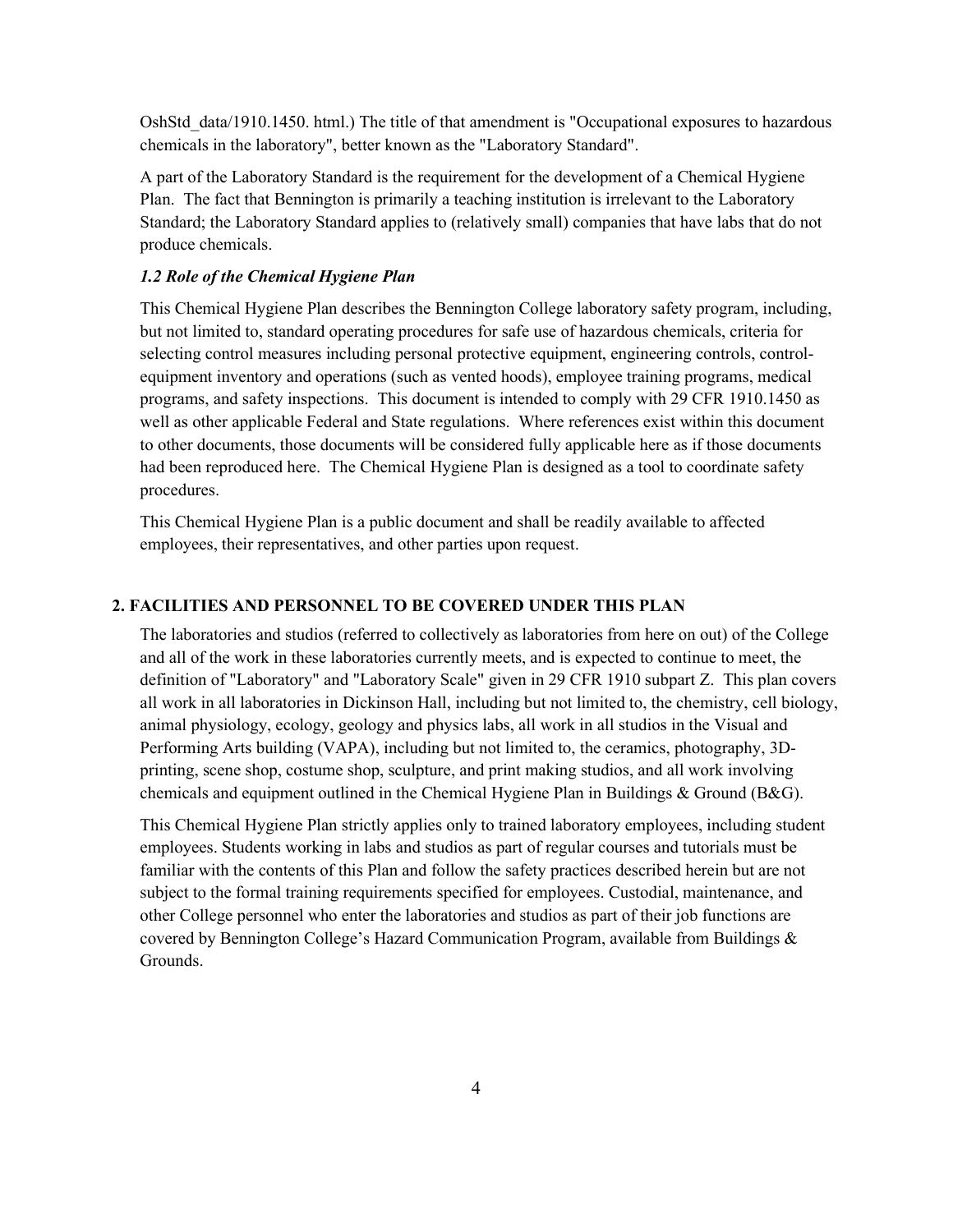OshStd_data/1910.1450. html.) The title of that amendment is "Occupational exposures to hazardous chemicals in the laboratory", better known as the "Laboratory Standard".

A part of the Laboratory Standard is the requirement for the development of a Chemical Hygiene Plan. The fact that Bennington is primarily a teaching institution is irrelevant to the Laboratory Standard; the Laboratory Standard applies to (relatively small) companies that have labs that do not produce chemicals.

### *1.2 Role of the Chemical Hygiene Plan*

This Chemical Hygiene Plan describes the Bennington College laboratory safety program, including, but not limited to, standard operating procedures for safe use of hazardous chemicals, criteria for selecting control measures including personal protective equipment, engineering controls, control-equipment inventory and operations (such as vented hoods), employee training programs, medical programs, and safety inspections. This document is intended to comply with 29 CFR 1910.1450 as well as other applicable Federal and State regulations. Where references exist within this document to other documents, those documents will be considered fully applicable here as if those documents had been reproduced here. The Chemical Hygiene Plan is designed as a tool to coordinate safety procedures.

This Chemical Hygiene Plan is a public document and shall be readily available to affected employees, their representatives, and other parties upon request.

## 2. FACILITIES AND PERSONNEL TO BE COVERED UNDER THIS PLAN

The laboratories and studios (referred to collectively as laboratories from here on out) of the College and all of the work in these laboratories currently meets, and is expected to continue to meet, the definition of "Laboratory" and "Laboratory Scale" given in 29 CFR 1910 subpart Z. This plan covers all work in all laboratories in Dickinson Hall, including but not limited to, the chemistry, cell biology, animal physiology, ecology, geology and physics labs, all work in all studios in the Visual and Performing Arts building (VAPA), including but not limited to, the ceramics, photography, 3D-printing, scene shop, costume shop, sculpture, and print making studios, and all work involving chemicals and equipment outlined in the Chemical Hygiene Plan in Buildings & Ground (B&G).

This Chemical Hygiene Plan strictly applies only to trained laboratory employees, including student employees. Students working in labs and studios as part of regular courses and tutorials must be familiar with the contents of this Plan and follow the safety practices described herein but are not subject to the formal training requirements specified for employees. Custodial, maintenance, and other College personnel who enter the laboratories and studios as part of their job functions are covered by Bennington College's Hazard Communication Program, available from Buildings & Grounds.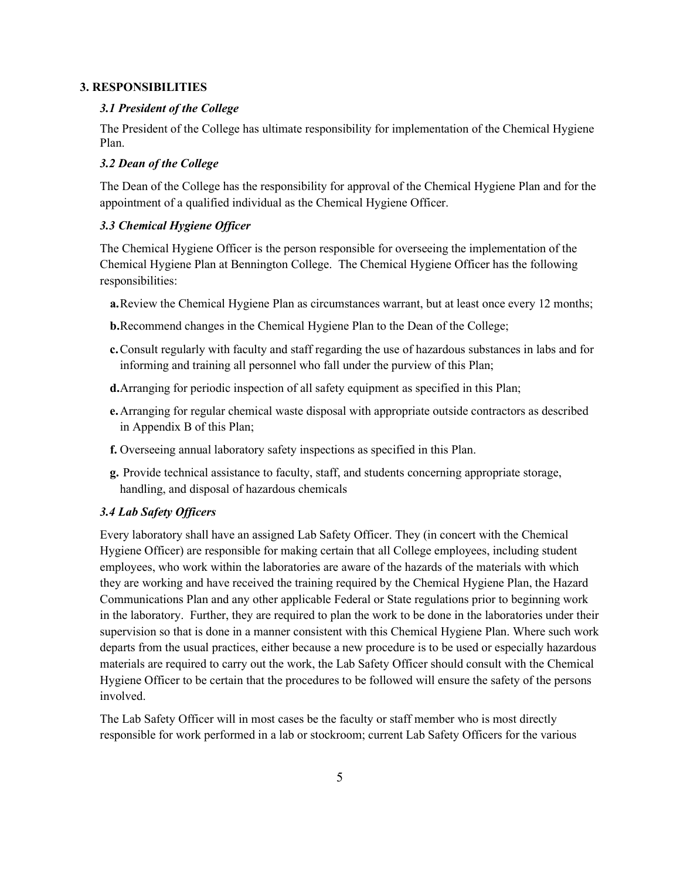## 3. RESPONSIBILITIES

### *3.1 President of the College*

The President of the College has ultimate responsibility for implementation of the Chemical Hygiene Plan.

### *3.2 Dean of the College*

The Dean of the College has the responsibility for approval of the Chemical Hygiene Plan and for the appointment of a qualified individual as the Chemical Hygiene Officer.

### *3.3 Chemical Hygiene Officer*

The Chemical Hygiene Officer is the person responsible for overseeing the implementation of the Chemical Hygiene Plan at Bennington College. The Chemical Hygiene Officer has the following responsibilities:

**a.** Review the Chemical Hygiene Plan as circumstances warrant, but at least once every 12 months;

**b.** Recommend changes in the Chemical Hygiene Plan to the Dean of the College;

**c.** Consult regularly with faculty and staff regarding the use of hazardous substances in labs and for informing and training all personnel who fall under the purview of this Plan;

**d.** Arranging for periodic inspection of all safety equipment as specified in this Plan;

**e.** Arranging for regular chemical waste disposal with appropriate outside contractors as described in Appendix B of this Plan;

**f.** Overseeing annual laboratory safety inspections as specified in this Plan.

**g.** Provide technical assistance to faculty, staff, and students concerning appropriate storage, handling, and disposal of hazardous chemicals

### *3.4 Lab Safety Officers*

Every laboratory shall have an assigned Lab Safety Officer. They (in concert with the Chemical Hygiene Officer) are responsible for making certain that all College employees, including student employees, who work within the laboratories are aware of the hazards of the materials with which they are working and have received the training required by the Chemical Hygiene Plan, the Hazard Communications Plan and any other applicable Federal or State regulations prior to beginning work in the laboratory. Further, they are required to plan the work to be done in the laboratories under their supervision so that is done in a manner consistent with this Chemical Hygiene Plan. Where such work departs from the usual practices, either because a new procedure is to be used or especially hazardous materials are required to carry out the work, the Lab Safety Officer should consult with the Chemical Hygiene Officer to be certain that the procedures to be followed will ensure the safety of the persons involved.

The Lab Safety Officer will in most cases be the faculty or staff member who is most directly responsible for work performed in a lab or stockroom; current Lab Safety Officers for the various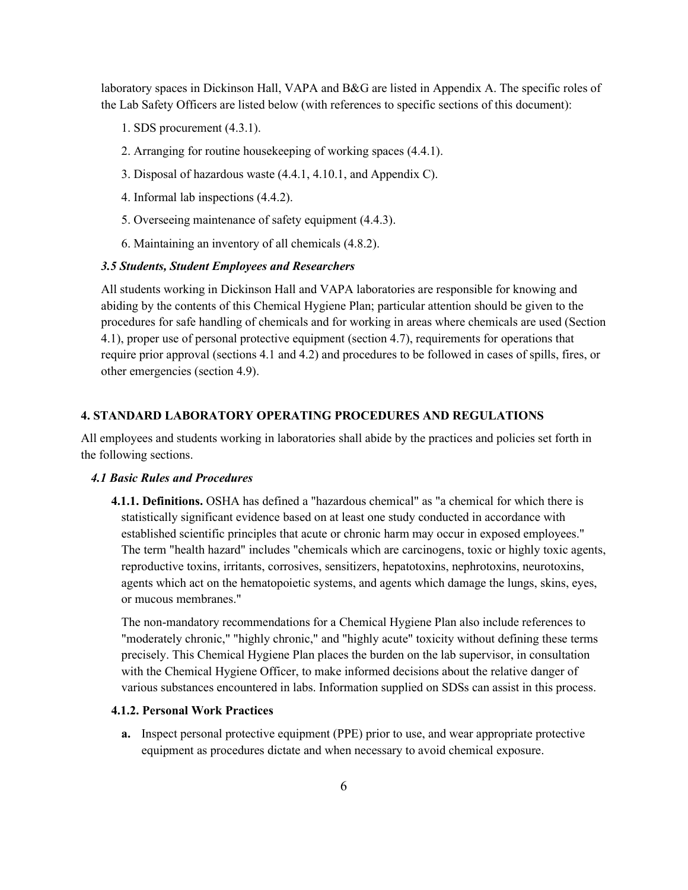laboratory spaces in Dickinson Hall, VAPA and B&G are listed in Appendix A. The specific roles of the Lab Safety Officers are listed below (with references to specific sections of this document):

1. SDS procurement (4.3.1).
2. Arranging for routine housekeeping of working spaces (4.4.1).
3. Disposal of hazardous waste (4.4.1, 4.10.1, and Appendix C).
4. Informal lab inspections (4.4.2).
5. Overseeing maintenance of safety equipment (4.4.3).
6. Maintaining an inventory of all chemicals (4.8.2).

### *3.5 Students, Student Employees and Researchers*

All students working in Dickinson Hall and VAPA laboratories are responsible for knowing and abiding by the contents of this Chemical Hygiene Plan; particular attention should be given to the procedures for safe handling of chemicals and for working in areas where chemicals are used (Section 4.1), proper use of personal protective equipment (section 4.7), requirements for operations that require prior approval (sections 4.1 and 4.2) and procedures to be followed in cases of spills, fires, or other emergencies (section 4.9).

## 4. STANDARD LABORATORY OPERATING PROCEDURES AND REGULATIONS

All employees and students working in laboratories shall abide by the practices and policies set forth in the following sections.

### *4.1 Basic Rules and Procedures*

**4.1.1. Definitions.** OSHA has defined a "hazardous chemical" as "a chemical for which there is statistically significant evidence based on at least one study conducted in accordance with established scientific principles that acute or chronic harm may occur in exposed employees." The term "health hazard" includes "chemicals which are carcinogens, toxic or highly toxic agents, reproductive toxins, irritants, corrosives, sensitizers, hepatotoxins, nephrotoxins, neurotoxins, agents which act on the hematopoietic systems, and agents which damage the lungs, skins, eyes, or mucous membranes."

The non-mandatory recommendations for a Chemical Hygiene Plan also include references to "moderately chronic," "highly chronic," and "highly acute" toxicity without defining these terms precisely. This Chemical Hygiene Plan places the burden on the lab supervisor, in consultation with the Chemical Hygiene Officer, to make informed decisions about the relative danger of various substances encountered in labs. Information supplied on SDSs can assist in this process.

#### 4.1.2. Personal Work Practices

**a.** Inspect personal protective equipment (PPE) prior to use, and wear appropriate protective equipment as procedures dictate and when necessary to avoid chemical exposure.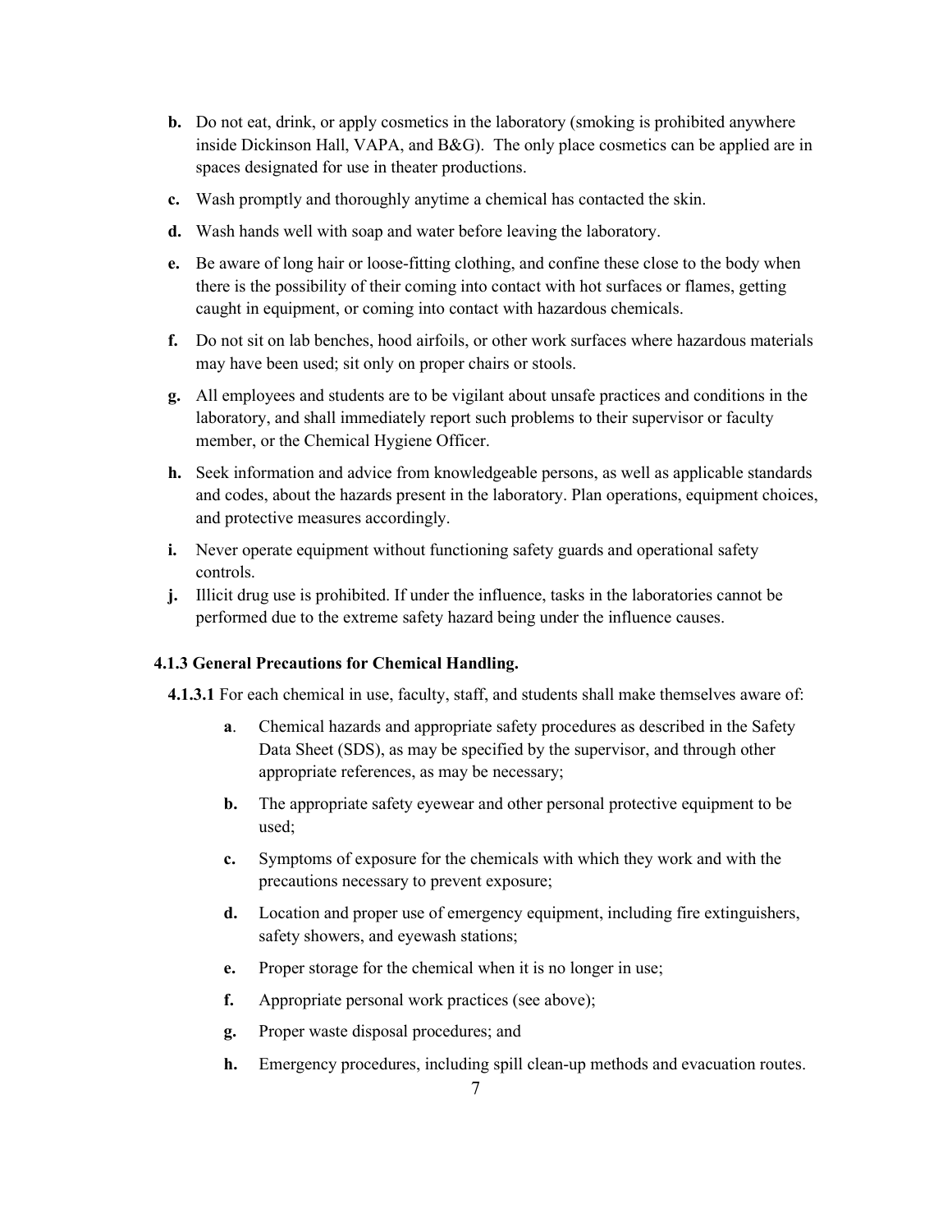**b.** Do not eat, drink, or apply cosmetics in the laboratory (smoking is prohibited anywhere inside Dickinson Hall, VAPA, and B&G). The only place cosmetics can be applied are in spaces designated for use in theater productions.

**c.** Wash promptly and thoroughly anytime a chemical has contacted the skin.

**d.** Wash hands well with soap and water before leaving the laboratory.

**e.** Be aware of long hair or loose-fitting clothing, and confine these close to the body when there is the possibility of their coming into contact with hot surfaces or flames, getting caught in equipment, or coming into contact with hazardous chemicals.

**f.** Do not sit on lab benches, hood airfoils, or other work surfaces where hazardous materials may have been used; sit only on proper chairs or stools.

**g.** All employees and students are to be vigilant about unsafe practices and conditions in the laboratory, and shall immediately report such problems to their supervisor or faculty member, or the Chemical Hygiene Officer.

**h.** Seek information and advice from knowledgeable persons, as well as applicable standards and codes, about the hazards present in the laboratory. Plan operations, equipment choices, and protective measures accordingly.

**i.** Never operate equipment without functioning safety guards and operational safety controls.

**j.** Illicit drug use is prohibited. If under the influence, tasks in the laboratories cannot be performed due to the extreme safety hazard being under the influence causes.

### 4.1.3 General Precautions for Chemical Handling.

**4.1.3.1** For each chemical in use, faculty, staff, and students shall make themselves aware of:

**a**. Chemical hazards and appropriate safety procedures as described in the Safety Data Sheet (SDS), as may be specified by the supervisor, and through other appropriate references, as may be necessary;

**b.** The appropriate safety eyewear and other personal protective equipment to be used;

**c.** Symptoms of exposure for the chemicals with which they work and with the precautions necessary to prevent exposure;

**d.** Location and proper use of emergency equipment, including fire extinguishers, safety showers, and eyewash stations;

**e.** Proper storage for the chemical when it is no longer in use;

**f.** Appropriate personal work practices (see above);

**g.** Proper waste disposal procedures; and

**h.** Emergency procedures, including spill clean-up methods and evacuation routes.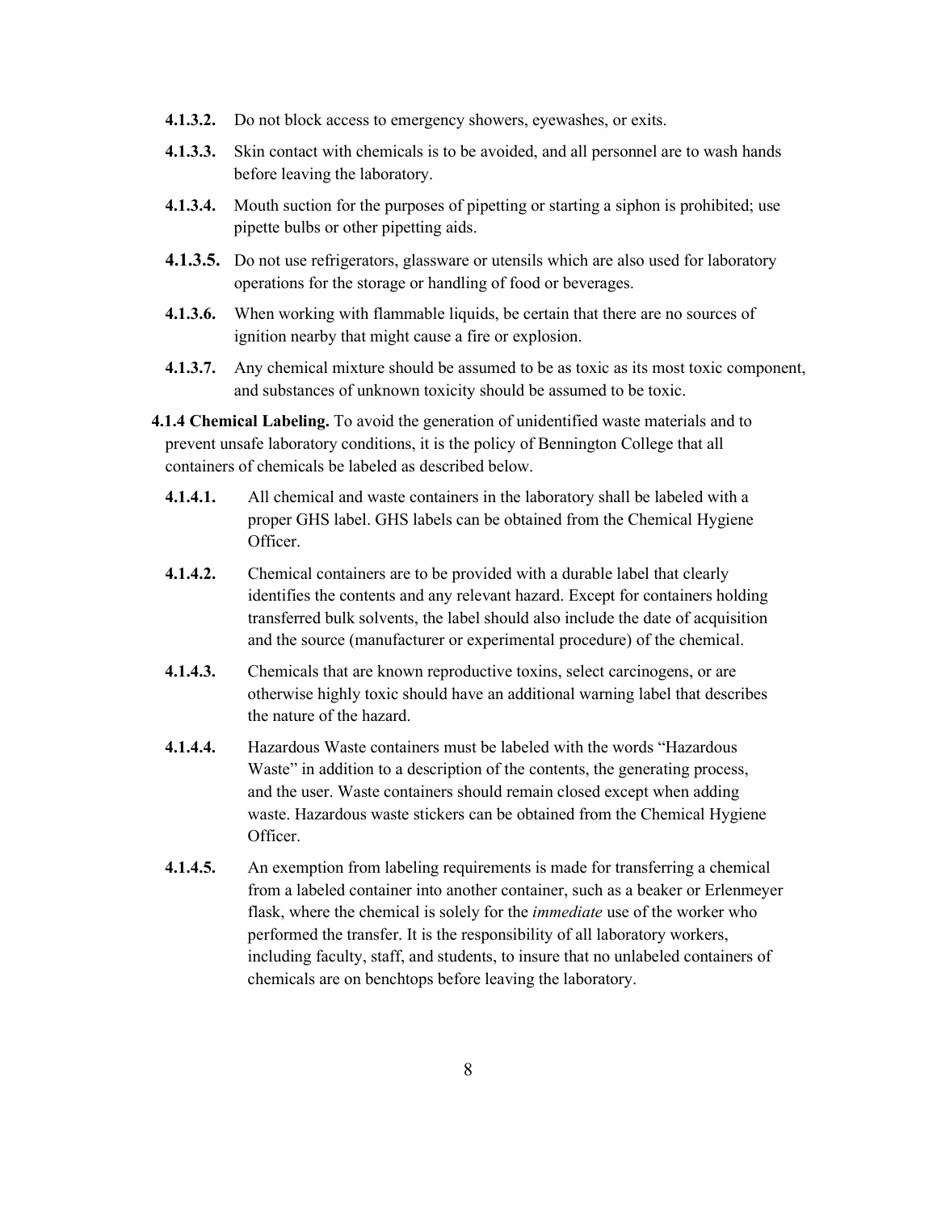**4.1.3.2.** Do not block access to emergency showers, eyewashes, or exits.

**4.1.3.3.** Skin contact with chemicals is to be avoided, and all personnel are to wash hands before leaving the laboratory.

**4.1.3.4.** Mouth suction for the purposes of pipetting or starting a siphon is prohibited; use pipette bulbs or other pipetting aids.

**4.1.3.5.** Do not use refrigerators, glassware or utensils which are also used for laboratory operations for the storage or handling of food or beverages.

**4.1.3.6.** When working with flammable liquids, be certain that there are no sources of ignition nearby that might cause a fire or explosion.

**4.1.3.7.** Any chemical mixture should be assumed to be as toxic as its most toxic component, and substances of unknown toxicity should be assumed to be toxic.

**4.1.4 Chemical Labeling.** To avoid the generation of unidentified waste materials and to prevent unsafe laboratory conditions, it is the policy of Bennington College that all containers of chemicals be labeled as described below.

**4.1.4.1.** All chemical and waste containers in the laboratory shall be labeled with a proper GHS label. GHS labels can be obtained from the Chemical Hygiene Officer.

**4.1.4.2.** Chemical containers are to be provided with a durable label that clearly identifies the contents and any relevant hazard. Except for containers holding transferred bulk solvents, the label should also include the date of acquisition and the source (manufacturer or experimental procedure) of the chemical.

**4.1.4.3.** Chemicals that are known reproductive toxins, select carcinogens, or are otherwise highly toxic should have an additional warning label that describes the nature of the hazard.

**4.1.4.4.** Hazardous Waste containers must be labeled with the words "Hazardous Waste" in addition to a description of the contents, the generating process, and the user. Waste containers should remain closed except when adding waste. Hazardous waste stickers can be obtained from the Chemical Hygiene Officer.

**4.1.4.5.** An exemption from labeling requirements is made for transferring a chemical from a labeled container into another container, such as a beaker or Erlenmeyer flask, where the chemical is solely for the *immediate* use of the worker who performed the transfer. It is the responsibility of all laboratory workers, including faculty, staff, and students, to insure that no unlabeled containers of chemicals are on benchtops before leaving the laboratory.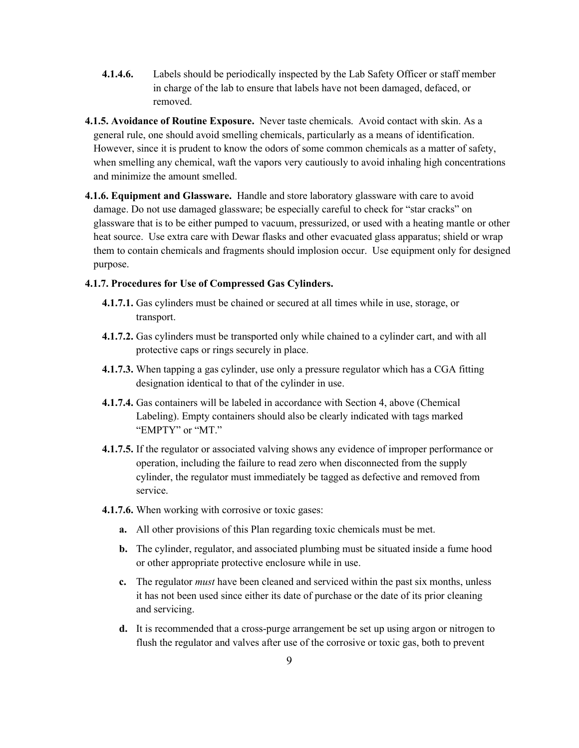**4.1.4.6.** Labels should be periodically inspected by the Lab Safety Officer or staff member in charge of the lab to ensure that labels have not been damaged, defaced, or removed.

**4.1.5. Avoidance of Routine Exposure.** Never taste chemicals. Avoid contact with skin. As a general rule, one should avoid smelling chemicals, particularly as a means of identification. However, since it is prudent to know the odors of some common chemicals as a matter of safety, when smelling any chemical, waft the vapors very cautiously to avoid inhaling high concentrations and minimize the amount smelled.

**4.1.6. Equipment and Glassware.** Handle and store laboratory glassware with care to avoid damage. Do not use damaged glassware; be especially careful to check for "star cracks" on glassware that is to be either pumped to vacuum, pressurized, or used with a heating mantle or other heat source. Use extra care with Dewar flasks and other evacuated glass apparatus; shield or wrap them to contain chemicals and fragments should implosion occur. Use equipment only for designed purpose.

**4.1.7. Procedures for Use of Compressed Gas Cylinders.**

**4.1.7.1.** Gas cylinders must be chained or secured at all times while in use, storage, or transport.

**4.1.7.2.** Gas cylinders must be transported only while chained to a cylinder cart, and with all protective caps or rings securely in place.

**4.1.7.3.** When tapping a gas cylinder, use only a pressure regulator which has a CGA fitting designation identical to that of the cylinder in use.

**4.1.7.4.** Gas containers will be labeled in accordance with Section 4, above (Chemical Labeling). Empty containers should also be clearly indicated with tags marked "EMPTY" or "MT."

**4.1.7.5.** If the regulator or associated valving shows any evidence of improper performance or operation, including the failure to read zero when disconnected from the supply cylinder, the regulator must immediately be tagged as defective and removed from service.

**4.1.7.6.** When working with corrosive or toxic gases:

- **a.** All other provisions of this Plan regarding toxic chemicals must be met.
- **b.** The cylinder, regulator, and associated plumbing must be situated inside a fume hood or other appropriate protective enclosure while in use.
- **c.** The regulator *must* have been cleaned and serviced within the past six months, unless it has not been used since either its date of purchase or the date of its prior cleaning and servicing.
- **d.** It is recommended that a cross-purge arrangement be set up using argon or nitrogen to flush the regulator and valves after use of the corrosive or toxic gas, both to prevent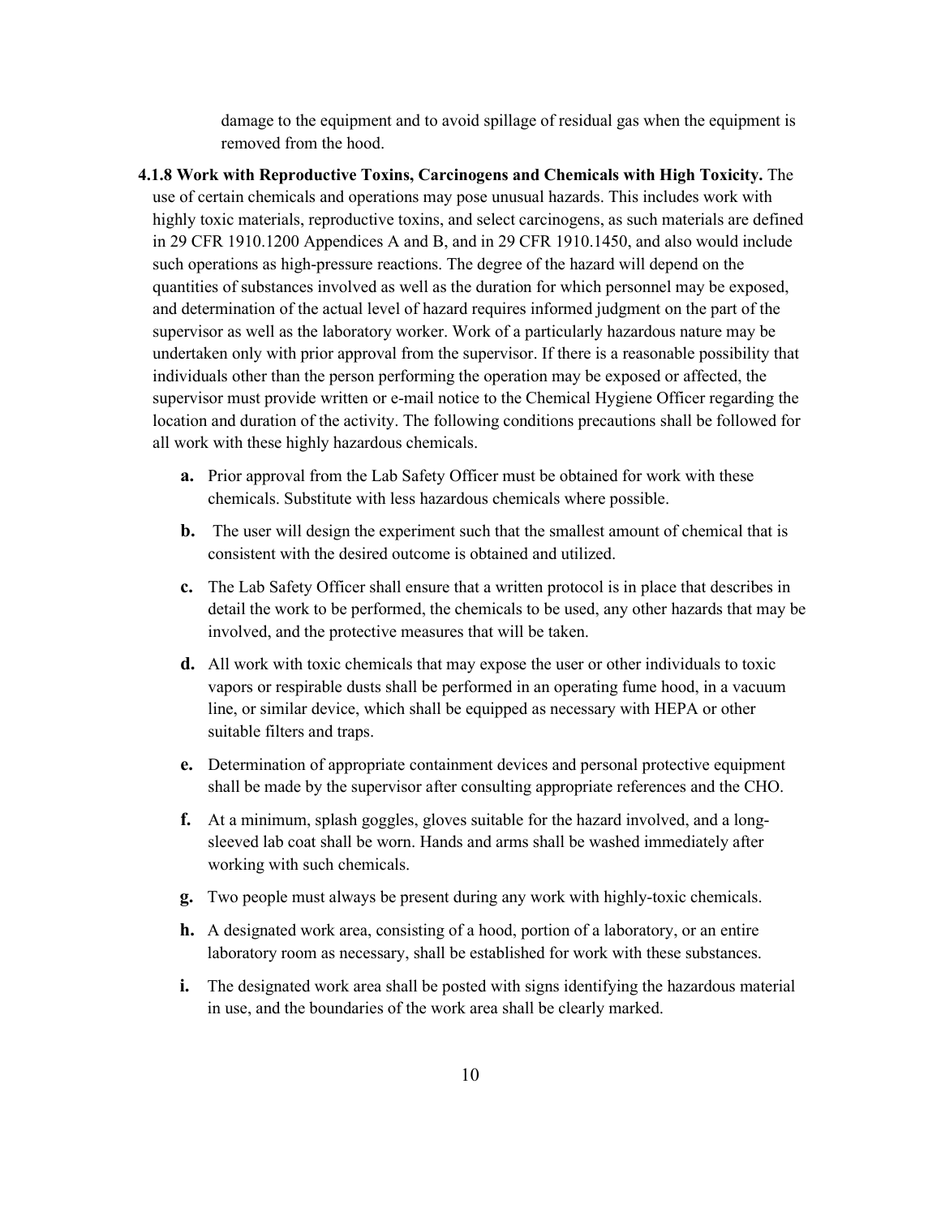damage to the equipment and to avoid spillage of residual gas when the equipment is removed from the hood.

**4.1.8 Work with Reproductive Toxins, Carcinogens and Chemicals with High Toxicity.** The use of certain chemicals and operations may pose unusual hazards. This includes work with highly toxic materials, reproductive toxins, and select carcinogens, as such materials are defined in 29 CFR 1910.1200 Appendices A and B, and in 29 CFR 1910.1450, and also would include such operations as high-pressure reactions. The degree of the hazard will depend on the quantities of substances involved as well as the duration for which personnel may be exposed, and determination of the actual level of hazard requires informed judgment on the part of the supervisor as well as the laboratory worker. Work of a particularly hazardous nature may be undertaken only with prior approval from the supervisor. If there is a reasonable possibility that individuals other than the person performing the operation may be exposed or affected, the supervisor must provide written or e-mail notice to the Chemical Hygiene Officer regarding the location and duration of the activity. The following conditions precautions shall be followed for all work with these highly hazardous chemicals.

- **a.** Prior approval from the Lab Safety Officer must be obtained for work with these chemicals. Substitute with less hazardous chemicals where possible.
- **b.** The user will design the experiment such that the smallest amount of chemical that is consistent with the desired outcome is obtained and utilized.
- **c.** The Lab Safety Officer shall ensure that a written protocol is in place that describes in detail the work to be performed, the chemicals to be used, any other hazards that may be involved, and the protective measures that will be taken.
- **d.** All work with toxic chemicals that may expose the user or other individuals to toxic vapors or respirable dusts shall be performed in an operating fume hood, in a vacuum line, or similar device, which shall be equipped as necessary with HEPA or other suitable filters and traps.
- **e.** Determination of appropriate containment devices and personal protective equipment shall be made by the supervisor after consulting appropriate references and the CHO.
- **f.** At a minimum, splash goggles, gloves suitable for the hazard involved, and a long-sleeved lab coat shall be worn. Hands and arms shall be washed immediately after working with such chemicals.
- **g.** Two people must always be present during any work with highly-toxic chemicals.
- **h.** A designated work area, consisting of a hood, portion of a laboratory, or an entire laboratory room as necessary, shall be established for work with these substances.
- **i.** The designated work area shall be posted with signs identifying the hazardous material in use, and the boundaries of the work area shall be clearly marked.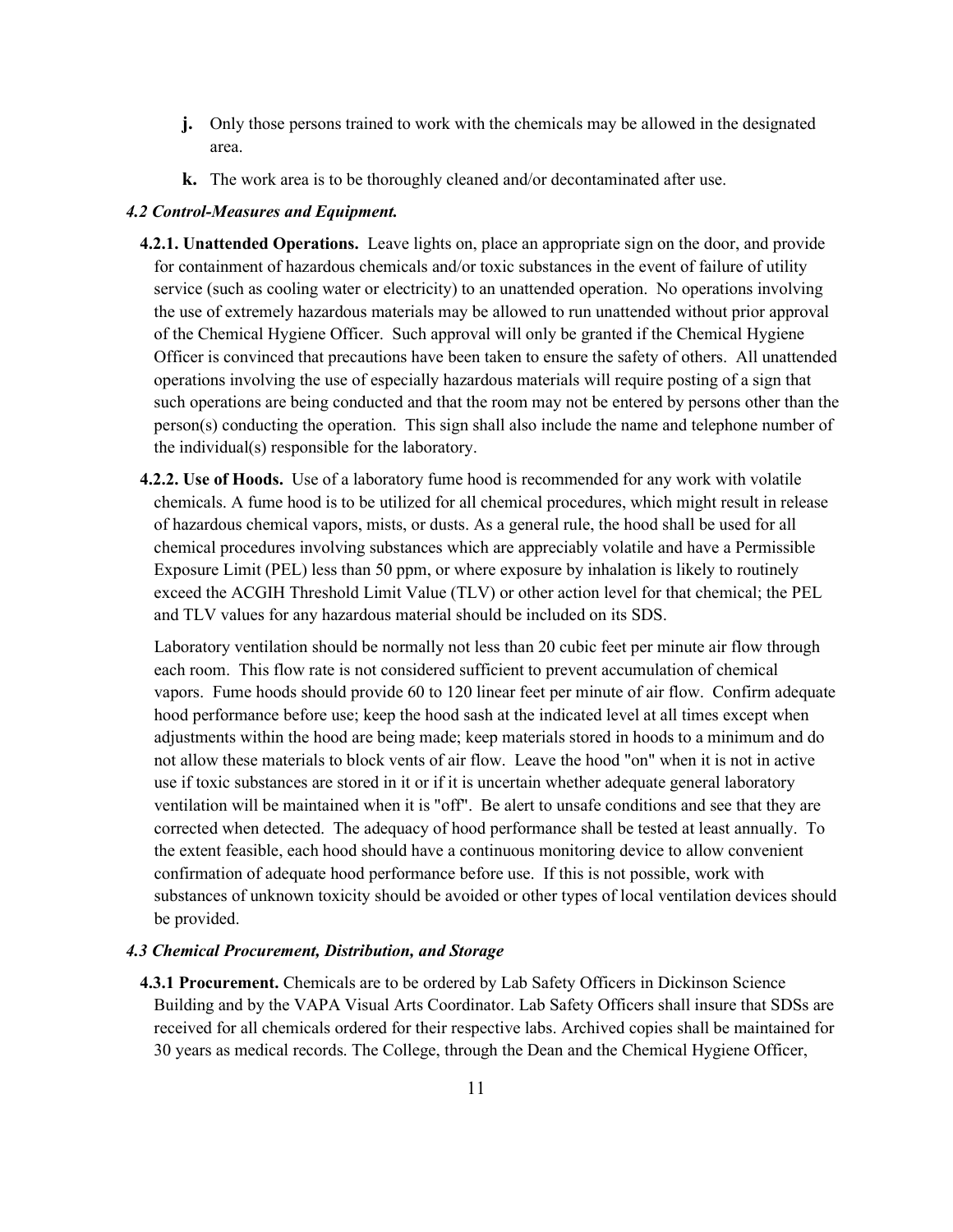**j.** Only those persons trained to work with the chemicals may be allowed in the designated area.

**k.** The work area is to be thoroughly cleaned and/or decontaminated after use.

### *4.2 Control-Measures and Equipment.*

**4.2.1. Unattended Operations.** Leave lights on, place an appropriate sign on the door, and provide for containment of hazardous chemicals and/or toxic substances in the event of failure of utility service (such as cooling water or electricity) to an unattended operation. No operations involving the use of extremely hazardous materials may be allowed to run unattended without prior approval of the Chemical Hygiene Officer. Such approval will only be granted if the Chemical Hygiene Officer is convinced that precautions have been taken to ensure the safety of others. All unattended operations involving the use of especially hazardous materials will require posting of a sign that such operations are being conducted and that the room may not be entered by persons other than the person(s) conducting the operation. This sign shall also include the name and telephone number of the individual(s) responsible for the laboratory.

**4.2.2. Use of Hoods.** Use of a laboratory fume hood is recommended for any work with volatile chemicals. A fume hood is to be utilized for all chemical procedures, which might result in release of hazardous chemical vapors, mists, or dusts. As a general rule, the hood shall be used for all chemical procedures involving substances which are appreciably volatile and have a Permissible Exposure Limit (PEL) less than 50 ppm, or where exposure by inhalation is likely to routinely exceed the ACGIH Threshold Limit Value (TLV) or other action level for that chemical; the PEL and TLV values for any hazardous material should be included on its SDS.

Laboratory ventilation should be normally not less than 20 cubic feet per minute air flow through each room. This flow rate is not considered sufficient to prevent accumulation of chemical vapors. Fume hoods should provide 60 to 120 linear feet per minute of air flow. Confirm adequate hood performance before use; keep the hood sash at the indicated level at all times except when adjustments within the hood are being made; keep materials stored in hoods to a minimum and do not allow these materials to block vents of air flow. Leave the hood "on" when it is not in active use if toxic substances are stored in it or if it is uncertain whether adequate general laboratory ventilation will be maintained when it is "off". Be alert to unsafe conditions and see that they are corrected when detected. The adequacy of hood performance shall be tested at least annually. To the extent feasible, each hood should have a continuous monitoring device to allow convenient confirmation of adequate hood performance before use. If this is not possible, work with substances of unknown toxicity should be avoided or other types of local ventilation devices should be provided.

### *4.3 Chemical Procurement, Distribution, and Storage*

**4.3.1 Procurement.** Chemicals are to be ordered by Lab Safety Officers in Dickinson Science Building and by the VAPA Visual Arts Coordinator. Lab Safety Officers shall insure that SDSs are received for all chemicals ordered for their respective labs. Archived copies shall be maintained for 30 years as medical records. The College, through the Dean and the Chemical Hygiene Officer,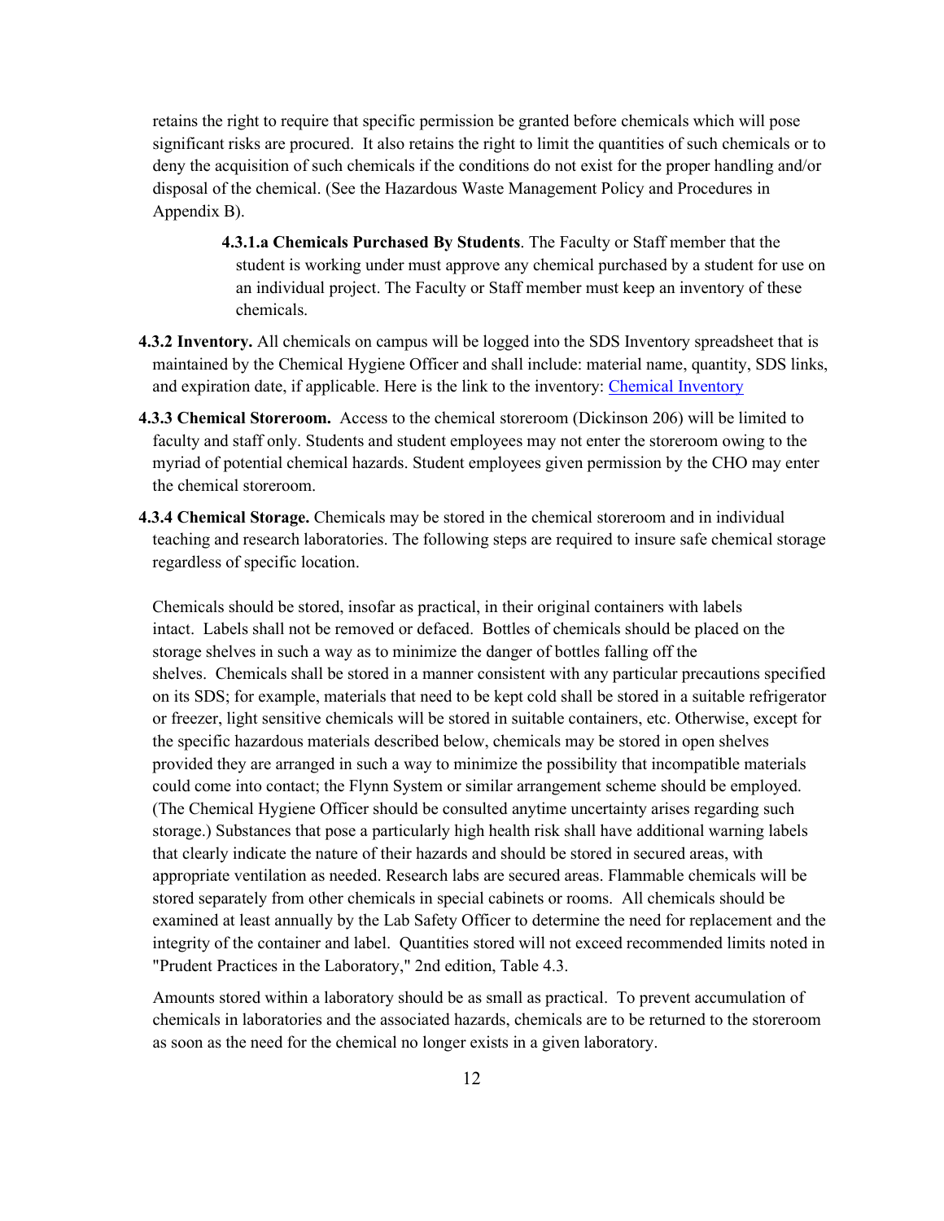retains the right to require that specific permission be granted before chemicals which will pose significant risks are procured. It also retains the right to limit the quantities of such chemicals or to deny the acquisition of such chemicals if the conditions do not exist for the proper handling and/or disposal of the chemical. (See the Hazardous Waste Management Policy and Procedures in Appendix B).

**4.3.1.a Chemicals Purchased By Students**. The Faculty or Staff member that the student is working under must approve any chemical purchased by a student for use on an individual project. The Faculty or Staff member must keep an inventory of these chemicals.

**4.3.2 Inventory.** All chemicals on campus will be logged into the SDS Inventory spreadsheet that is maintained by the Chemical Hygiene Officer and shall include: material name, quantity, SDS links, and expiration date, if applicable. Here is the link to the inventory: Chemical Inventory

**4.3.3 Chemical Storeroom.** Access to the chemical storeroom (Dickinson 206) will be limited to faculty and staff only. Students and student employees may not enter the storeroom owing to the myriad of potential chemical hazards. Student employees given permission by the CHO may enter the chemical storeroom.

**4.3.4 Chemical Storage.** Chemicals may be stored in the chemical storeroom and in individual teaching and research laboratories. The following steps are required to insure safe chemical storage regardless of specific location.

Chemicals should be stored, insofar as practical, in their original containers with labels intact. Labels shall not be removed or defaced. Bottles of chemicals should be placed on the storage shelves in such a way as to minimize the danger of bottles falling off the shelves. Chemicals shall be stored in a manner consistent with any particular precautions specified on its SDS; for example, materials that need to be kept cold shall be stored in a suitable refrigerator or freezer, light sensitive chemicals will be stored in suitable containers, etc. Otherwise, except for the specific hazardous materials described below, chemicals may be stored in open shelves provided they are arranged in such a way to minimize the possibility that incompatible materials could come into contact; the Flynn System or similar arrangement scheme should be employed. (The Chemical Hygiene Officer should be consulted anytime uncertainty arises regarding such storage.) Substances that pose a particularly high health risk shall have additional warning labels that clearly indicate the nature of their hazards and should be stored in secured areas, with appropriate ventilation as needed. Research labs are secured areas. Flammable chemicals will be stored separately from other chemicals in special cabinets or rooms. All chemicals should be examined at least annually by the Lab Safety Officer to determine the need for replacement and the integrity of the container and label. Quantities stored will not exceed recommended limits noted in "Prudent Practices in the Laboratory," 2nd edition, Table 4.3.

Amounts stored within a laboratory should be as small as practical. To prevent accumulation of chemicals in laboratories and the associated hazards, chemicals are to be returned to the storeroom as soon as the need for the chemical no longer exists in a given laboratory.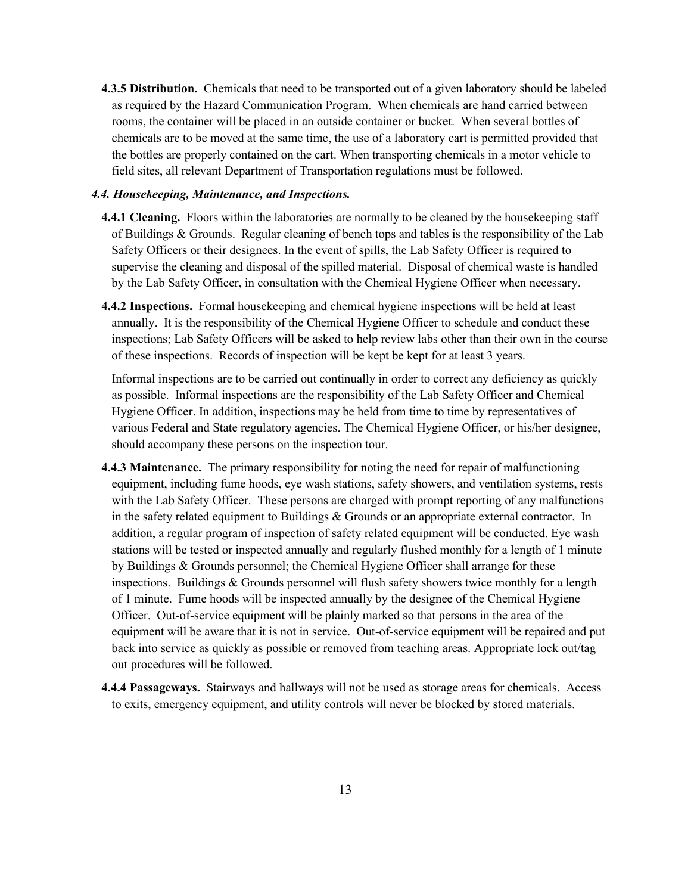**4.3.5 Distribution.** Chemicals that need to be transported out of a given laboratory should be labeled as required by the Hazard Communication Program. When chemicals are hand carried between rooms, the container will be placed in an outside container or bucket. When several bottles of chemicals are to be moved at the same time, the use of a laboratory cart is permitted provided that the bottles are properly contained on the cart. When transporting chemicals in a motor vehicle to field sites, all relevant Department of Transportation regulations must be followed.

### *4.4. Housekeeping, Maintenance, and Inspections.*

**4.4.1 Cleaning.** Floors within the laboratories are normally to be cleaned by the housekeeping staff of Buildings & Grounds. Regular cleaning of bench tops and tables is the responsibility of the Lab Safety Officers or their designees. In the event of spills, the Lab Safety Officer is required to supervise the cleaning and disposal of the spilled material. Disposal of chemical waste is handled by the Lab Safety Officer, in consultation with the Chemical Hygiene Officer when necessary.

**4.4.2 Inspections.** Formal housekeeping and chemical hygiene inspections will be held at least annually. It is the responsibility of the Chemical Hygiene Officer to schedule and conduct these inspections; Lab Safety Officers will be asked to help review labs other than their own in the course of these inspections. Records of inspection will be kept be kept for at least 3 years.

Informal inspections are to be carried out continually in order to correct any deficiency as quickly as possible. Informal inspections are the responsibility of the Lab Safety Officer and Chemical Hygiene Officer. In addition, inspections may be held from time to time by representatives of various Federal and State regulatory agencies. The Chemical Hygiene Officer, or his/her designee, should accompany these persons on the inspection tour.

**4.4.3 Maintenance.** The primary responsibility for noting the need for repair of malfunctioning equipment, including fume hoods, eye wash stations, safety showers, and ventilation systems, rests with the Lab Safety Officer. These persons are charged with prompt reporting of any malfunctions in the safety related equipment to Buildings & Grounds or an appropriate external contractor. In addition, a regular program of inspection of safety related equipment will be conducted. Eye wash stations will be tested or inspected annually and regularly flushed monthly for a length of 1 minute by Buildings & Grounds personnel; the Chemical Hygiene Officer shall arrange for these inspections. Buildings & Grounds personnel will flush safety showers twice monthly for a length of 1 minute. Fume hoods will be inspected annually by the designee of the Chemical Hygiene Officer. Out-of-service equipment will be plainly marked so that persons in the area of the equipment will be aware that it is not in service. Out-of-service equipment will be repaired and put back into service as quickly as possible or removed from teaching areas. Appropriate lock out/tag out procedures will be followed.

**4.4.4 Passageways.** Stairways and hallways will not be used as storage areas for chemicals. Access to exits, emergency equipment, and utility controls will never be blocked by stored materials.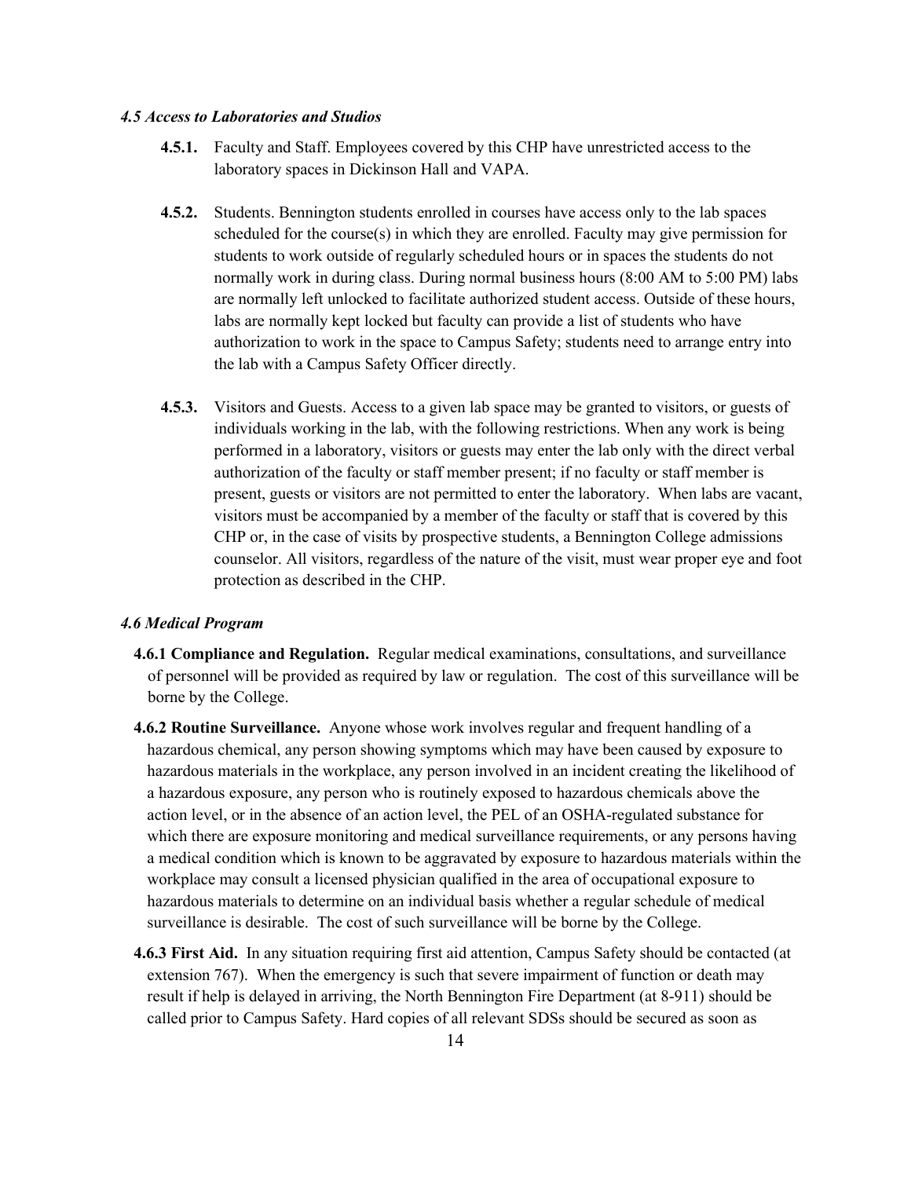### *4.5 Access to Laboratories and Studios*

**4.5.1.** Faculty and Staff. Employees covered by this CHP have unrestricted access to the laboratory spaces in Dickinson Hall and VAPA.

**4.5.2.** Students. Bennington students enrolled in courses have access only to the lab spaces scheduled for the course(s) in which they are enrolled. Faculty may give permission for students to work outside of regularly scheduled hours or in spaces the students do not normally work in during class. During normal business hours (8:00 AM to 5:00 PM) labs are normally left unlocked to facilitate authorized student access. Outside of these hours, labs are normally kept locked but faculty can provide a list of students who have authorization to work in the space to Campus Safety; students need to arrange entry into the lab with a Campus Safety Officer directly.

**4.5.3.** Visitors and Guests. Access to a given lab space may be granted to visitors, or guests of individuals working in the lab, with the following restrictions. When any work is being performed in a laboratory, visitors or guests may enter the lab only with the direct verbal authorization of the faculty or staff member present; if no faculty or staff member is present, guests or visitors are not permitted to enter the laboratory. When labs are vacant, visitors must be accompanied by a member of the faculty or staff that is covered by this CHP or, in the case of visits by prospective students, a Bennington College admissions counselor. All visitors, regardless of the nature of the visit, must wear proper eye and foot protection as described in the CHP.

### *4.6 Medical Program*

**4.6.1 Compliance and Regulation.** Regular medical examinations, consultations, and surveillance of personnel will be provided as required by law or regulation. The cost of this surveillance will be borne by the College.

**4.6.2 Routine Surveillance.** Anyone whose work involves regular and frequent handling of a hazardous chemical, any person showing symptoms which may have been caused by exposure to hazardous materials in the workplace, any person involved in an incident creating the likelihood of a hazardous exposure, any person who is routinely exposed to hazardous chemicals above the action level, or in the absence of an action level, the PEL of an OSHA-regulated substance for which there are exposure monitoring and medical surveillance requirements, or any persons having a medical condition which is known to be aggravated by exposure to hazardous materials within the workplace may consult a licensed physician qualified in the area of occupational exposure to hazardous materials to determine on an individual basis whether a regular schedule of medical surveillance is desirable. The cost of such surveillance will be borne by the College.

**4.6.3 First Aid.** In any situation requiring first aid attention, Campus Safety should be contacted (at extension 767). When the emergency is such that severe impairment of function or death may result if help is delayed in arriving, the North Bennington Fire Department (at 8-911) should be called prior to Campus Safety. Hard copies of all relevant SDSs should be secured as soon as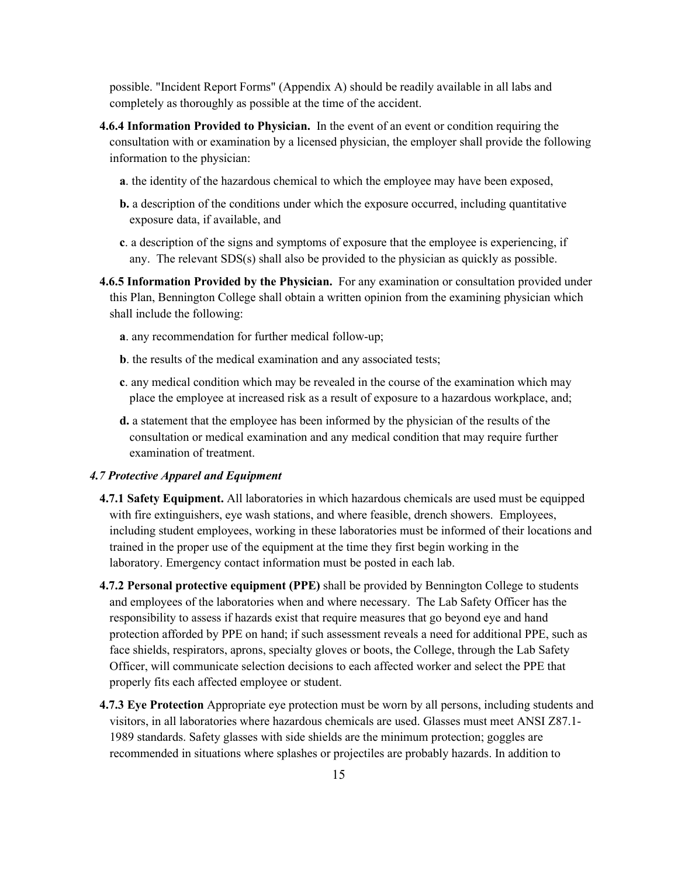possible. "Incident Report Forms" (Appendix A) should be readily available in all labs and completely as thoroughly as possible at the time of the accident.

**4.6.4 Information Provided to Physician.** In the event of an event or condition requiring the consultation with or examination by a licensed physician, the employer shall provide the following information to the physician:

**a**. the identity of the hazardous chemical to which the employee may have been exposed,

**b.** a description of the conditions under which the exposure occurred, including quantitative exposure data, if available, and

**c**. a description of the signs and symptoms of exposure that the employee is experiencing, if any. The relevant SDS(s) shall also be provided to the physician as quickly as possible.

**4.6.5 Information Provided by the Physician.** For any examination or consultation provided under this Plan, Bennington College shall obtain a written opinion from the examining physician which shall include the following:

**a**. any recommendation for further medical follow-up;

**b**. the results of the medical examination and any associated tests;

**c**. any medical condition which may be revealed in the course of the examination which may place the employee at increased risk as a result of exposure to a hazardous workplace, and;

**d.** a statement that the employee has been informed by the physician of the results of the consultation or medical examination and any medical condition that may require further examination of treatment.

### *4.7 Protective Apparel and Equipment*

**4.7.1 Safety Equipment.** All laboratories in which hazardous chemicals are used must be equipped with fire extinguishers, eye wash stations, and where feasible, drench showers. Employees, including student employees, working in these laboratories must be informed of their locations and trained in the proper use of the equipment at the time they first begin working in the laboratory. Emergency contact information must be posted in each lab.

**4.7.2 Personal protective equipment (PPE)** shall be provided by Bennington College to students and employees of the laboratories when and where necessary. The Lab Safety Officer has the responsibility to assess if hazards exist that require measures that go beyond eye and hand protection afforded by PPE on hand; if such assessment reveals a need for additional PPE, such as face shields, respirators, aprons, specialty gloves or boots, the College, through the Lab Safety Officer, will communicate selection decisions to each affected worker and select the PPE that properly fits each affected employee or student.

**4.7.3 Eye Protection** Appropriate eye protection must be worn by all persons, including students and visitors, in all laboratories where hazardous chemicals are used. Glasses must meet ANSI Z87.1-1989 standards. Safety glasses with side shields are the minimum protection; goggles are recommended in situations where splashes or projectiles are probably hazards. In addition to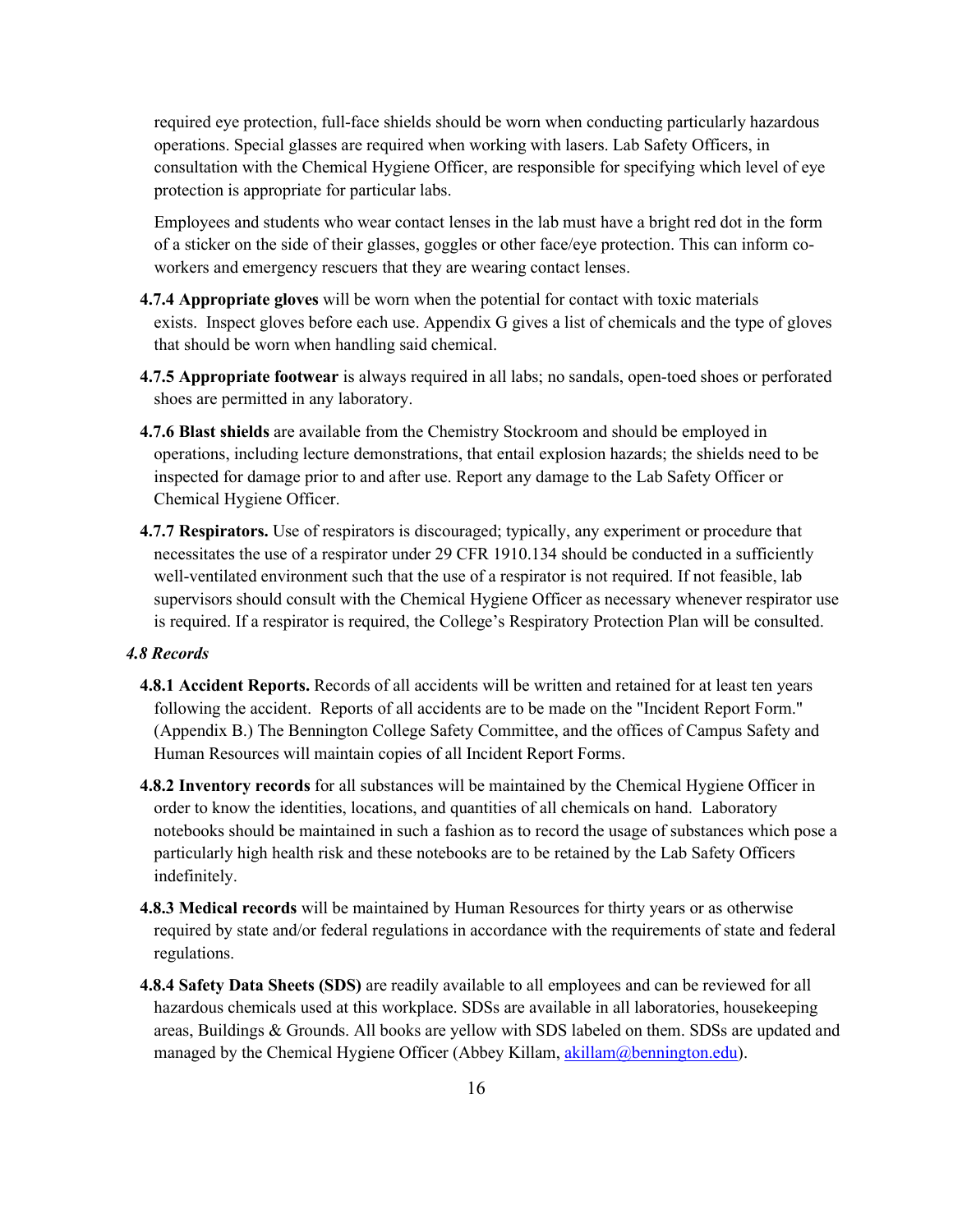required eye protection, full-face shields should be worn when conducting particularly hazardous operations. Special glasses are required when working with lasers. Lab Safety Officers, in consultation with the Chemical Hygiene Officer, are responsible for specifying which level of eye protection is appropriate for particular labs.

Employees and students who wear contact lenses in the lab must have a bright red dot in the form of a sticker on the side of their glasses, goggles or other face/eye protection. This can inform co-workers and emergency rescuers that they are wearing contact lenses.

**4.7.4 Appropriate gloves** will be worn when the potential for contact with toxic materials exists. Inspect gloves before each use. Appendix G gives a list of chemicals and the type of gloves that should be worn when handling said chemical.

**4.7.5 Appropriate footwear** is always required in all labs; no sandals, open-toed shoes or perforated shoes are permitted in any laboratory.

**4.7.6 Blast shields** are available from the Chemistry Stockroom and should be employed in operations, including lecture demonstrations, that entail explosion hazards; the shields need to be inspected for damage prior to and after use. Report any damage to the Lab Safety Officer or Chemical Hygiene Officer.

**4.7.7 Respirators.** Use of respirators is discouraged; typically, any experiment or procedure that necessitates the use of a respirator under 29 CFR 1910.134 should be conducted in a sufficiently well-ventilated environment such that the use of a respirator is not required. If not feasible, lab supervisors should consult with the Chemical Hygiene Officer as necessary whenever respirator use is required. If a respirator is required, the College's Respiratory Protection Plan will be consulted.

### *4.8 Records*

**4.8.1 Accident Reports.** Records of all accidents will be written and retained for at least ten years following the accident. Reports of all accidents are to be made on the "Incident Report Form." (Appendix B.) The Bennington College Safety Committee, and the offices of Campus Safety and Human Resources will maintain copies of all Incident Report Forms.

**4.8.2 Inventory records** for all substances will be maintained by the Chemical Hygiene Officer in order to know the identities, locations, and quantities of all chemicals on hand. Laboratory notebooks should be maintained in such a fashion as to record the usage of substances which pose a particularly high health risk and these notebooks are to be retained by the Lab Safety Officers indefinitely.

**4.8.3 Medical records** will be maintained by Human Resources for thirty years or as otherwise required by state and/or federal regulations in accordance with the requirements of state and federal regulations.

**4.8.4 Safety Data Sheets (SDS)** are readily available to all employees and can be reviewed for all hazardous chemicals used at this workplace. SDSs are available in all laboratories, housekeeping areas, Buildings & Grounds. All books are yellow with SDS labeled on them. SDSs are updated and managed by the Chemical Hygiene Officer (Abbey Killam, akillam@bennington.edu).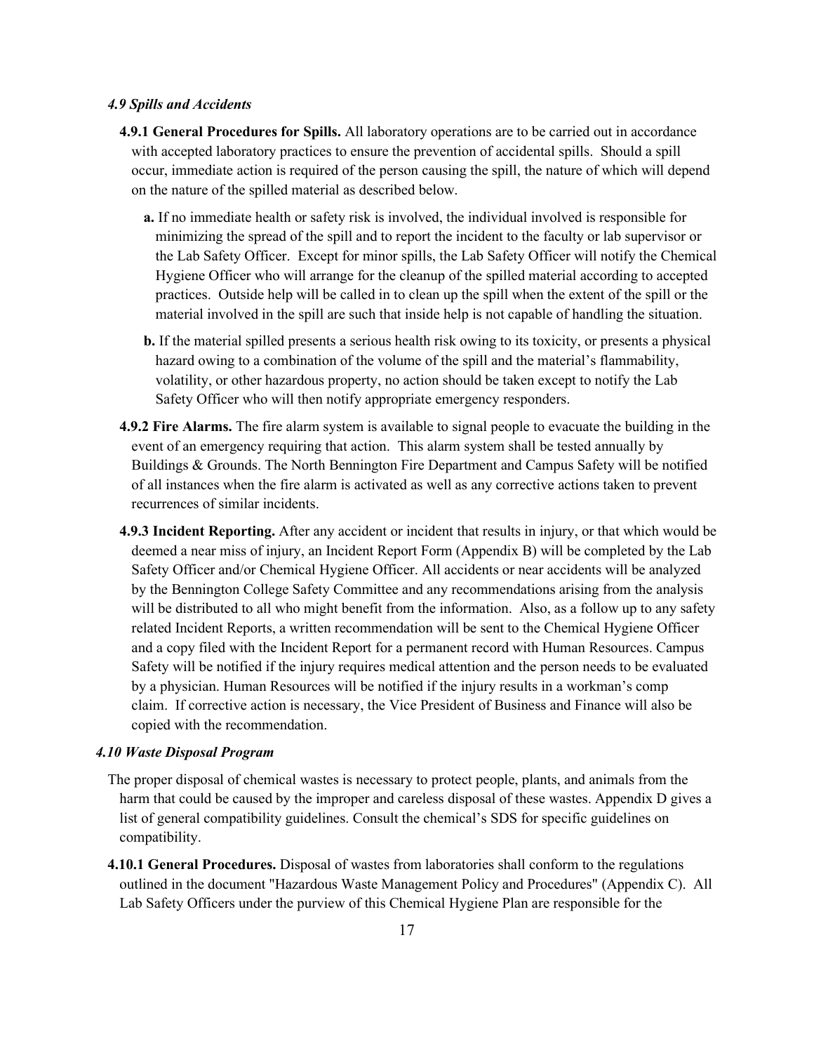### *4.9 Spills and Accidents*

**4.9.1 General Procedures for Spills.** All laboratory operations are to be carried out in accordance with accepted laboratory practices to ensure the prevention of accidental spills. Should a spill occur, immediate action is required of the person causing the spill, the nature of which will depend on the nature of the spilled material as described below.

**a.** If no immediate health or safety risk is involved, the individual involved is responsible for minimizing the spread of the spill and to report the incident to the faculty or lab supervisor or the Lab Safety Officer. Except for minor spills, the Lab Safety Officer will notify the Chemical Hygiene Officer who will arrange for the cleanup of the spilled material according to accepted practices. Outside help will be called in to clean up the spill when the extent of the spill or the material involved in the spill are such that inside help is not capable of handling the situation.

**b.** If the material spilled presents a serious health risk owing to its toxicity, or presents a physical hazard owing to a combination of the volume of the spill and the material's flammability, volatility, or other hazardous property, no action should be taken except to notify the Lab Safety Officer who will then notify appropriate emergency responders.

**4.9.2 Fire Alarms.** The fire alarm system is available to signal people to evacuate the building in the event of an emergency requiring that action. This alarm system shall be tested annually by Buildings & Grounds. The North Bennington Fire Department and Campus Safety will be notified of all instances when the fire alarm is activated as well as any corrective actions taken to prevent recurrences of similar incidents.

**4.9.3 Incident Reporting.** After any accident or incident that results in injury, or that which would be deemed a near miss of injury, an Incident Report Form (Appendix B) will be completed by the Lab Safety Officer and/or Chemical Hygiene Officer. All accidents or near accidents will be analyzed by the Bennington College Safety Committee and any recommendations arising from the analysis will be distributed to all who might benefit from the information. Also, as a follow up to any safety related Incident Reports, a written recommendation will be sent to the Chemical Hygiene Officer and a copy filed with the Incident Report for a permanent record with Human Resources. Campus Safety will be notified if the injury requires medical attention and the person needs to be evaluated by a physician. Human Resources will be notified if the injury results in a workman's comp claim. If corrective action is necessary, the Vice President of Business and Finance will also be copied with the recommendation.

### *4.10 Waste Disposal Program*

The proper disposal of chemical wastes is necessary to protect people, plants, and animals from the harm that could be caused by the improper and careless disposal of these wastes. Appendix D gives a list of general compatibility guidelines. Consult the chemical's SDS for specific guidelines on compatibility.

**4.10.1 General Procedures.** Disposal of wastes from laboratories shall conform to the regulations outlined in the document "Hazardous Waste Management Policy and Procedures" (Appendix C). All Lab Safety Officers under the purview of this Chemical Hygiene Plan are responsible for the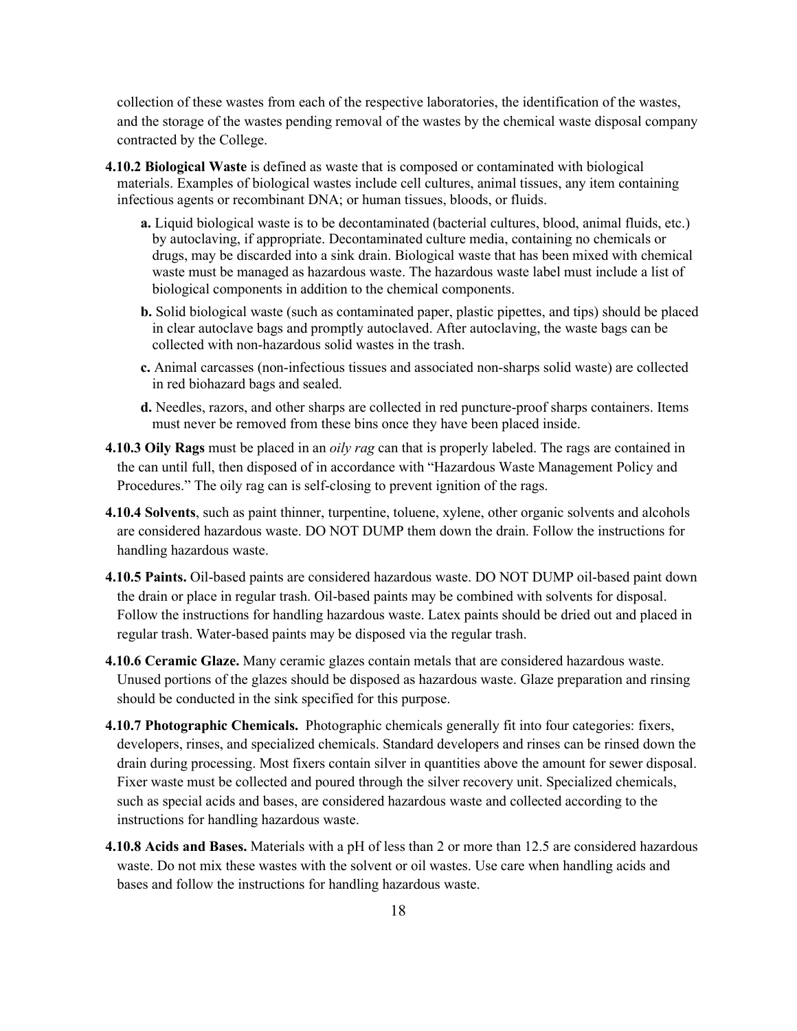collection of these wastes from each of the respective laboratories, the identification of the wastes, and the storage of the wastes pending removal of the wastes by the chemical waste disposal company contracted by the College.

**4.10.2 Biological Waste** is defined as waste that is composed or contaminated with biological materials. Examples of biological wastes include cell cultures, animal tissues, any item containing infectious agents or recombinant DNA; or human tissues, bloods, or fluids.

- **a.** Liquid biological waste is to be decontaminated (bacterial cultures, blood, animal fluids, etc.) by autoclaving, if appropriate. Decontaminated culture media, containing no chemicals or drugs, may be discarded into a sink drain. Biological waste that has been mixed with chemical waste must be managed as hazardous waste. The hazardous waste label must include a list of biological components in addition to the chemical components.
- **b.** Solid biological waste (such as contaminated paper, plastic pipettes, and tips) should be placed in clear autoclave bags and promptly autoclaved. After autoclaving, the waste bags can be collected with non-hazardous solid wastes in the trash.
- **c.** Animal carcasses (non-infectious tissues and associated non-sharps solid waste) are collected in red biohazard bags and sealed.
- **d.** Needles, razors, and other sharps are collected in red puncture-proof sharps containers. Items must never be removed from these bins once they have been placed inside.

**4.10.3 Oily Rags** must be placed in an *oily rag* can that is properly labeled. The rags are contained in the can until full, then disposed of in accordance with "Hazardous Waste Management Policy and Procedures." The oily rag can is self-closing to prevent ignition of the rags.

**4.10.4 Solvents**, such as paint thinner, turpentine, toluene, xylene, other organic solvents and alcohols are considered hazardous waste. DO NOT DUMP them down the drain. Follow the instructions for handling hazardous waste.

**4.10.5 Paints.** Oil-based paints are considered hazardous waste. DO NOT DUMP oil-based paint down the drain or place in regular trash. Oil-based paints may be combined with solvents for disposal. Follow the instructions for handling hazardous waste. Latex paints should be dried out and placed in regular trash. Water-based paints may be disposed via the regular trash.

**4.10.6 Ceramic Glaze.** Many ceramic glazes contain metals that are considered hazardous waste. Unused portions of the glazes should be disposed as hazardous waste. Glaze preparation and rinsing should be conducted in the sink specified for this purpose.

**4.10.7 Photographic Chemicals.** Photographic chemicals generally fit into four categories: fixers, developers, rinses, and specialized chemicals. Standard developers and rinses can be rinsed down the drain during processing. Most fixers contain silver in quantities above the amount for sewer disposal. Fixer waste must be collected and poured through the silver recovery unit. Specialized chemicals, such as special acids and bases, are considered hazardous waste and collected according to the instructions for handling hazardous waste.

**4.10.8 Acids and Bases.** Materials with a pH of less than 2 or more than 12.5 are considered hazardous waste. Do not mix these wastes with the solvent or oil wastes. Use care when handling acids and bases and follow the instructions for handling hazardous waste.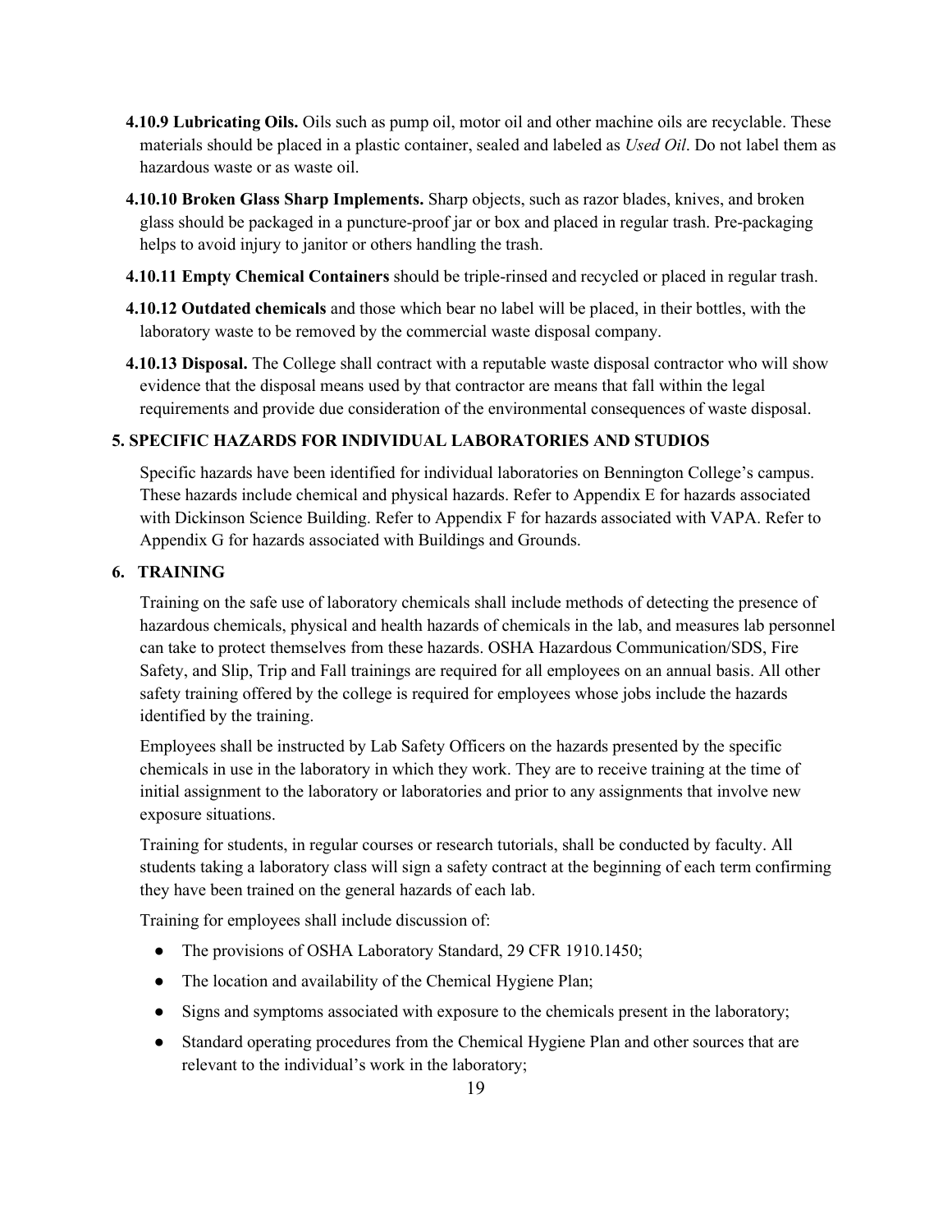**4.10.9 Lubricating Oils.** Oils such as pump oil, motor oil and other machine oils are recyclable. These materials should be placed in a plastic container, sealed and labeled as *Used Oil*. Do not label them as hazardous waste or as waste oil.

**4.10.10 Broken Glass Sharp Implements.** Sharp objects, such as razor blades, knives, and broken glass should be packaged in a puncture-proof jar or box and placed in regular trash. Pre-packaging helps to avoid injury to janitor or others handling the trash.

**4.10.11 Empty Chemical Containers** should be triple-rinsed and recycled or placed in regular trash.

**4.10.12 Outdated chemicals** and those which bear no label will be placed, in their bottles, with the laboratory waste to be removed by the commercial waste disposal company.

**4.10.13 Disposal.** The College shall contract with a reputable waste disposal contractor who will show evidence that the disposal means used by that contractor are means that fall within the legal requirements and provide due consideration of the environmental consequences of waste disposal.

## 5. SPECIFIC HAZARDS FOR INDIVIDUAL LABORATORIES AND STUDIOS

Specific hazards have been identified for individual laboratories on Bennington College's campus. These hazards include chemical and physical hazards. Refer to Appendix E for hazards associated with Dickinson Science Building. Refer to Appendix F for hazards associated with VAPA. Refer to Appendix G for hazards associated with Buildings and Grounds.

## 6. TRAINING

Training on the safe use of laboratory chemicals shall include methods of detecting the presence of hazardous chemicals, physical and health hazards of chemicals in the lab, and measures lab personnel can take to protect themselves from these hazards. OSHA Hazardous Communication/SDS, Fire Safety, and Slip, Trip and Fall trainings are required for all employees on an annual basis. All other safety training offered by the college is required for employees whose jobs include the hazards identified by the training.

Employees shall be instructed by Lab Safety Officers on the hazards presented by the specific chemicals in use in the laboratory in which they work. They are to receive training at the time of initial assignment to the laboratory or laboratories and prior to any assignments that involve new exposure situations.

Training for students, in regular courses or research tutorials, shall be conducted by faculty. All students taking a laboratory class will sign a safety contract at the beginning of each term confirming they have been trained on the general hazards of each lab.

Training for employees shall include discussion of:

- The provisions of OSHA Laboratory Standard, 29 CFR 1910.1450;
- The location and availability of the Chemical Hygiene Plan;
- Signs and symptoms associated with exposure to the chemicals present in the laboratory;
- Standard operating procedures from the Chemical Hygiene Plan and other sources that are relevant to the individual's work in the laboratory;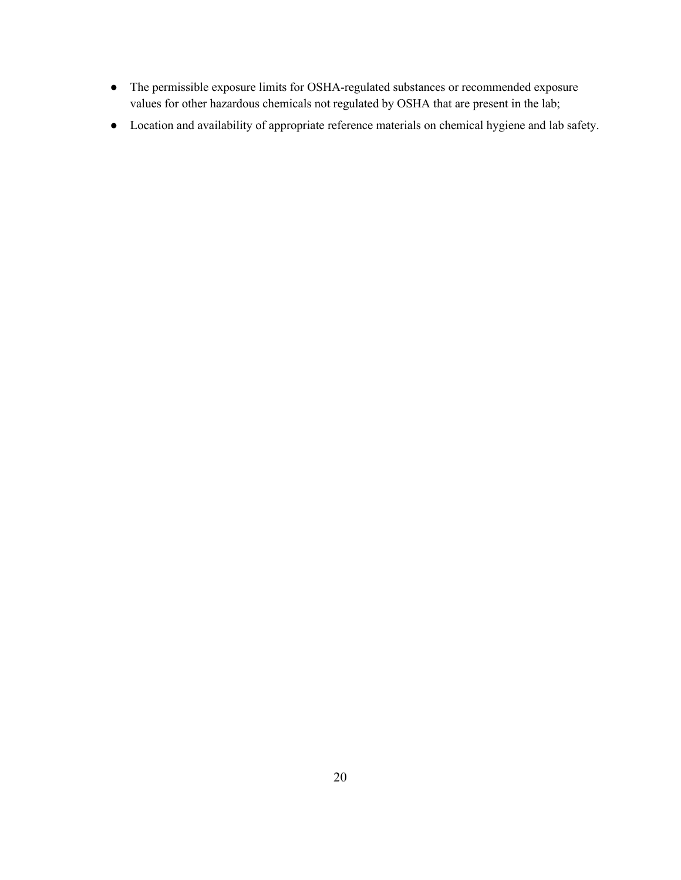- The permissible exposure limits for OSHA-regulated substances or recommended exposure values for other hazardous chemicals not regulated by OSHA that are present in the lab;
- Location and availability of appropriate reference materials on chemical hygiene and lab safety.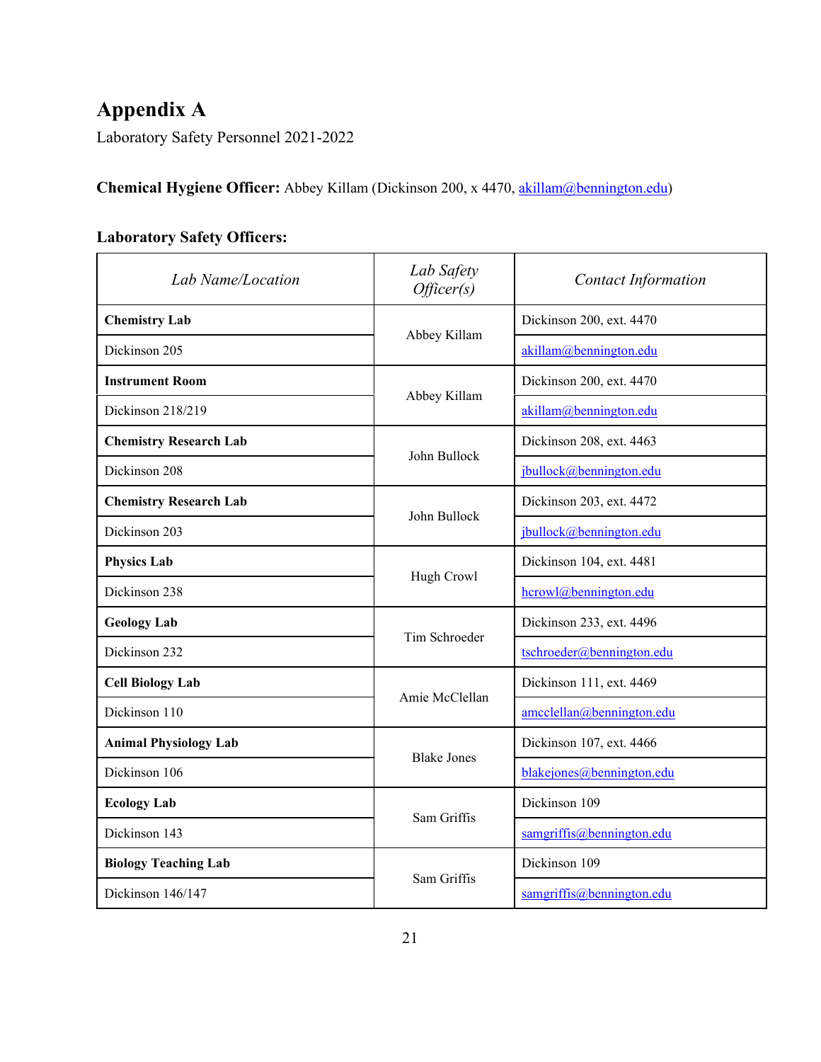# Appendix A

Laboratory Safety Personnel 2021-2022

**Chemical Hygiene Officer:** Abbey Killam (Dickinson 200, x 4470, akillam@bennington.edu)

**Laboratory Safety Officers:**

| *Lab Name/Location* | *Lab Safety Officer(s)* | *Contact Information* |
|---|---|---|
| **Chemistry Lab** | Abbey Killam | Dickinson 200, ext. 4470 |
| Dickinson 205 | | akillam@bennington.edu |
| **Instrument Room** | Abbey Killam | Dickinson 200, ext. 4470 |
| Dickinson 218/219 | | akillam@bennington.edu |
| **Chemistry Research Lab** | John Bullock | Dickinson 208, ext. 4463 |
| Dickinson 208 | | jbullock@bennington.edu |
| **Chemistry Research Lab** | John Bullock | Dickinson 203, ext. 4472 |
| Dickinson 203 | | jbullock@bennington.edu |
| **Physics Lab** | Hugh Crowl | Dickinson 104, ext. 4481 |
| Dickinson 238 | | hcrowl@bennington.edu |
| **Geology Lab** | Tim Schroeder | Dickinson 233, ext. 4496 |
| Dickinson 232 | | tschroeder@bennington.edu |
| **Cell Biology Lab** | Amie McClellan | Dickinson 111, ext. 4469 |
| Dickinson 110 | | amcclellan@bennington.edu |
| **Animal Physiology Lab** | Blake Jones | Dickinson 107, ext. 4466 |
| Dickinson 106 | | blakejones@bennington.edu |
| **Ecology Lab** | Sam Griffis | Dickinson 109 |
| Dickinson 143 | | samgriffis@bennington.edu |
| **Biology Teaching Lab** | Sam Griffis | Dickinson 109 |
| Dickinson 146/147 | | samgriffis@bennington.edu |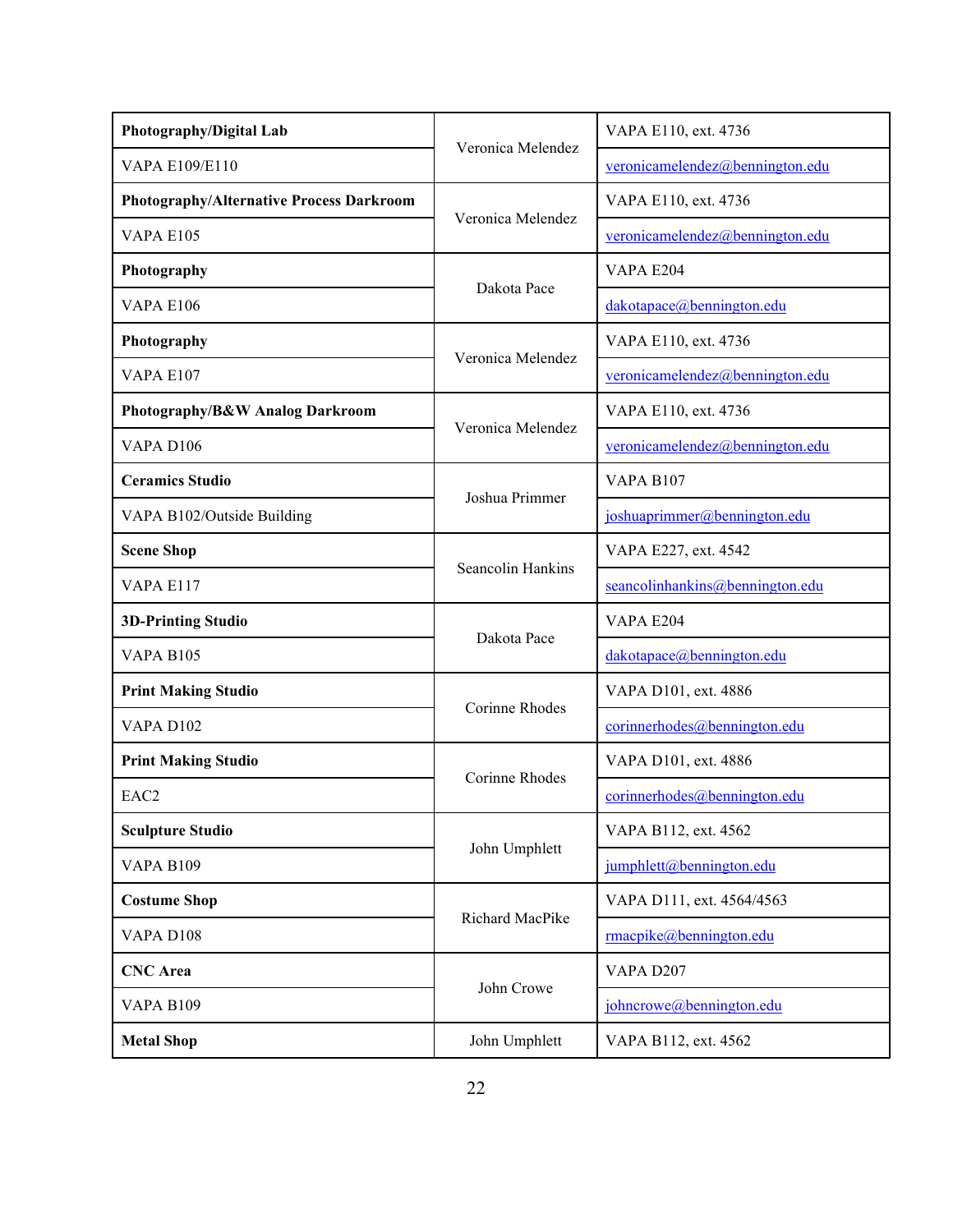| Facility / Location | Contact | Office / Email |
|---|---|---|
| **Photography/Digital Lab** | Veronica Melendez | VAPA E110, ext. 4736 |
| VAPA E109/E110 | | veronicamelendez@bennington.edu |
| **Photography/Alternative Process Darkroom** | Veronica Melendez | VAPA E110, ext. 4736 |
| VAPA E105 | | veronicamelendez@bennington.edu |
| **Photography** | Dakota Pace | VAPA E204 |
| VAPA E106 | | dakotapace@bennington.edu |
| **Photography** | Veronica Melendez | VAPA E110, ext. 4736 |
| VAPA E107 | | veronicamelendez@bennington.edu |
| **Photography/B&W Analog Darkroom** | Veronica Melendez | VAPA E110, ext. 4736 |
| VAPA D106 | | veronicamelendez@bennington.edu |
| **Ceramics Studio** | Joshua Primmer | VAPA B107 |
| VAPA B102/Outside Building | | joshuaprimmer@bennington.edu |
| **Scene Shop** | Seancolin Hankins | VAPA E227, ext. 4542 |
| VAPA E117 | | seancolinhankins@bennington.edu |
| **3D-Printing Studio** | Dakota Pace | VAPA E204 |
| VAPA B105 | | dakotapace@bennington.edu |
| **Print Making Studio** | Corinne Rhodes | VAPA D101, ext. 4886 |
| VAPA D102 | | corinnerhodes@bennington.edu |
| **Print Making Studio** | Corinne Rhodes | VAPA D101, ext. 4886 |
| EAC2 | | corinnerhodes@bennington.edu |
| **Sculpture Studio** | John Umphlett | VAPA B112, ext. 4562 |
| VAPA B109 | | jumphlett@bennington.edu |
| **Costume Shop** | Richard MacPike | VAPA D111, ext. 4564/4563 |
| VAPA D108 | | rmacpike@bennington.edu |
| **CNC Area** | John Crowe | VAPA D207 |
| VAPA B109 | | johncrowe@bennington.edu |
| **Metal Shop** | John Umphlett | VAPA B112, ext. 4562 |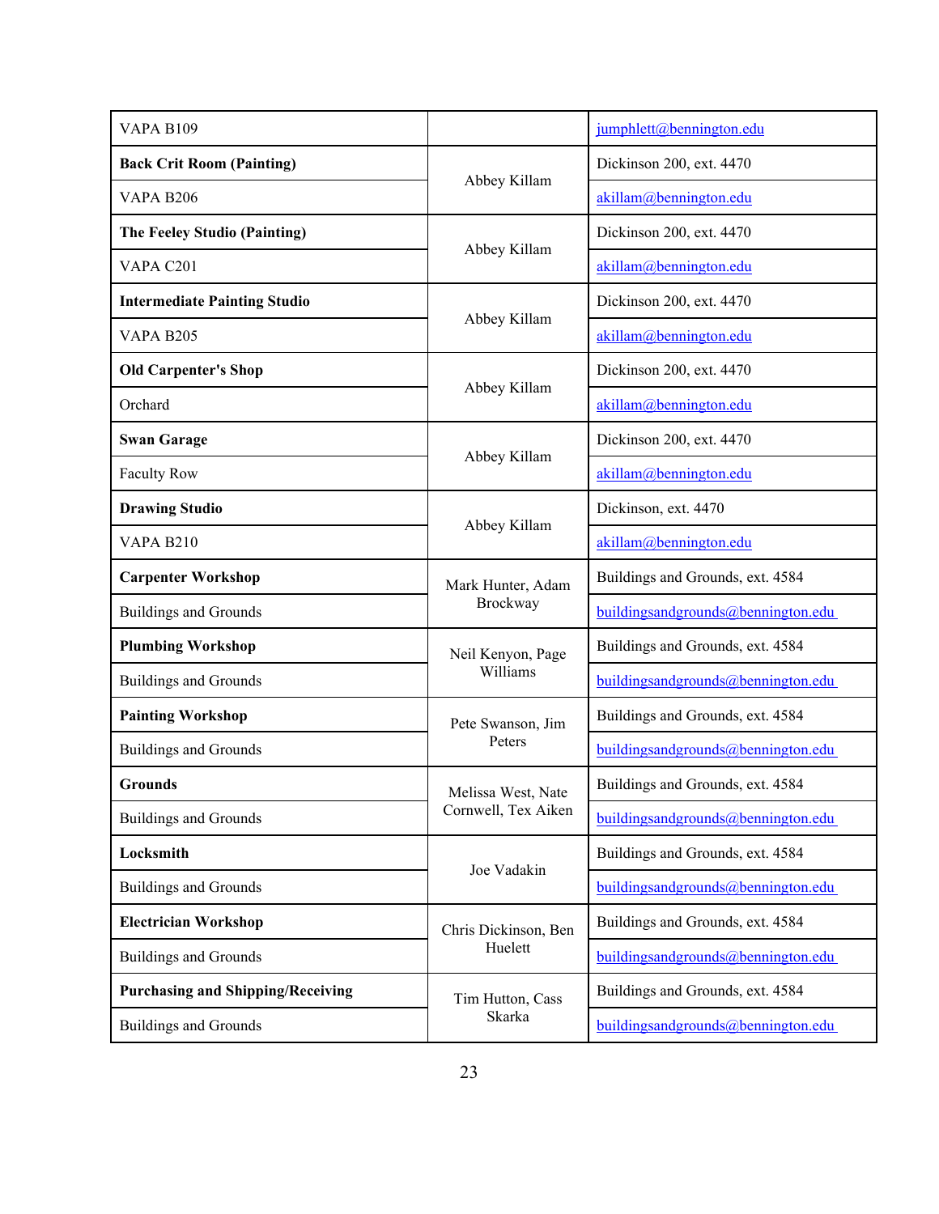| VAPA B109 | | jumphlett@bennington.edu |
|---|---|---|
| **Back Crit Room (Painting)** | Abbey Killam | Dickinson 200, ext. 4470 |
| VAPA B206 | | akillam@bennington.edu |
| **The Feeley Studio (Painting)** | Abbey Killam | Dickinson 200, ext. 4470 |
| VAPA C201 | | akillam@bennington.edu |
| **Intermediate Painting Studio** | Abbey Killam | Dickinson 200, ext. 4470 |
| VAPA B205 | | akillam@bennington.edu |
| **Old Carpenter's Shop** | Abbey Killam | Dickinson 200, ext. 4470 |
| Orchard | | akillam@bennington.edu |
| **Swan Garage** | Abbey Killam | Dickinson 200, ext. 4470 |
| Faculty Row | | akillam@bennington.edu |
| **Drawing Studio** | Abbey Killam | Dickinson, ext. 4470 |
| VAPA B210 | | akillam@bennington.edu |
| **Carpenter Workshop** | Mark Hunter, Adam Brockway | Buildings and Grounds, ext. 4584 |
| Buildings and Grounds | | buildingsandgrounds@bennington.edu |
| **Plumbing Workshop** | Neil Kenyon, Page Williams | Buildings and Grounds, ext. 4584 |
| Buildings and Grounds | | buildingsandgrounds@bennington.edu |
| **Painting Workshop** | Pete Swanson, Jim Peters | Buildings and Grounds, ext. 4584 |
| Buildings and Grounds | | buildingsandgrounds@bennington.edu |
| **Grounds** | Melissa West, Nate Cornwell, Tex Aiken | Buildings and Grounds, ext. 4584 |
| Buildings and Grounds | | buildingsandgrounds@bennington.edu |
| **Locksmith** | Joe Vadakin | Buildings and Grounds, ext. 4584 |
| Buildings and Grounds | | buildingsandgrounds@bennington.edu |
| **Electrician Workshop** | Chris Dickinson, Ben Huelett | Buildings and Grounds, ext. 4584 |
| Buildings and Grounds | | buildingsandgrounds@bennington.edu |
| **Purchasing and Shipping/Receiving** | Tim Hutton, Cass Skarka | Buildings and Grounds, ext. 4584 |
| Buildings and Grounds | | buildingsandgrounds@bennington.edu |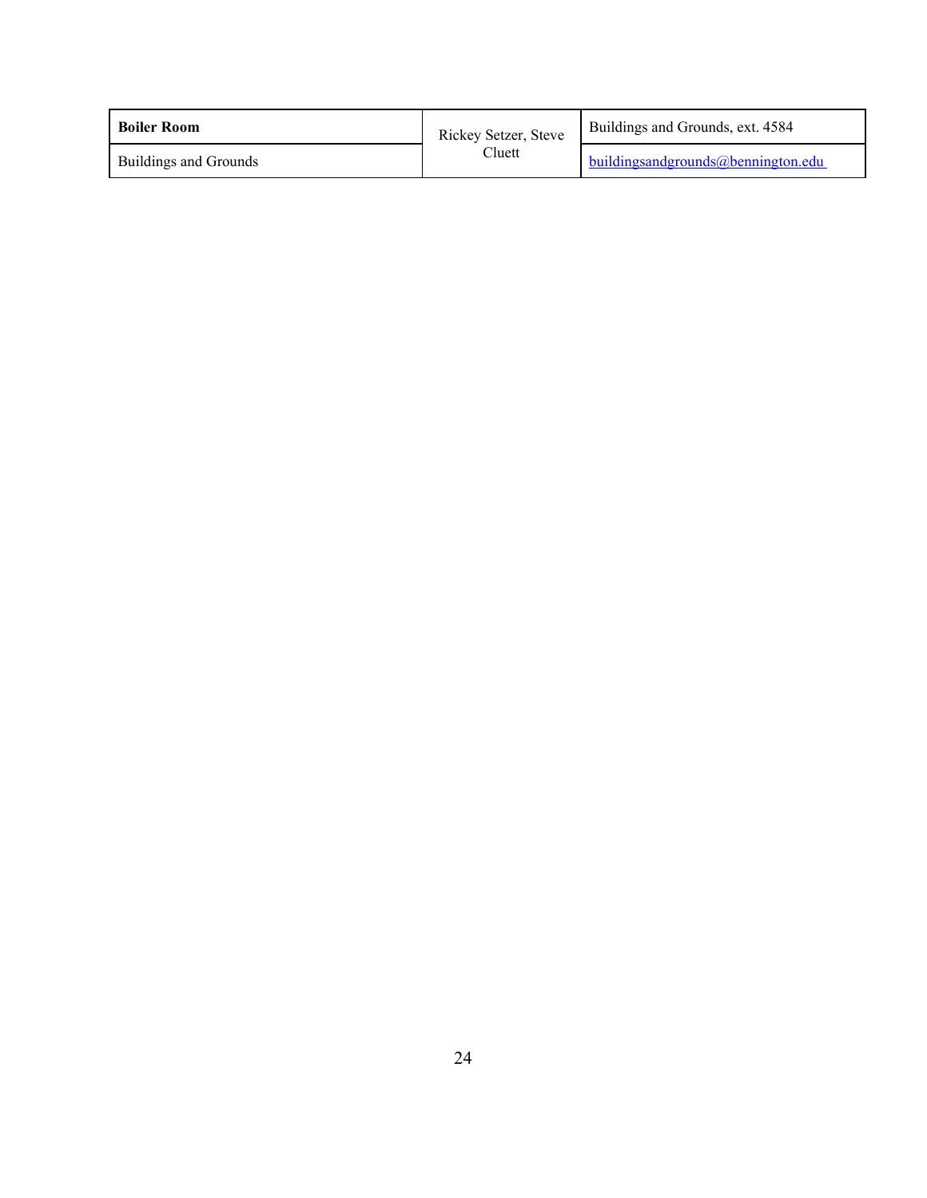| **Boiler Room** | Rickey Setzer, Steve Cluett | Buildings and Grounds, ext. 4584 |
|---|---|---|
| Buildings and Grounds | | buildingsandgrounds@bennington.edu |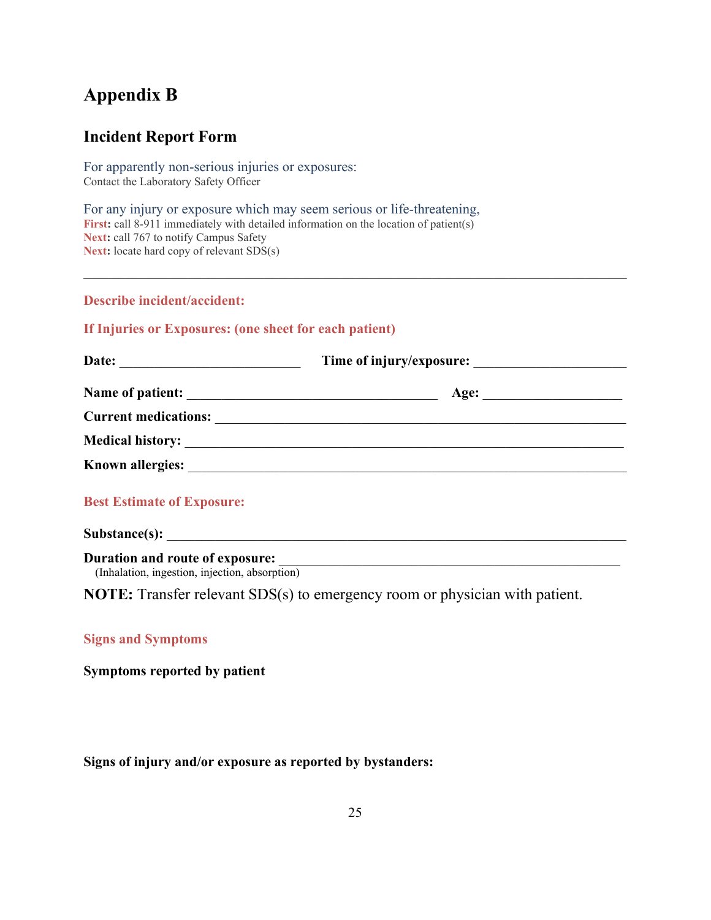# Appendix B

## Incident Report Form

For apparently non-serious injuries or exposures:
Contact the Laboratory Safety Officer

For any injury or exposure which may seem serious or life-threatening,
**First:** call 8-911 immediately with detailed information on the location of patient(s)
**Next:** call 767 to notify Campus Safety
**Next:** locate hard copy of relevant SDS(s)

---

**Describe incident/accident:**

**If Injuries or Exposures: (one sheet for each patient)**

**Date:** ____________________________ **Time of injury/exposure:** ______________________

**Name of patient:** ______________________________________ **Age:** ____________________

**Current medications:** ______________________________________________________________

**Medical history:** _________________________________________________________________

**Known allergies:** _________________________________________________________________

**Best Estimate of Exposure:**

**Substance(s):** ___________________________________________________________________

**Duration and route of exposure:** ____________________________________________________
(Inhalation, ingestion, injection, absorption)

**NOTE:** Transfer relevant SDS(s) to emergency room or physician with patient.

**Signs and Symptoms**

**Symptoms reported by patient**

**Signs of injury and/or exposure as reported by bystanders:**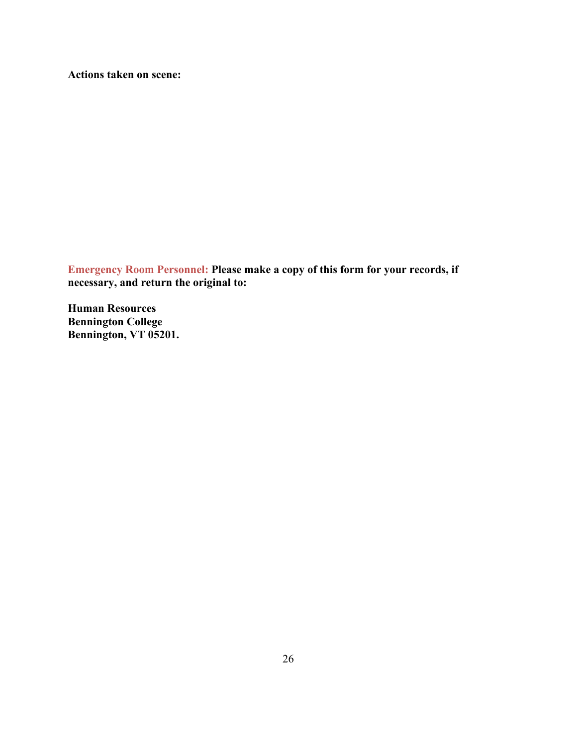**Actions taken on scene:**

**Emergency Room Personnel: Please make a copy of this form for your records, if necessary, and return the original to:**

**Human Resources**
**Bennington College**
**Bennington, VT 05201.**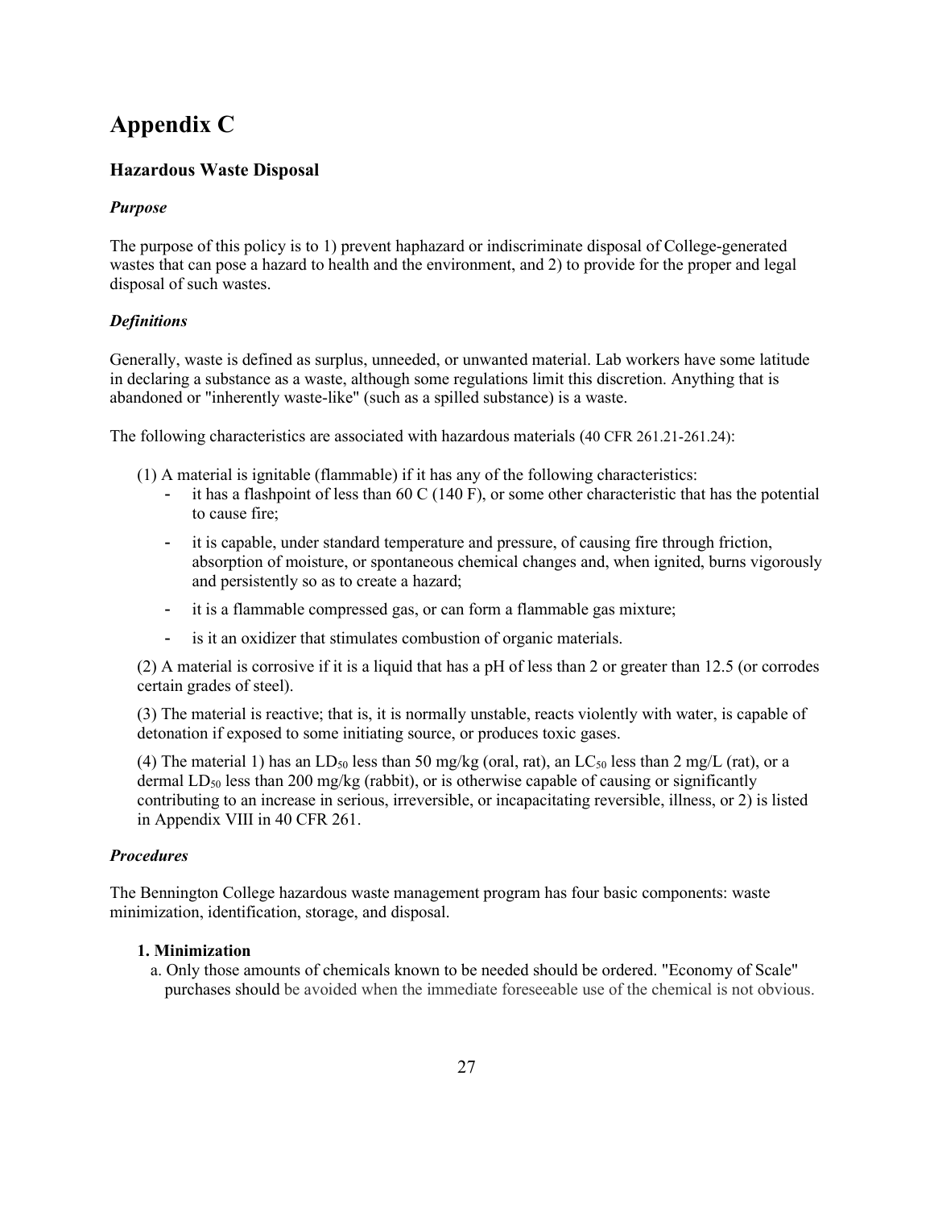# Appendix C

## Hazardous Waste Disposal

### *Purpose*

The purpose of this policy is to 1) prevent haphazard or indiscriminate disposal of College-generated wastes that can pose a hazard to health and the environment, and 2) to provide for the proper and legal disposal of such wastes.

### *Definitions*

Generally, waste is defined as surplus, unneeded, or unwanted material. Lab workers have some latitude in declaring a substance as a waste, although some regulations limit this discretion. Anything that is abandoned or "inherently waste-like" (such as a spilled substance) is a waste.

The following characteristics are associated with hazardous materials (40 CFR 261.21-261.24):

(1) A material is ignitable (flammable) if it has any of the following characteristics:

- it has a flashpoint of less than 60 C (140 F), or some other characteristic that has the potential to cause fire;
- it is capable, under standard temperature and pressure, of causing fire through friction, absorption of moisture, or spontaneous chemical changes and, when ignited, burns vigorously and persistently so as to create a hazard;
- it is a flammable compressed gas, or can form a flammable gas mixture;
- is it an oxidizer that stimulates combustion of organic materials.

(2) A material is corrosive if it is a liquid that has a pH of less than 2 or greater than 12.5 (or corrodes certain grades of steel).

(3) The material is reactive; that is, it is normally unstable, reacts violently with water, is capable of detonation if exposed to some initiating source, or produces toxic gases.

(4) The material 1) has an $LD_{50}$ less than 50 mg/kg (oral, rat), an $LC_{50}$ less than 2 mg/L (rat), or a dermal $LD_{50}$ less than 200 mg/kg (rabbit), or is otherwise capable of causing or significantly contributing to an increase in serious, irreversible, or incapacitating reversible, illness, or 2) is listed in Appendix VIII in 40 CFR 261.

### *Procedures*

The Bennington College hazardous waste management program has four basic components: waste minimization, identification, storage, and disposal.

**1. Minimization**

a. Only those amounts of chemicals known to be needed should be ordered. "Economy of Scale" purchases should be avoided when the immediate foreseeable use of the chemical is not obvious.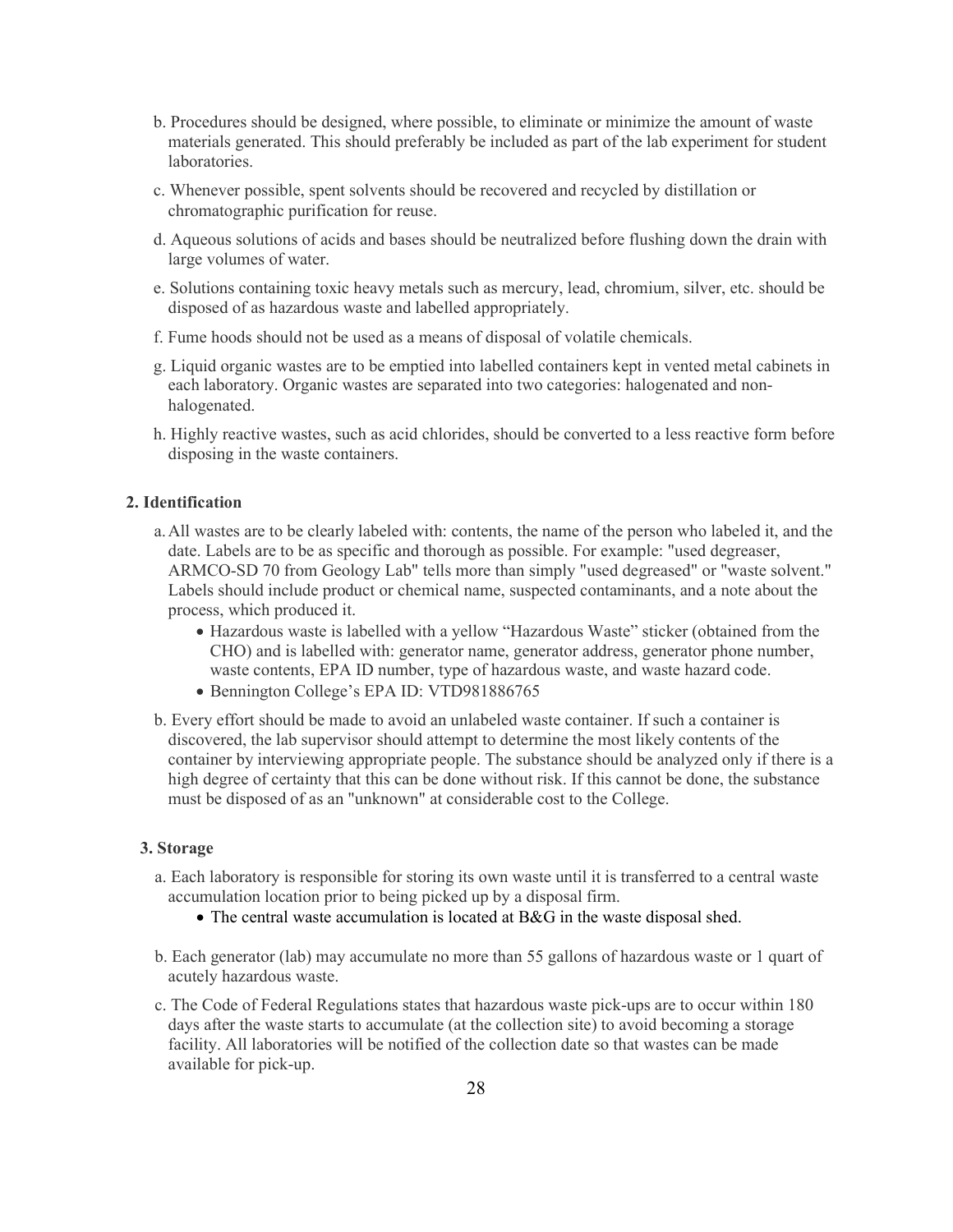b. Procedures should be designed, where possible, to eliminate or minimize the amount of waste materials generated. This should preferably be included as part of the lab experiment for student laboratories.

c. Whenever possible, spent solvents should be recovered and recycled by distillation or chromatographic purification for reuse.

d. Aqueous solutions of acids and bases should be neutralized before flushing down the drain with large volumes of water.

e. Solutions containing toxic heavy metals such as mercury, lead, chromium, silver, etc. should be disposed of as hazardous waste and labelled appropriately.

f. Fume hoods should not be used as a means of disposal of volatile chemicals.

g. Liquid organic wastes are to be emptied into labelled containers kept in vented metal cabinets in each laboratory. Organic wastes are separated into two categories: halogenated and non-halogenated.

h. Highly reactive wastes, such as acid chlorides, should be converted to a less reactive form before disposing in the waste containers.

**2. Identification**

a. All wastes are to be clearly labeled with: contents, the name of the person who labeled it, and the date. Labels are to be as specific and thorough as possible. For example: "used degreaser, ARMCO-SD 70 from Geology Lab" tells more than simply "used degreased" or "waste solvent." Labels should include product or chemical name, suspected contaminants, and a note about the process, which produced it.
   - Hazardous waste is labelled with a yellow "Hazardous Waste" sticker (obtained from the CHO) and is labelled with: generator name, generator address, generator phone number, waste contents, EPA ID number, type of hazardous waste, and waste hazard code.
   - Bennington College's EPA ID: VTD981886765

b. Every effort should be made to avoid an unlabeled waste container. If such a container is discovered, the lab supervisor should attempt to determine the most likely contents of the container by interviewing appropriate people. The substance should be analyzed only if there is a high degree of certainty that this can be done without risk. If this cannot be done, the substance must be disposed of as an "unknown" at considerable cost to the College.

**3. Storage**

a. Each laboratory is responsible for storing its own waste until it is transferred to a central waste accumulation location prior to being picked up by a disposal firm.
   - The central waste accumulation is located at B&G in the waste disposal shed.

b. Each generator (lab) may accumulate no more than 55 gallons of hazardous waste or 1 quart of acutely hazardous waste.

c. The Code of Federal Regulations states that hazardous waste pick-ups are to occur within 180 days after the waste starts to accumulate (at the collection site) to avoid becoming a storage facility. All laboratories will be notified of the collection date so that wastes can be made available for pick-up.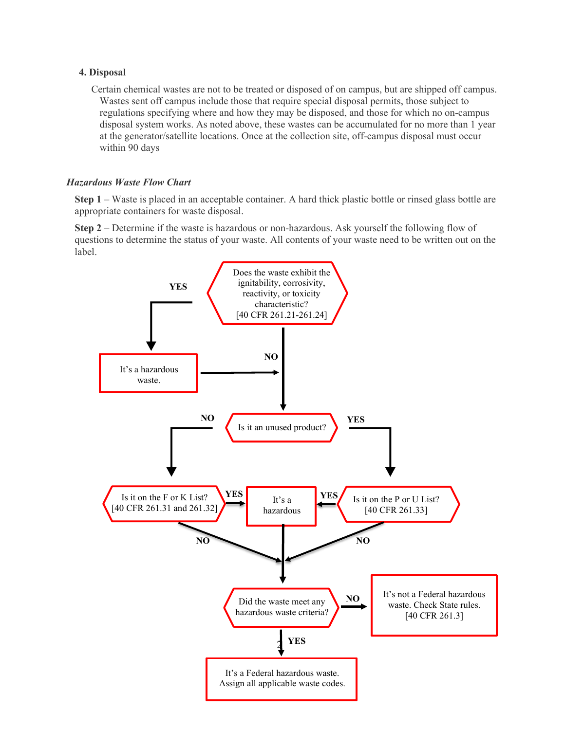**4. Disposal**

Certain chemical wastes are not to be treated or disposed of on campus, but are shipped off campus. Wastes sent off campus include those that require special disposal permits, those subject to regulations specifying where and how they may be disposed, and those for which no on-campus disposal system works. As noted above, these wastes can be accumulated for no more than 1 year at the generator/satellite locations. Once at the collection site, off-campus disposal must occur within 90 days

***Hazardous Waste Flow Chart***

**Step 1** – Waste is placed in an acceptable container. A hard thick plastic bottle or rinsed glass bottle are appropriate containers for waste disposal.

**Step 2** – Determine if the waste is hazardous or non-hazardous. Ask yourself the following flow of questions to determine the status of your waste. All contents of your waste need to be written out on the label.

Does the waste exhibit the ignitability, corrosivity, reactivity, or toxicity characteristic? [40 CFR 261.21-261.24]

YES

It's a hazardous waste.

NO

Is it an unused product?

NO

YES

Is it on the F or K List? [40 CFR 261.31 and 261.32]

YES

It's a hazardous

YES

Is it on the P or U List? [40 CFR 261.33]

NO

NO

Did the waste meet any hazardous waste criteria?

NO

It's not a Federal hazardous waste. Check State rules. [40 CFR 261.3]

YES

It's a Federal hazardous waste. Assign all applicable waste codes.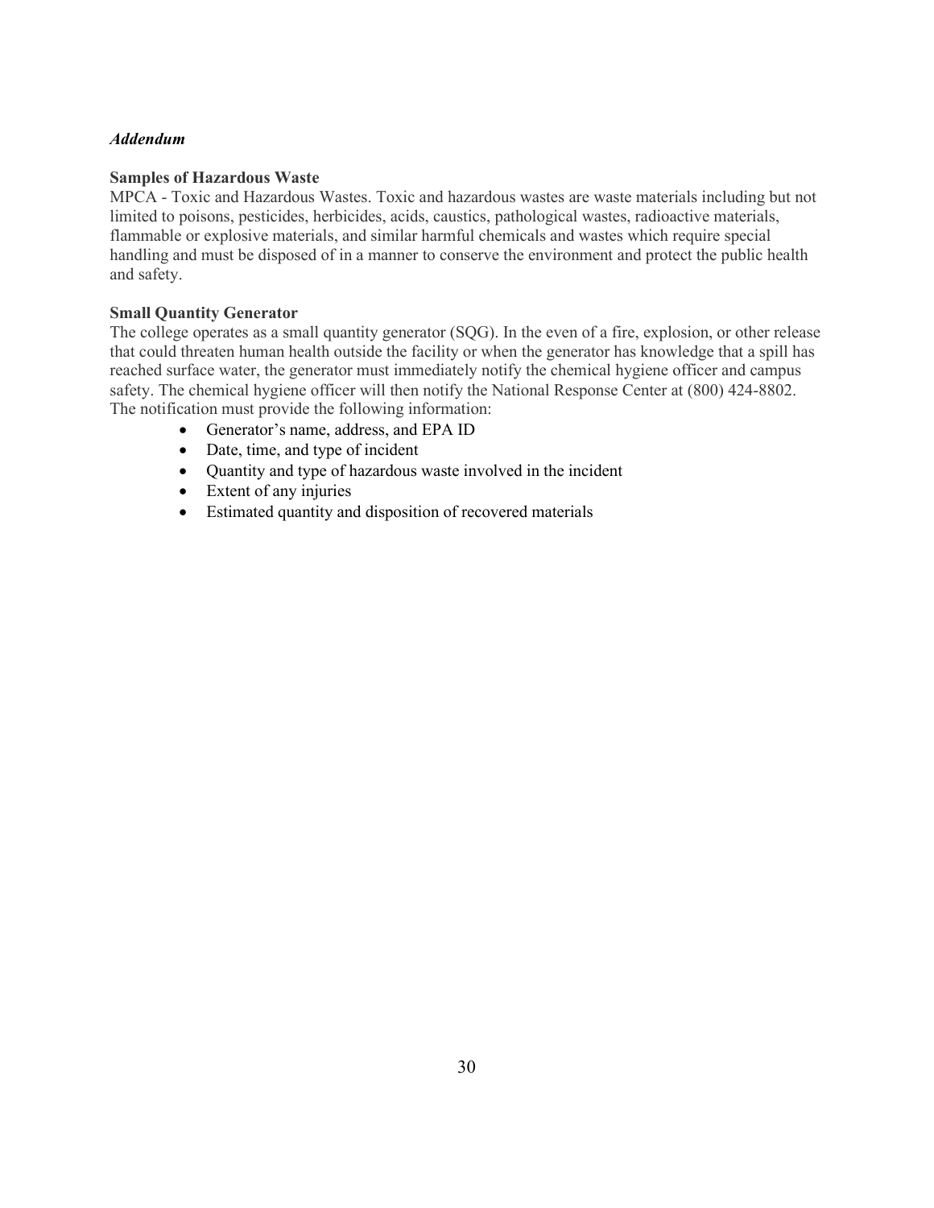*Addendum*

**Samples of Hazardous Waste**

MPCA - Toxic and Hazardous Wastes. Toxic and hazardous wastes are waste materials including but not limited to poisons, pesticides, herbicides, acids, caustics, pathological wastes, radioactive materials, flammable or explosive materials, and similar harmful chemicals and wastes which require special handling and must be disposed of in a manner to conserve the environment and protect the public health and safety.

**Small Quantity Generator**

The college operates as a small quantity generator (SQG). In the even of a fire, explosion, or other release that could threaten human health outside the facility or when the generator has knowledge that a spill has reached surface water, the generator must immediately notify the chemical hygiene officer and campus safety. The chemical hygiene officer will then notify the National Response Center at (800) 424-8802. The notification must provide the following information:

- Generator's name, address, and EPA ID
- Date, time, and type of incident
- Quantity and type of hazardous waste involved in the incident
- Extent of any injuries
- Estimated quantity and disposition of recovered materials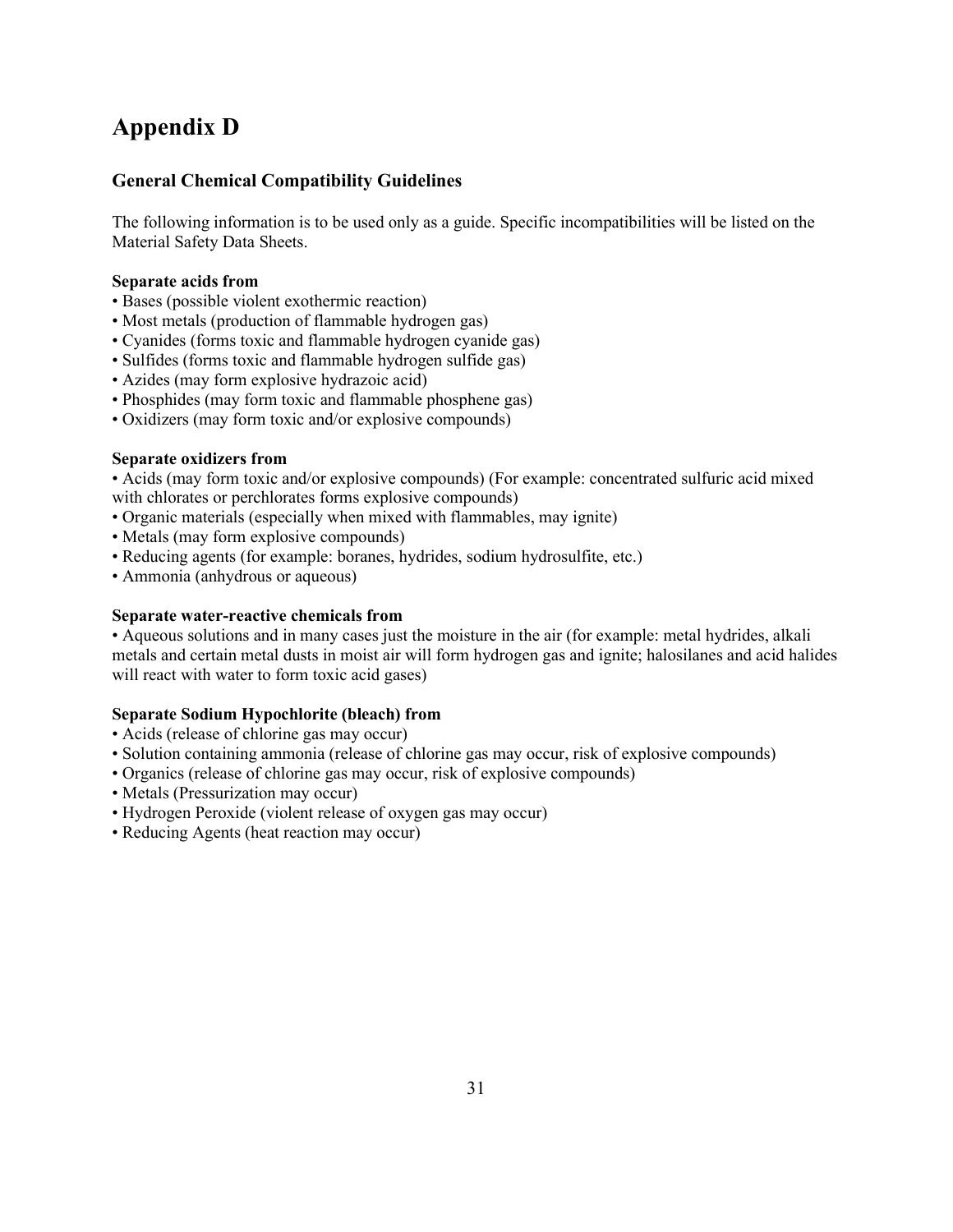# Appendix D

## General Chemical Compatibility Guidelines

The following information is to be used only as a guide. Specific incompatibilities will be listed on the Material Safety Data Sheets.

**Separate acids from**

- Bases (possible violent exothermic reaction)
- Most metals (production of flammable hydrogen gas)
- Cyanides (forms toxic and flammable hydrogen cyanide gas)
- Sulfides (forms toxic and flammable hydrogen sulfide gas)
- Azides (may form explosive hydrazoic acid)
- Phosphides (may form toxic and flammable phosphene gas)
- Oxidizers (may form toxic and/or explosive compounds)

**Separate oxidizers from**

- Acids (may form toxic and/or explosive compounds) (For example: concentrated sulfuric acid mixed with chlorates or perchlorates forms explosive compounds)
- Organic materials (especially when mixed with flammables, may ignite)
- Metals (may form explosive compounds)
- Reducing agents (for example: boranes, hydrides, sodium hydrosulfite, etc.)
- Ammonia (anhydrous or aqueous)

**Separate water-reactive chemicals from**

- Aqueous solutions and in many cases just the moisture in the air (for example: metal hydrides, alkali metals and certain metal dusts in moist air will form hydrogen gas and ignite; halosilanes and acid halides will react with water to form toxic acid gases)

**Separate Sodium Hypochlorite (bleach) from**

- Acids (release of chlorine gas may occur)
- Solution containing ammonia (release of chlorine gas may occur, risk of explosive compounds)
- Organics (release of chlorine gas may occur, risk of explosive compounds)
- Metals (Pressurization may occur)
- Hydrogen Peroxide (violent release of oxygen gas may occur)
- Reducing Agents (heat reaction may occur)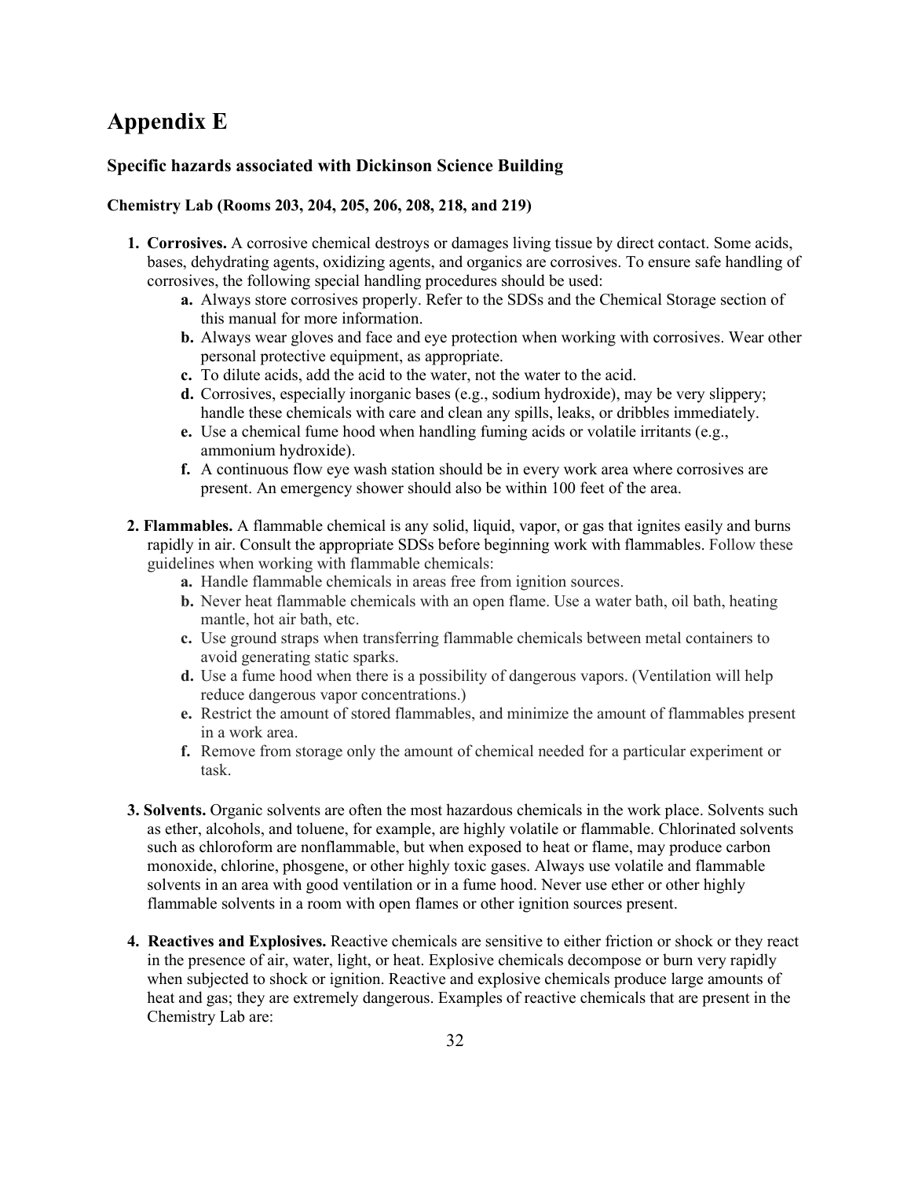# Appendix E

### Specific hazards associated with Dickinson Science Building

#### Chemistry Lab (Rooms 203, 204, 205, 206, 208, 218, and 219)

1. **Corrosives.** A corrosive chemical destroys or damages living tissue by direct contact. Some acids, bases, dehydrating agents, oxidizing agents, and organics are corrosives. To ensure safe handling of corrosives, the following special handling procedures should be used:
   - **a.** Always store corrosives properly. Refer to the SDSs and the Chemical Storage section of this manual for more information.
   - **b.** Always wear gloves and face and eye protection when working with corrosives. Wear other personal protective equipment, as appropriate.
   - **c.** To dilute acids, add the acid to the water, not the water to the acid.
   - **d.** Corrosives, especially inorganic bases (e.g., sodium hydroxide), may be very slippery; handle these chemicals with care and clean any spills, leaks, or dribbles immediately.
   - **e.** Use a chemical fume hood when handling fuming acids or volatile irritants (e.g., ammonium hydroxide).
   - **f.** A continuous flow eye wash station should be in every work area where corrosives are present. An emergency shower should also be within 100 feet of the area.

2. **Flammables.** A flammable chemical is any solid, liquid, vapor, or gas that ignites easily and burns rapidly in air. Consult the appropriate SDSs before beginning work with flammables. Follow these guidelines when working with flammable chemicals:
   - **a.** Handle flammable chemicals in areas free from ignition sources.
   - **b.** Never heat flammable chemicals with an open flame. Use a water bath, oil bath, heating mantle, hot air bath, etc.
   - **c.** Use ground straps when transferring flammable chemicals between metal containers to avoid generating static sparks.
   - **d.** Use a fume hood when there is a possibility of dangerous vapors. (Ventilation will help reduce dangerous vapor concentrations.)
   - **e.** Restrict the amount of stored flammables, and minimize the amount of flammables present in a work area.
   - **f.** Remove from storage only the amount of chemical needed for a particular experiment or task.

3. **Solvents.** Organic solvents are often the most hazardous chemicals in the work place. Solvents such as ether, alcohols, and toluene, for example, are highly volatile or flammable. Chlorinated solvents such as chloroform are nonflammable, but when exposed to heat or flame, may produce carbon monoxide, chlorine, phosgene, or other highly toxic gases. Always use volatile and flammable solvents in an area with good ventilation or in a fume hood. Never use ether or other highly flammable solvents in a room with open flames or other ignition sources present.

4. **Reactives and Explosives.** Reactive chemicals are sensitive to either friction or shock or they react in the presence of air, water, light, or heat. Explosive chemicals decompose or burn very rapidly when subjected to shock or ignition. Reactive and explosive chemicals produce large amounts of heat and gas; they are extremely dangerous. Examples of reactive chemicals that are present in the Chemistry Lab are: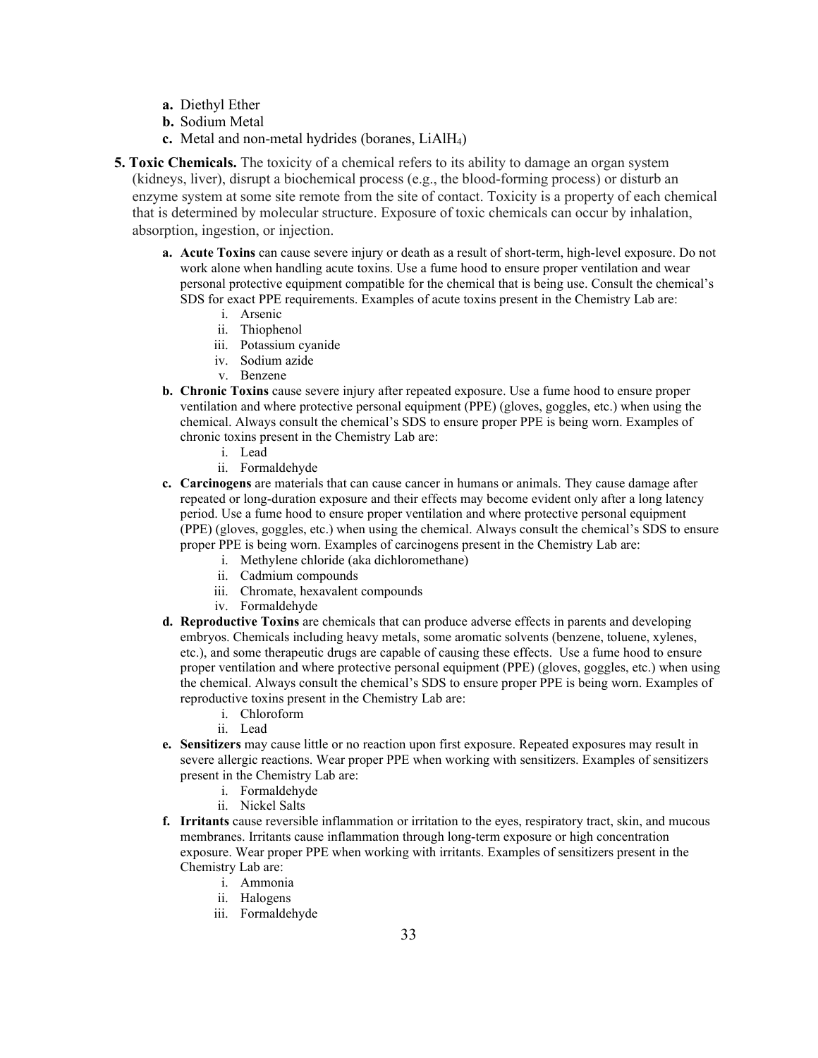a. Diethyl Ether
  b. Sodium Metal
  c. Metal and non-metal hydrides (boranes, $LiAlH_4$)

5. **Toxic Chemicals.** The toxicity of a chemical refers to its ability to damage an organ system (kidneys, liver), disrupt a biochemical process (e.g., the blood-forming process) or disturb an enzyme system at some site remote from the site of contact. Toxicity is a property of each chemical that is determined by molecular structure. Exposure of toxic chemicals can occur by inhalation, absorption, ingestion, or injection.

   a. **Acute Toxins** can cause severe injury or death as a result of short-term, high-level exposure. Do not work alone when handling acute toxins. Use a fume hood to ensure proper ventilation and wear personal protective equipment compatible for the chemical that is being use. Consult the chemical's SDS for exact PPE requirements. Examples of acute toxins present in the Chemistry Lab are:
      i. Arsenic
      ii. Thiophenol
      iii. Potassium cyanide
      iv. Sodium azide
      v. Benzene

   b. **Chronic Toxins** cause severe injury after repeated exposure. Use a fume hood to ensure proper ventilation and where protective personal equipment (PPE) (gloves, goggles, etc.) when using the chemical. Always consult the chemical's SDS to ensure proper PPE is being worn. Examples of chronic toxins present in the Chemistry Lab are:
      i. Lead
      ii. Formaldehyde

   c. **Carcinogens** are materials that can cause cancer in humans or animals. They cause damage after repeated or long-duration exposure and their effects may become evident only after a long latency period. Use a fume hood to ensure proper ventilation and where protective personal equipment (PPE) (gloves, goggles, etc.) when using the chemical. Always consult the chemical's SDS to ensure proper PPE is being worn. Examples of carcinogens present in the Chemistry Lab are:
      i. Methylene chloride (aka dichloromethane)
      ii. Cadmium compounds
      iii. Chromate, hexavalent compounds
      iv. Formaldehyde

   d. **Reproductive Toxins** are chemicals that can produce adverse effects in parents and developing embryos. Chemicals including heavy metals, some aromatic solvents (benzene, toluene, xylenes, etc.), and some therapeutic drugs are capable of causing these effects. Use a fume hood to ensure proper ventilation and where protective personal equipment (PPE) (gloves, goggles, etc.) when using the chemical. Always consult the chemical's SDS to ensure proper PPE is being worn. Examples of reproductive toxins present in the Chemistry Lab are:
      i. Chloroform
      ii. Lead

   e. **Sensitizers** may cause little or no reaction upon first exposure. Repeated exposures may result in severe allergic reactions. Wear proper PPE when working with sensitizers. Examples of sensitizers present in the Chemistry Lab are:
      i. Formaldehyde
      ii. Nickel Salts

   f. **Irritants** cause reversible inflammation or irritation to the eyes, respiratory tract, skin, and mucous membranes. Irritants cause inflammation through long-term exposure or high concentration exposure. Wear proper PPE when working with irritants. Examples of sensitizers present in the Chemistry Lab are:
      i. Ammonia
      ii. Halogens
      iii. Formaldehyde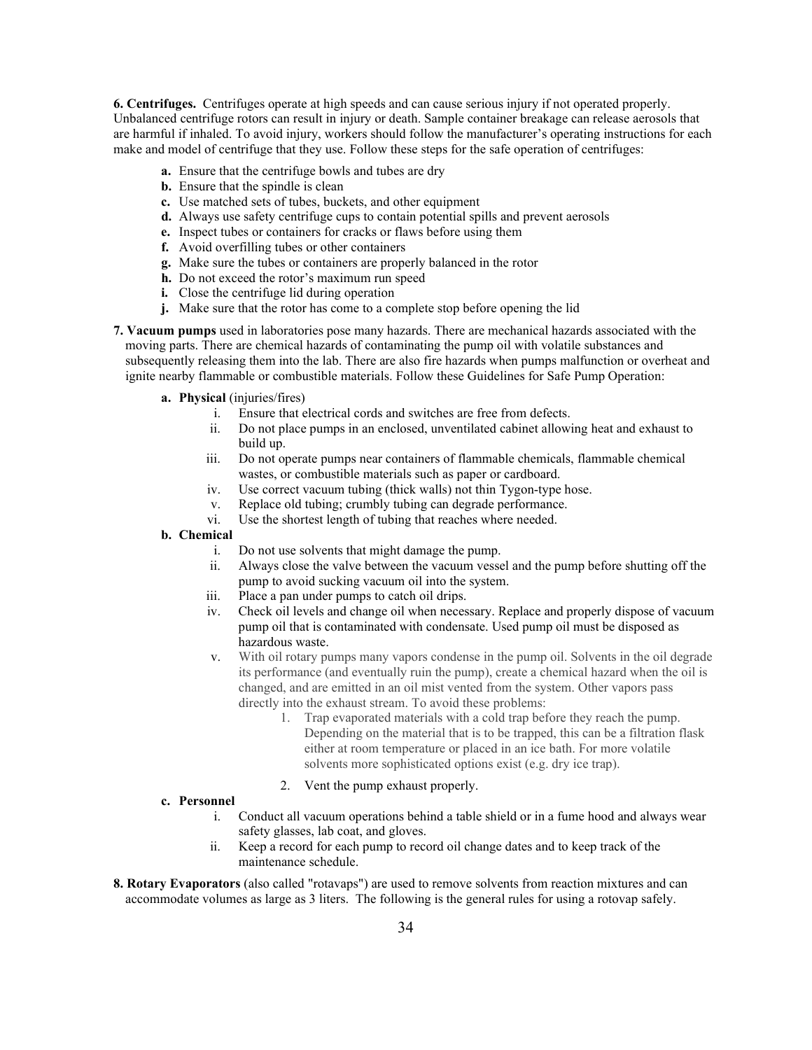**6. Centrifuges.** Centrifuges operate at high speeds and can cause serious injury if not operated properly. Unbalanced centrifuge rotors can result in injury or death. Sample container breakage can release aerosols that are harmful if inhaled. To avoid injury, workers should follow the manufacturer's operating instructions for each make and model of centrifuge that they use. Follow these steps for the safe operation of centrifuges:

- **a.** Ensure that the centrifuge bowls and tubes are dry
- **b.** Ensure that the spindle is clean
- **c.** Use matched sets of tubes, buckets, and other equipment
- **d.** Always use safety centrifuge cups to contain potential spills and prevent aerosols
- **e.** Inspect tubes or containers for cracks or flaws before using them
- **f.** Avoid overfilling tubes or other containers
- **g.** Make sure the tubes or containers are properly balanced in the rotor
- **h.** Do not exceed the rotor's maximum run speed
- **i.** Close the centrifuge lid during operation
- **j.** Make sure that the rotor has come to a complete stop before opening the lid

**7. Vacuum pumps** used in laboratories pose many hazards. There are mechanical hazards associated with the moving parts. There are chemical hazards of contaminating the pump oil with volatile substances and subsequently releasing them into the lab. There are also fire hazards when pumps malfunction or overheat and ignite nearby flammable or combustible materials. Follow these Guidelines for Safe Pump Operation:

- **a. Physical** (injuries/fires)
  - i. Ensure that electrical cords and switches are free from defects.
  - ii. Do not place pumps in an enclosed, unventilated cabinet allowing heat and exhaust to build up.
  - iii. Do not operate pumps near containers of flammable chemicals, flammable chemical wastes, or combustible materials such as paper or cardboard.
  - iv. Use correct vacuum tubing (thick walls) not thin Tygon-type hose.
  - v. Replace old tubing; crumbly tubing can degrade performance.
  - vi. Use the shortest length of tubing that reaches where needed.
- **b. Chemical**
  - i. Do not use solvents that might damage the pump.
  - ii. Always close the valve between the vacuum vessel and the pump before shutting off the pump to avoid sucking vacuum oil into the system.
  - iii. Place a pan under pumps to catch oil drips.
  - iv. Check oil levels and change oil when necessary. Replace and properly dispose of vacuum pump oil that is contaminated with condensate. Used pump oil must be disposed as hazardous waste.
  - v. With oil rotary pumps many vapors condense in the pump oil. Solvents in the oil degrade its performance (and eventually ruin the pump), create a chemical hazard when the oil is changed, and are emitted in an oil mist vented from the system. Other vapors pass directly into the exhaust stream. To avoid these problems:
    1. Trap evaporated materials with a cold trap before they reach the pump. Depending on the material that is to be trapped, this can be a filtration flask either at room temperature or placed in an ice bath. For more volatile solvents more sophisticated options exist (e.g. dry ice trap).
    2. Vent the pump exhaust properly.
- **c. Personnel**
  - i. Conduct all vacuum operations behind a table shield or in a fume hood and always wear safety glasses, lab coat, and gloves.
  - ii. Keep a record for each pump to record oil change dates and to keep track of the maintenance schedule.

**8. Rotary Evaporators** (also called "rotavaps") are used to remove solvents from reaction mixtures and can accommodate volumes as large as 3 liters. The following is the general rules for using a rotovap safely.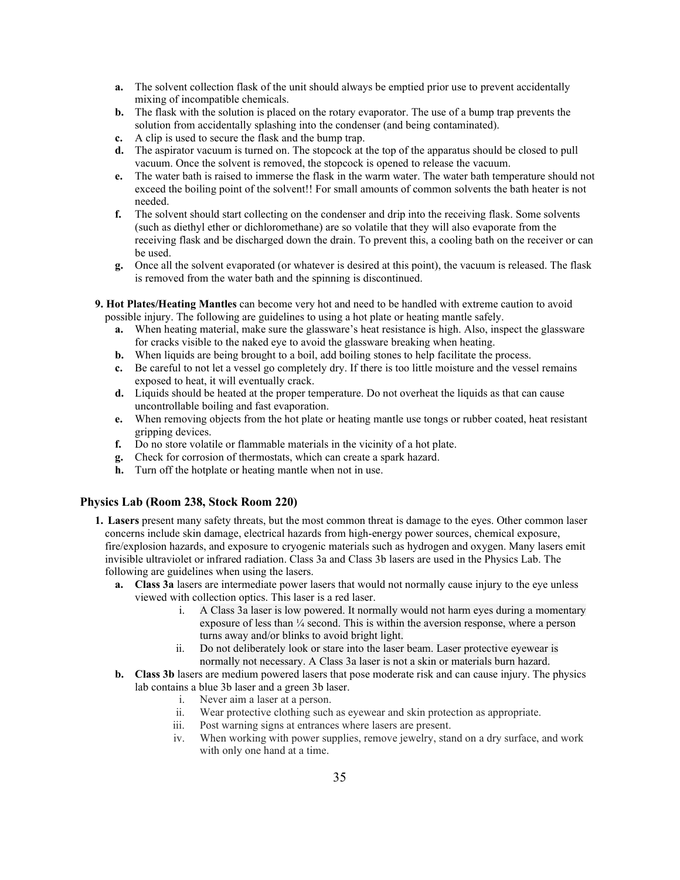a. The solvent collection flask of the unit should always be emptied prior use to prevent accidentally mixing of incompatible chemicals.
b. The flask with the solution is placed on the rotary evaporator. The use of a bump trap prevents the solution from accidentally splashing into the condenser (and being contaminated).
c. A clip is used to secure the flask and the bump trap.
d. The aspirator vacuum is turned on. The stopcock at the top of the apparatus should be closed to pull vacuum. Once the solvent is removed, the stopcock is opened to release the vacuum.
e. The water bath is raised to immerse the flask in the warm water. The water bath temperature should not exceed the boiling point of the solvent!! For small amounts of common solvents the bath heater is not needed.
f. The solvent should start collecting on the condenser and drip into the receiving flask. Some solvents (such as diethyl ether or dichloromethane) are so volatile that they will also evaporate from the receiving flask and be discharged down the drain. To prevent this, a cooling bath on the receiver or can be used.
g. Once all the solvent evaporated (or whatever is desired at this point), the vacuum is released. The flask is removed from the water bath and the spinning is discontinued.

**9. Hot Plates/Heating Mantles** can become very hot and need to be handled with extreme caution to avoid possible injury. The following are guidelines to using a hot plate or heating mantle safely.

a. When heating material, make sure the glassware's heat resistance is high. Also, inspect the glassware for cracks visible to the naked eye to avoid the glassware breaking when heating.
b. When liquids are being brought to a boil, add boiling stones to help facilitate the process.
c. Be careful to not let a vessel go completely dry. If there is too little moisture and the vessel remains exposed to heat, it will eventually crack.
d. Liquids should be heated at the proper temperature. Do not overheat the liquids as that can cause uncontrollable boiling and fast evaporation.
e. When removing objects from the hot plate or heating mantle use tongs or rubber coated, heat resistant gripping devices.
f. Do no store volatile or flammable materials in the vicinity of a hot plate.
g. Check for corrosion of thermostats, which can create a spark hazard.
h. Turn off the hotplate or heating mantle when not in use.

### Physics Lab (Room 238, Stock Room 220)

**1. Lasers** present many safety threats, but the most common threat is damage to the eyes. Other common laser concerns include skin damage, electrical hazards from high-energy power sources, chemical exposure, fire/explosion hazards, and exposure to cryogenic materials such as hydrogen and oxygen. Many lasers emit invisible ultraviolet or infrared radiation. Class 3a and Class 3b lasers are used in the Physics Lab. The following are guidelines when using the lasers.

a. **Class 3a** lasers are intermediate power lasers that would not normally cause injury to the eye unless viewed with collection optics. This laser is a red laser.
   i. A Class 3a laser is low powered. It normally would not harm eyes during a momentary exposure of less than ¼ second. This is within the aversion response, where a person turns away and/or blinks to avoid bright light.
   ii. Do not deliberately look or stare into the laser beam. Laser protective eyewear is normally not necessary. A Class 3a laser is not a skin or materials burn hazard.

b. **Class 3b** lasers are medium powered lasers that pose moderate risk and can cause injury. The physics lab contains a blue 3b laser and a green 3b laser.
   i. Never aim a laser at a person.
   ii. Wear protective clothing such as eyewear and skin protection as appropriate.
   iii. Post warning signs at entrances where lasers are present.
   iv. When working with power supplies, remove jewelry, stand on a dry surface, and work with only one hand at a time.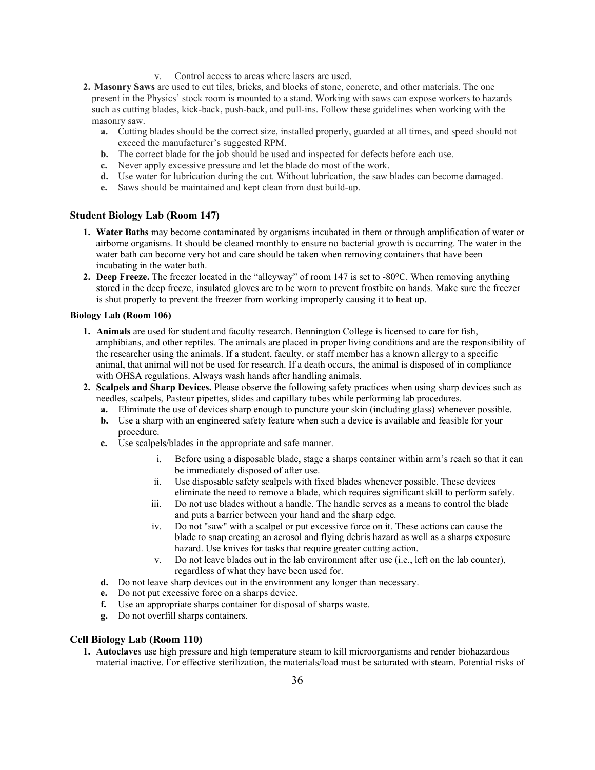v. Control access to areas where lasers are used.

2. **Masonry Saws** are used to cut tiles, bricks, and blocks of stone, concrete, and other materials. The one present in the Physics' stock room is mounted to a stand. Working with saws can expose workers to hazards such as cutting blades, kick-back, push-back, and pull-ins. Follow these guidelines when working with the masonry saw.
   - **a.** Cutting blades should be the correct size, installed properly, guarded at all times, and speed should not exceed the manufacturer's suggested RPM.
   - **b.** The correct blade for the job should be used and inspected for defects before each use.
   - **c.** Never apply excessive pressure and let the blade do most of the work.
   - **d.** Use water for lubrication during the cut. Without lubrication, the saw blades can become damaged.
   - **e.** Saws should be maintained and kept clean from dust build-up.

### Student Biology Lab (Room 147)

1. **Water Baths** may become contaminated by organisms incubated in them or through amplification of water or airborne organisms. It should be cleaned monthly to ensure no bacterial growth is occurring. The water in the water bath can become very hot and care should be taken when removing containers that have been incubating in the water bath.
2. **Deep Freeze.** The freezer located in the "alleyway" of room 147 is set to -80°C. When removing anything stored in the deep freeze, insulated gloves are to be worn to prevent frostbite on hands. Make sure the freezer is shut properly to prevent the freezer from working improperly causing it to heat up.

#### Biology Lab (Room 106)

1. **Animals** are used for student and faculty research. Bennington College is licensed to care for fish, amphibians, and other reptiles. The animals are placed in proper living conditions and are the responsibility of the researcher using the animals. If a student, faculty, or staff member has a known allergy to a specific animal, that animal will not be used for research. If a death occurs, the animal is disposed of in compliance with OHSA regulations. Always wash hands after handling animals.
2. **Scalpels and Sharp Devices.** Please observe the following safety practices when using sharp devices such as needles, scalpels, Pasteur pipettes, slides and capillary tubes while performing lab procedures.
   - **a.** Eliminate the use of devices sharp enough to puncture your skin (including glass) whenever possible.
   - **b.** Use a sharp with an engineered safety feature when such a device is available and feasible for your procedure.
   - **c.** Use scalpels/blades in the appropriate and safe manner.
     - i. Before using a disposable blade, stage a sharps container within arm's reach so that it can be immediately disposed of after use.
     - ii. Use disposable safety scalpels with fixed blades whenever possible. These devices eliminate the need to remove a blade, which requires significant skill to perform safely.
     - iii. Do not use blades without a handle. The handle serves as a means to control the blade and puts a barrier between your hand and the sharp edge.
     - iv. Do not "saw" with a scalpel or put excessive force on it. These actions can cause the blade to snap creating an aerosol and flying debris hazard as well as a sharps exposure hazard. Use knives for tasks that require greater cutting action.
     - v. Do not leave blades out in the lab environment after use (i.e., left on the lab counter), regardless of what they have been used for.
   - **d.** Do not leave sharp devices out in the environment any longer than necessary.
   - **e.** Do not put excessive force on a sharps device.
   - **f.** Use an appropriate sharps container for disposal of sharps waste.
   - **g.** Do not overfill sharps containers.

### Cell Biology Lab (Room 110)

1. **Autoclaves** use high pressure and high temperature steam to kill microorganisms and render biohazardous material inactive. For effective sterilization, the materials/load must be saturated with steam. Potential risks of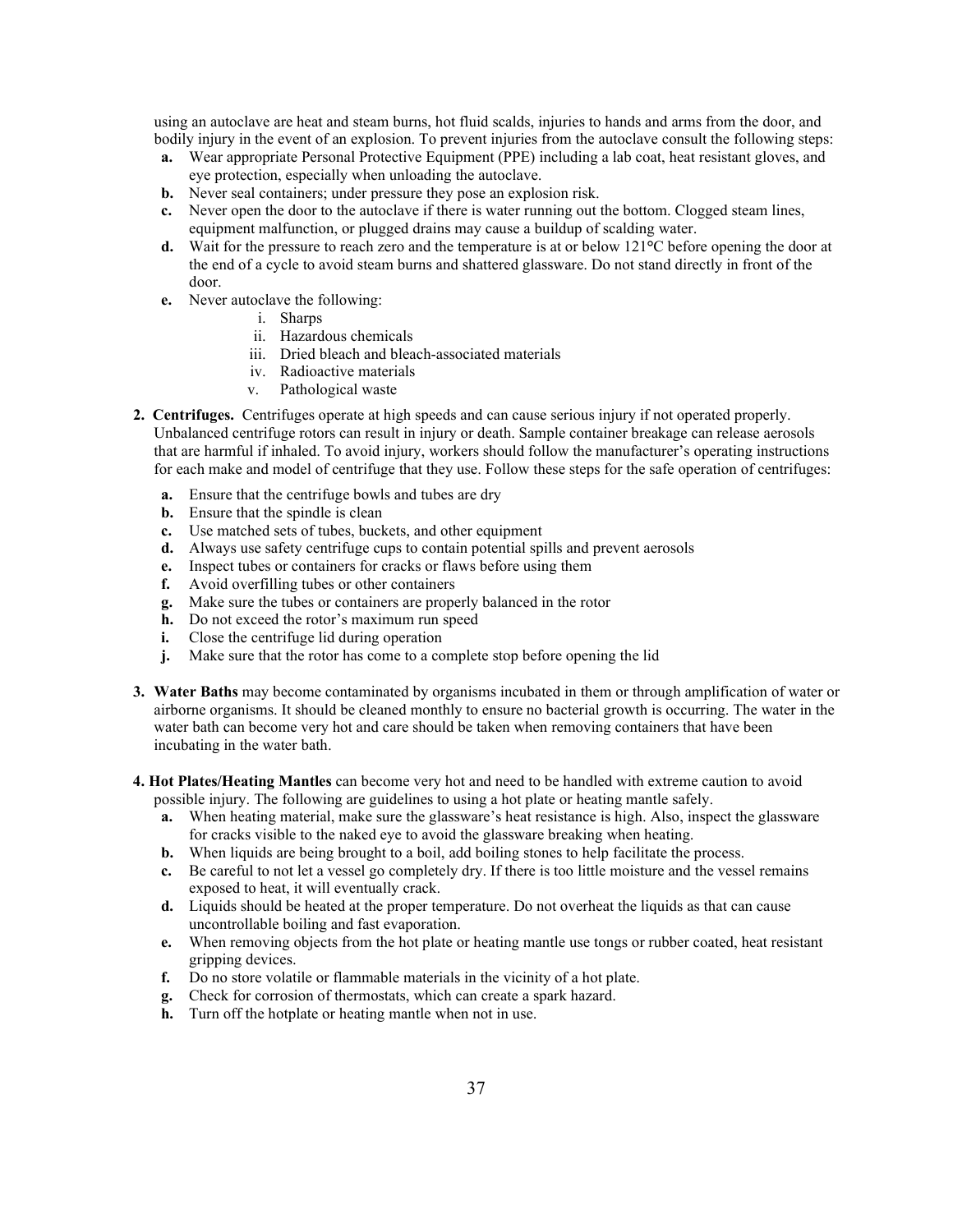using an autoclave are heat and steam burns, hot fluid scalds, injuries to hands and arms from the door, and bodily injury in the event of an explosion. To prevent injuries from the autoclave consult the following steps:

- **a.** Wear appropriate Personal Protective Equipment (PPE) including a lab coat, heat resistant gloves, and eye protection, especially when unloading the autoclave.
- **b.** Never seal containers; under pressure they pose an explosion risk.
- **c.** Never open the door to the autoclave if there is water running out the bottom. Clogged steam lines, equipment malfunction, or plugged drains may cause a buildup of scalding water.
- **d.** Wait for the pressure to reach zero and the temperature is at or below 121°C before opening the door at the end of a cycle to avoid steam burns and shattered glassware. Do not stand directly in front of the door.
- **e.** Never autoclave the following:
    - i. Sharps
    - ii. Hazardous chemicals
    - iii. Dried bleach and bleach-associated materials
    - iv. Radioactive materials
    - v. Pathological waste

**2. Centrifuges.** Centrifuges operate at high speeds and can cause serious injury if not operated properly. Unbalanced centrifuge rotors can result in injury or death. Sample container breakage can release aerosols that are harmful if inhaled. To avoid injury, workers should follow the manufacturer's operating instructions for each make and model of centrifuge that they use. Follow these steps for the safe operation of centrifuges:

- **a.** Ensure that the centrifuge bowls and tubes are dry
- **b.** Ensure that the spindle is clean
- **c.** Use matched sets of tubes, buckets, and other equipment
- **d.** Always use safety centrifuge cups to contain potential spills and prevent aerosols
- **e.** Inspect tubes or containers for cracks or flaws before using them
- **f.** Avoid overfilling tubes or other containers
- **g.** Make sure the tubes or containers are properly balanced in the rotor
- **h.** Do not exceed the rotor's maximum run speed
- **i.** Close the centrifuge lid during operation
- **j.** Make sure that the rotor has come to a complete stop before opening the lid

**3. Water Baths** may become contaminated by organisms incubated in them or through amplification of water or airborne organisms. It should be cleaned monthly to ensure no bacterial growth is occurring. The water in the water bath can become very hot and care should be taken when removing containers that have been incubating in the water bath.

**4. Hot Plates/Heating Mantles** can become very hot and need to be handled with extreme caution to avoid possible injury. The following are guidelines to using a hot plate or heating mantle safely.

- **a.** When heating material, make sure the glassware's heat resistance is high. Also, inspect the glassware for cracks visible to the naked eye to avoid the glassware breaking when heating.
- **b.** When liquids are being brought to a boil, add boiling stones to help facilitate the process.
- **c.** Be careful to not let a vessel go completely dry. If there is too little moisture and the vessel remains exposed to heat, it will eventually crack.
- **d.** Liquids should be heated at the proper temperature. Do not overheat the liquids as that can cause uncontrollable boiling and fast evaporation.
- **e.** When removing objects from the hot plate or heating mantle use tongs or rubber coated, heat resistant gripping devices.
- **f.** Do no store volatile or flammable materials in the vicinity of a hot plate.
- **g.** Check for corrosion of thermostats, which can create a spark hazard.
- **h.** Turn off the hotplate or heating mantle when not in use.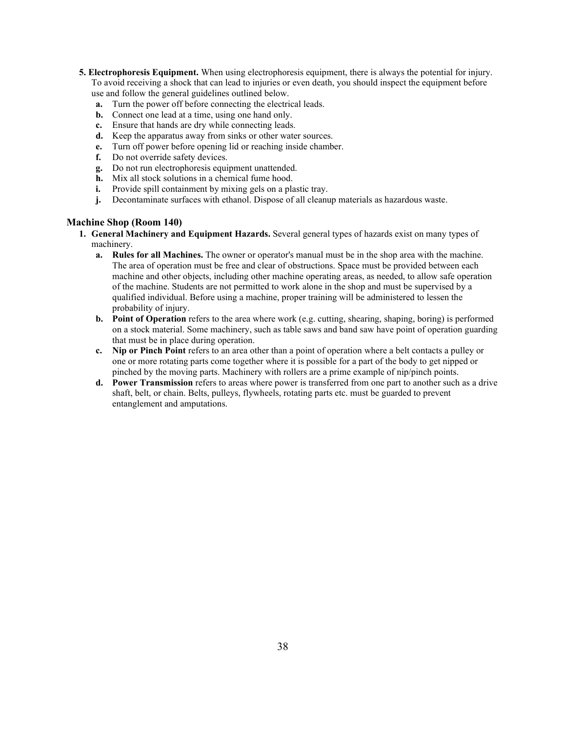5. **Electrophoresis Equipment.** When using electrophoresis equipment, there is always the potential for injury. To avoid receiving a shock that can lead to injuries or even death, you should inspect the equipment before use and follow the general guidelines outlined below.
   - **a.** Turn the power off before connecting the electrical leads.
   - **b.** Connect one lead at a time, using one hand only.
   - **c.** Ensure that hands are dry while connecting leads.
   - **d.** Keep the apparatus away from sinks or other water sources.
   - **e.** Turn off power before opening lid or reaching inside chamber.
   - **f.** Do not override safety devices.
   - **g.** Do not run electrophoresis equipment unattended.
   - **h.** Mix all stock solutions in a chemical fume hood.
   - **i.** Provide spill containment by mixing gels on a plastic tray.
   - **j.** Decontaminate surfaces with ethanol. Dispose of all cleanup materials as hazardous waste.

## Machine Shop (Room 140)

1. **General Machinery and Equipment Hazards.** Several general types of hazards exist on many types of machinery.
   - **a. Rules for all Machines.** The owner or operator's manual must be in the shop area with the machine. The area of operation must be free and clear of obstructions. Space must be provided between each machine and other objects, including other machine operating areas, as needed, to allow safe operation of the machine. Students are not permitted to work alone in the shop and must be supervised by a qualified individual. Before using a machine, proper training will be administered to lessen the probability of injury.
   - **b. Point of Operation** refers to the area where work (e.g. cutting, shearing, shaping, boring) is performed on a stock material. Some machinery, such as table saws and band saw have point of operation guarding that must be in place during operation.
   - **c. Nip or Pinch Point** refers to an area other than a point of operation where a belt contacts a pulley or one or more rotating parts come together where it is possible for a part of the body to get nipped or pinched by the moving parts. Machinery with rollers are a prime example of nip/pinch points.
   - **d. Power Transmission** refers to areas where power is transferred from one part to another such as a drive shaft, belt, or chain. Belts, pulleys, flywheels, rotating parts etc. must be guarded to prevent entanglement and amputations.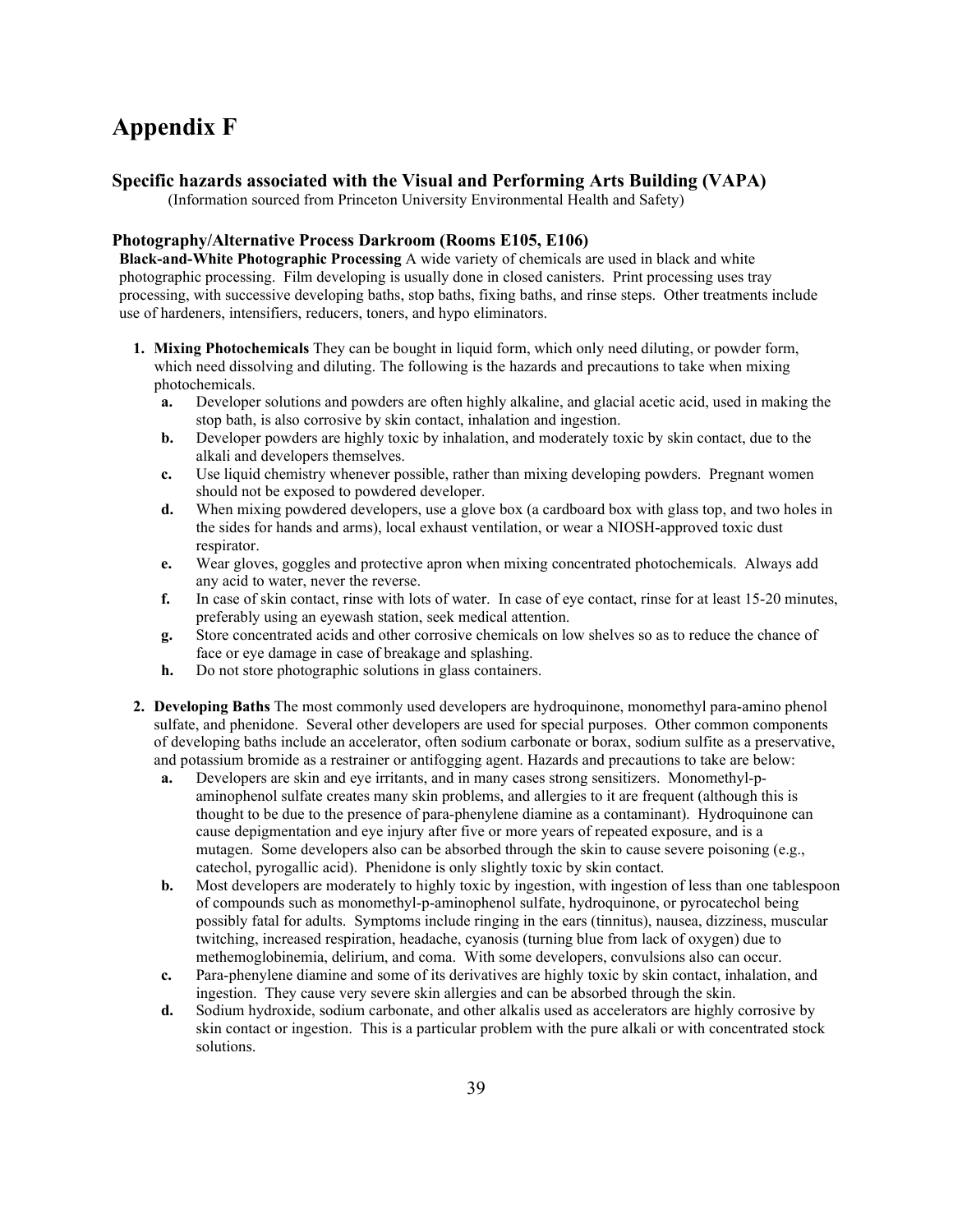# Appendix F

### Specific hazards associated with the Visual and Performing Arts Building (VAPA)

(Information sourced from Princeton University Environmental Health and Safety)

### Photography/Alternative Process Darkroom (Rooms E105, E106)

**Black-and-White Photographic Processing** A wide variety of chemicals are used in black and white photographic processing. Film developing is usually done in closed canisters. Print processing uses tray processing, with successive developing baths, stop baths, fixing baths, and rinse steps. Other treatments include use of hardeners, intensifiers, reducers, toners, and hypo eliminators.

1. **Mixing Photochemicals** They can be bought in liquid form, which only need diluting, or powder form, which need dissolving and diluting. The following is the hazards and precautions to take when mixing photochemicals.
   a. Developer solutions and powders are often highly alkaline, and glacial acetic acid, used in making the stop bath, is also corrosive by skin contact, inhalation and ingestion.
   b. Developer powders are highly toxic by inhalation, and moderately toxic by skin contact, due to the alkali and developers themselves.
   c. Use liquid chemistry whenever possible, rather than mixing developing powders. Pregnant women should not be exposed to powdered developer.
   d. When mixing powdered developers, use a glove box (a cardboard box with glass top, and two holes in the sides for hands and arms), local exhaust ventilation, or wear a NIOSH-approved toxic dust respirator.
   e. Wear gloves, goggles and protective apron when mixing concentrated photochemicals. Always add any acid to water, never the reverse.
   f. In case of skin contact, rinse with lots of water. In case of eye contact, rinse for at least 15-20 minutes, preferably using an eyewash station, seek medical attention.
   g. Store concentrated acids and other corrosive chemicals on low shelves so as to reduce the chance of face or eye damage in case of breakage and splashing.
   h. Do not store photographic solutions in glass containers.

2. **Developing Baths** The most commonly used developers are hydroquinone, monomethyl para-amino phenol sulfate, and phenidone. Several other developers are used for special purposes. Other common components of developing baths include an accelerator, often sodium carbonate or borax, sodium sulfite as a preservative, and potassium bromide as a restrainer or antifogging agent. Hazards and precautions to take are below:
   a. Developers are skin and eye irritants, and in many cases strong sensitizers. Monomethyl-p-aminophenol sulfate creates many skin problems, and allergies to it are frequent (although this is thought to be due to the presence of para-phenylene diamine as a contaminant). Hydroquinone can cause depigmentation and eye injury after five or more years of repeated exposure, and is a mutagen. Some developers also can be absorbed through the skin to cause severe poisoning (e.g., catechol, pyrogallic acid). Phenidone is only slightly toxic by skin contact.
   b. Most developers are moderately to highly toxic by ingestion, with ingestion of less than one tablespoon of compounds such as monomethyl-p-aminophenol sulfate, hydroquinone, or pyrocatechol being possibly fatal for adults. Symptoms include ringing in the ears (tinnitus), nausea, dizziness, muscular twitching, increased respiration, headache, cyanosis (turning blue from lack of oxygen) due to methemoglobinemia, delirium, and coma. With some developers, convulsions also can occur.
   c. Para-phenylene diamine and some of its derivatives are highly toxic by skin contact, inhalation, and ingestion. They cause very severe skin allergies and can be absorbed through the skin.
   d. Sodium hydroxide, sodium carbonate, and other alkalis used as accelerators are highly corrosive by skin contact or ingestion. This is a particular problem with the pure alkali or with concentrated stock solutions.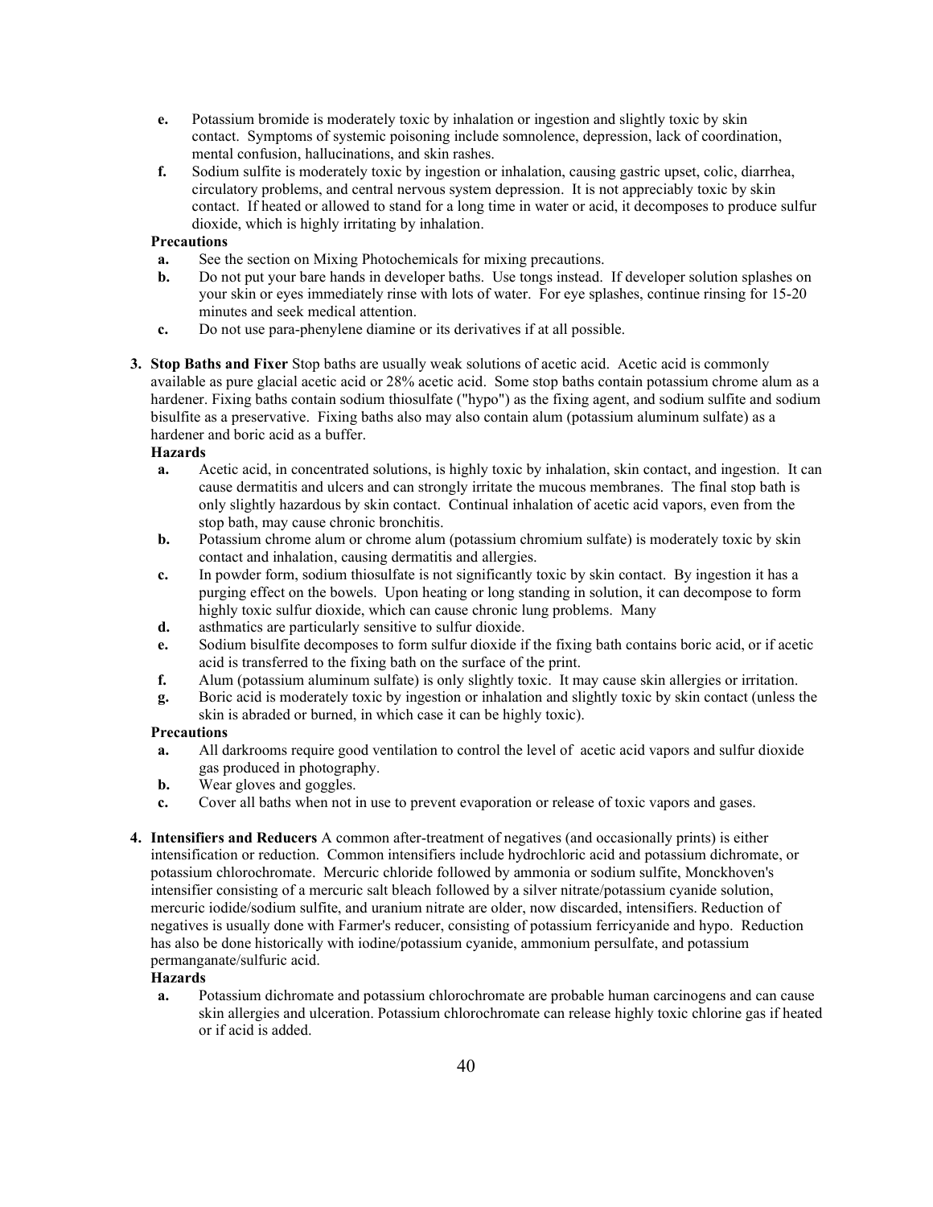e. Potassium bromide is moderately toxic by inhalation or ingestion and slightly toxic by skin contact. Symptoms of systemic poisoning include somnolence, depression, lack of coordination, mental confusion, hallucinations, and skin rashes.

f. Sodium sulfite is moderately toxic by ingestion or inhalation, causing gastric upset, colic, diarrhea, circulatory problems, and central nervous system depression. It is not appreciably toxic by skin contact. If heated or allowed to stand for a long time in water or acid, it decomposes to produce sulfur dioxide, which is highly irritating by inhalation.

**Precautions**

a. See the section on Mixing Photochemicals for mixing precautions.

b. Do not put your bare hands in developer baths. Use tongs instead. If developer solution splashes on your skin or eyes immediately rinse with lots of water. For eye splashes, continue rinsing for 15-20 minutes and seek medical attention.

c. Do not use para-phenylene diamine or its derivatives if at all possible.

3. **Stop Baths and Fixer** Stop baths are usually weak solutions of acetic acid. Acetic acid is commonly available as pure glacial acetic acid or 28% acetic acid. Some stop baths contain potassium chrome alum as a hardener. Fixing baths contain sodium thiosulfate ("hypo") as the fixing agent, and sodium sulfite and sodium bisulfite as a preservative. Fixing baths also may also contain alum (potassium aluminum sulfate) as a hardener and boric acid as a buffer.

**Hazards**

a. Acetic acid, in concentrated solutions, is highly toxic by inhalation, skin contact, and ingestion. It can cause dermatitis and ulcers and can strongly irritate the mucous membranes. The final stop bath is only slightly hazardous by skin contact. Continual inhalation of acetic acid vapors, even from the stop bath, may cause chronic bronchitis.

b. Potassium chrome alum or chrome alum (potassium chromium sulfate) is moderately toxic by skin contact and inhalation, causing dermatitis and allergies.

c. In powder form, sodium thiosulfate is not significantly toxic by skin contact. By ingestion it has a purging effect on the bowels. Upon heating or long standing in solution, it can decompose to form highly toxic sulfur dioxide, which can cause chronic lung problems. Many

d. asthmatics are particularly sensitive to sulfur dioxide.

e. Sodium bisulfite decomposes to form sulfur dioxide if the fixing bath contains boric acid, or if acetic acid is transferred to the fixing bath on the surface of the print.

f. Alum (potassium aluminum sulfate) is only slightly toxic. It may cause skin allergies or irritation.

g. Boric acid is moderately toxic by ingestion or inhalation and slightly toxic by skin contact (unless the skin is abraded or burned, in which case it can be highly toxic).

**Precautions**

a. All darkrooms require good ventilation to control the level of acetic acid vapors and sulfur dioxide gas produced in photography.

b. Wear gloves and goggles.

c. Cover all baths when not in use to prevent evaporation or release of toxic vapors and gases.

4. **Intensifiers and Reducers** A common after-treatment of negatives (and occasionally prints) is either intensification or reduction. Common intensifiers include hydrochloric acid and potassium dichromate, or potassium chlorochromate. Mercuric chloride followed by ammonia or sodium sulfite, Monckhoven's intensifier consisting of a mercuric salt bleach followed by a silver nitrate/potassium cyanide solution, mercuric iodide/sodium sulfite, and uranium nitrate are older, now discarded, intensifiers. Reduction of negatives is usually done with Farmer's reducer, consisting of potassium ferricyanide and hypo. Reduction has also be done historically with iodine/potassium cyanide, ammonium persulfate, and potassium permanganate/sulfuric acid.

**Hazards**

a. Potassium dichromate and potassium chlorochromate are probable human carcinogens and can cause skin allergies and ulceration. Potassium chlorochromate can release highly toxic chlorine gas if heated or if acid is added.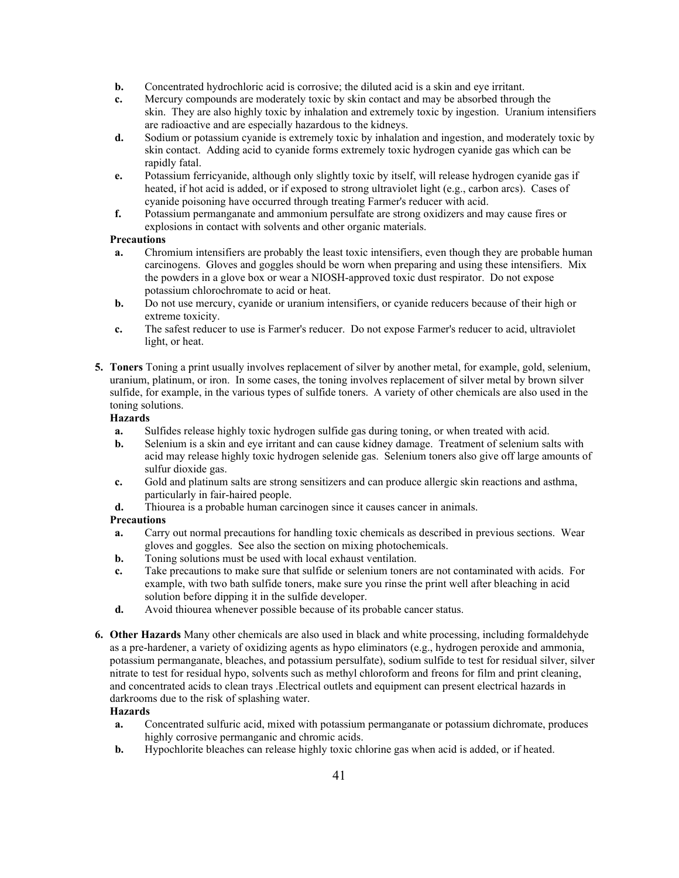- **b.** Concentrated hydrochloric acid is corrosive; the diluted acid is a skin and eye irritant.
- **c.** Mercury compounds are moderately toxic by skin contact and may be absorbed through the skin. They are also highly toxic by inhalation and extremely toxic by ingestion. Uranium intensifiers are radioactive and are especially hazardous to the kidneys.
- **d.** Sodium or potassium cyanide is extremely toxic by inhalation and ingestion, and moderately toxic by skin contact. Adding acid to cyanide forms extremely toxic hydrogen cyanide gas which can be rapidly fatal.
- **e.** Potassium ferricyanide, although only slightly toxic by itself, will release hydrogen cyanide gas if heated, if hot acid is added, or if exposed to strong ultraviolet light (e.g., carbon arcs). Cases of cyanide poisoning have occurred through treating Farmer's reducer with acid.
- **f.** Potassium permanganate and ammonium persulfate are strong oxidizers and may cause fires or explosions in contact with solvents and other organic materials.

**Precautions**

- **a.** Chromium intensifiers are probably the least toxic intensifiers, even though they are probable human carcinogens. Gloves and goggles should be worn when preparing and using these intensifiers. Mix the powders in a glove box or wear a NIOSH-approved toxic dust respirator. Do not expose potassium chlorochromate to acid or heat.
- **b.** Do not use mercury, cyanide or uranium intensifiers, or cyanide reducers because of their high or extreme toxicity.
- **c.** The safest reducer to use is Farmer's reducer. Do not expose Farmer's reducer to acid, ultraviolet light, or heat.

**5. Toners** Toning a print usually involves replacement of silver by another metal, for example, gold, selenium, uranium, platinum, or iron. In some cases, the toning involves replacement of silver metal by brown silver sulfide, for example, in the various types of sulfide toners. A variety of other chemicals are also used in the toning solutions.

**Hazards**

- **a.** Sulfides release highly toxic hydrogen sulfide gas during toning, or when treated with acid.
- **b.** Selenium is a skin and eye irritant and can cause kidney damage. Treatment of selenium salts with acid may release highly toxic hydrogen selenide gas. Selenium toners also give off large amounts of sulfur dioxide gas.
- **c.** Gold and platinum salts are strong sensitizers and can produce allergic skin reactions and asthma, particularly in fair-haired people.
- **d.** Thiourea is a probable human carcinogen since it causes cancer in animals.

**Precautions**

- **a.** Carry out normal precautions for handling toxic chemicals as described in previous sections. Wear gloves and goggles. See also the section on mixing photochemicals.
- **b.** Toning solutions must be used with local exhaust ventilation.
- **c.** Take precautions to make sure that sulfide or selenium toners are not contaminated with acids. For example, with two bath sulfide toners, make sure you rinse the print well after bleaching in acid solution before dipping it in the sulfide developer.
- **d.** Avoid thiourea whenever possible because of its probable cancer status.

**6. Other Hazards** Many other chemicals are also used in black and white processing, including formaldehyde as a pre-hardener, a variety of oxidizing agents as hypo eliminators (e.g., hydrogen peroxide and ammonia, potassium permanganate, bleaches, and potassium persulfate), sodium sulfide to test for residual silver, silver nitrate to test for residual hypo, solvents such as methyl chloroform and freons for film and print cleaning, and concentrated acids to clean trays .Electrical outlets and equipment can present electrical hazards in darkrooms due to the risk of splashing water.

**Hazards**

- **a.** Concentrated sulfuric acid, mixed with potassium permanganate or potassium dichromate, produces highly corrosive permanganic and chromic acids.
- **b.** Hypochlorite bleaches can release highly toxic chlorine gas when acid is added, or if heated.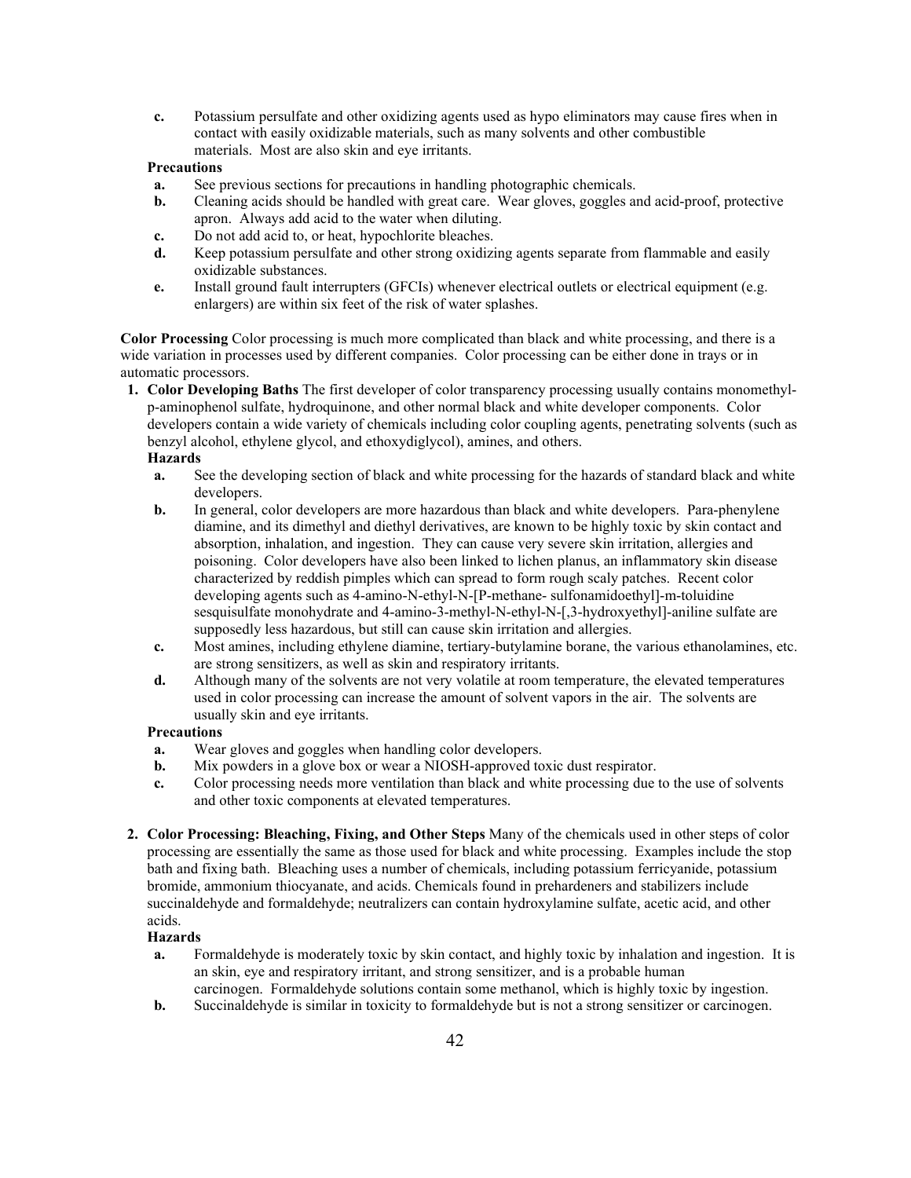c. Potassium persulfate and other oxidizing agents used as hypo eliminators may cause fires when in contact with easily oxidizable materials, such as many solvents and other combustible materials. Most are also skin and eye irritants.

**Precautions**

- **a.** See previous sections for precautions in handling photographic chemicals.
- **b.** Cleaning acids should be handled with great care. Wear gloves, goggles and acid-proof, protective apron. Always add acid to the water when diluting.
- **c.** Do not add acid to, or heat, hypochlorite bleaches.
- **d.** Keep potassium persulfate and other strong oxidizing agents separate from flammable and easily oxidizable substances.
- **e.** Install ground fault interrupters (GFCIs) whenever electrical outlets or electrical equipment (e.g. enlargers) are within six feet of the risk of water splashes.

**Color Processing** Color processing is much more complicated than black and white processing, and there is a wide variation in processes used by different companies. Color processing can be either done in trays or in automatic processors.

1. **Color Developing Baths** The first developer of color transparency processing usually contains monomethyl-p-aminophenol sulfate, hydroquinone, and other normal black and white developer components. Color developers contain a wide variety of chemicals including color coupling agents, penetrating solvents (such as benzyl alcohol, ethylene glycol, and ethoxydiglycol), amines, and others.

   **Hazards**

   - **a.** See the developing section of black and white processing for the hazards of standard black and white developers.
   - **b.** In general, color developers are more hazardous than black and white developers. Para-phenylene diamine, and its dimethyl and diethyl derivatives, are known to be highly toxic by skin contact and absorption, inhalation, and ingestion. They can cause very severe skin irritation, allergies and poisoning. Color developers have also been linked to lichen planus, an inflammatory skin disease characterized by reddish pimples which can spread to form rough scaly patches. Recent color developing agents such as 4-amino-N-ethyl-N-[P-methane- sulfonamidoethyl]-m-toluidine sesquisulfate monohydrate and 4-amino-3-methyl-N-ethyl-N-[,3-hydroxyethyl]-aniline sulfate are supposedly less hazardous, but still can cause skin irritation and allergies.
   - **c.** Most amines, including ethylene diamine, tertiary-butylamine borane, the various ethanolamines, etc. are strong sensitizers, as well as skin and respiratory irritants.
   - **d.** Although many of the solvents are not very volatile at room temperature, the elevated temperatures used in color processing can increase the amount of solvent vapors in the air. The solvents are usually skin and eye irritants.

   **Precautions**

   - **a.** Wear gloves and goggles when handling color developers.
   - **b.** Mix powders in a glove box or wear a NIOSH-approved toxic dust respirator.
   - **c.** Color processing needs more ventilation than black and white processing due to the use of solvents and other toxic components at elevated temperatures.

2. **Color Processing: Bleaching, Fixing, and Other Steps** Many of the chemicals used in other steps of color processing are essentially the same as those used for black and white processing. Examples include the stop bath and fixing bath. Bleaching uses a number of chemicals, including potassium ferricyanide, potassium bromide, ammonium thiocyanate, and acids. Chemicals found in prehardeners and stabilizers include succinaldehyde and formaldehyde; neutralizers can contain hydroxylamine sulfate, acetic acid, and other acids.

   **Hazards**

   - **a.** Formaldehyde is moderately toxic by skin contact, and highly toxic by inhalation and ingestion. It is an skin, eye and respiratory irritant, and strong sensitizer, and is a probable human carcinogen. Formaldehyde solutions contain some methanol, which is highly toxic by ingestion.
   - **b.** Succinaldehyde is similar in toxicity to formaldehyde but is not a strong sensitizer or carcinogen.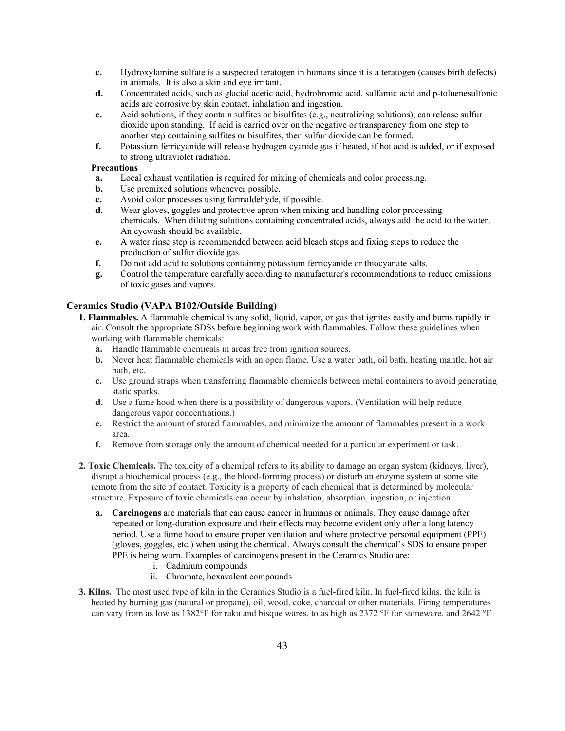c. Hydroxylamine sulfate is a suspected teratogen in humans since it is a teratogen (causes birth defects) in animals. It is also a skin and eye irritant.

d. Concentrated acids, such as glacial acetic acid, hydrobromic acid, sulfamic acid and p-toluenesulfonic acids are corrosive by skin contact, inhalation and ingestion.

e. Acid solutions, if they contain sulfites or bisulfites (e.g., neutralizing solutions), can release sulfur dioxide upon standing. If acid is carried over on the negative or transparency from one step to another step containing sulfites or bisulfites, then sulfur dioxide can be formed.

f. Potassium ferricyanide will release hydrogen cyanide gas if heated, if hot acid is added, or if exposed to strong ultraviolet radiation.

**Precautions**

- **a.** Local exhaust ventilation is required for mixing of chemicals and color processing.
- **b.** Use premixed solutions whenever possible.
- **c.** Avoid color processes using formaldehyde, if possible.
- **d.** Wear gloves, goggles and protective apron when mixing and handling color processing chemicals. When diluting solutions containing concentrated acids, always add the acid to the water. An eyewash should be available.
- **e.** A water rinse step is recommended between acid bleach steps and fixing steps to reduce the production of sulfur dioxide gas.
- **f.** Do not add acid to solutions containing potassium ferricyanide or thiocyanate salts.
- **g.** Control the temperature carefully according to manufacturer's recommendations to reduce emissions of toxic gases and vapors.

### Ceramics Studio (VAPA B102/Outside Building)

**1. Flammables.** A flammable chemical is any solid, liquid, vapor, or gas that ignites easily and burns rapidly in air. Consult the appropriate SDSs before beginning work with flammables. Follow these guidelines when working with flammable chemicals:

- **a.** Handle flammable chemicals in areas free from ignition sources.
- **b.** Never heat flammable chemicals with an open flame. Use a water bath, oil bath, heating mantle, hot air bath, etc.
- **c.** Use ground straps when transferring flammable chemicals between metal containers to avoid generating static sparks.
- **d.** Use a fume hood when there is a possibility of dangerous vapors. (Ventilation will help reduce dangerous vapor concentrations.)
- **e.** Restrict the amount of stored flammables, and minimize the amount of flammables present in a work area.
- **f.** Remove from storage only the amount of chemical needed for a particular experiment or task.

**2. Toxic Chemicals.** The toxicity of a chemical refers to its ability to damage an organ system (kidneys, liver), disrupt a biochemical process (e.g., the blood-forming process) or disturb an enzyme system at some site remote from the site of contact. Toxicity is a property of each chemical that is determined by molecular structure. Exposure of toxic chemicals can occur by inhalation, absorption, ingestion, or injection.

- **a. Carcinogens** are materials that can cause cancer in humans or animals. They cause damage after repeated or long-duration exposure and their effects may become evident only after a long latency period. Use a fume hood to ensure proper ventilation and where protective personal equipment (PPE) (gloves, goggles, etc.) when using the chemical. Always consult the chemical's SDS to ensure proper PPE is being worn. Examples of carcinogens present in the Ceramics Studio are:
  - i. Cadmium compounds
  - ii. Chromate, hexavalent compounds

**3. Kilns.** The most used type of kiln in the Ceramics Studio is a fuel-fired kiln. In fuel-fired kilns, the kiln is heated by burning gas (natural or propane), oil, wood, coke, charcoal or other materials. Firing temperatures can vary from as low as 1382°F for raku and bisque wares, to as high as 2372 °F for stoneware, and 2642 °F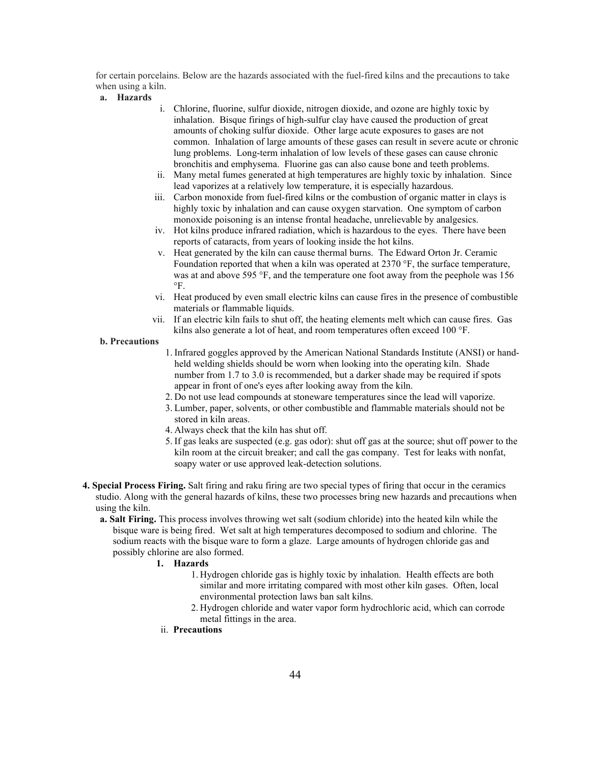for certain porcelains. Below are the hazards associated with the fuel-fired kilns and the precautions to take when using a kiln.

**a. Hazards**

i. Chlorine, fluorine, sulfur dioxide, nitrogen dioxide, and ozone are highly toxic by inhalation. Bisque firings of high-sulfur clay have caused the production of great amounts of choking sulfur dioxide. Other large acute exposures to gases are not common. Inhalation of large amounts of these gases can result in severe acute or chronic lung problems. Long-term inhalation of low levels of these gases can cause chronic bronchitis and emphysema. Fluorine gas can also cause bone and teeth problems.

ii. Many metal fumes generated at high temperatures are highly toxic by inhalation. Since lead vaporizes at a relatively low temperature, it is especially hazardous.

iii. Carbon monoxide from fuel-fired kilns or the combustion of organic matter in clays is highly toxic by inhalation and can cause oxygen starvation. One symptom of carbon monoxide poisoning is an intense frontal headache, unrelievable by analgesics.

iv. Hot kilns produce infrared radiation, which is hazardous to the eyes. There have been reports of cataracts, from years of looking inside the hot kilns.

v. Heat generated by the kiln can cause thermal burns. The Edward Orton Jr. Ceramic Foundation reported that when a kiln was operated at 2370 °F, the surface temperature, was at and above 595 °F, and the temperature one foot away from the peephole was 156 °F.

vi. Heat produced by even small electric kilns can cause fires in the presence of combustible materials or flammable liquids.

vii. If an electric kiln fails to shut off, the heating elements melt which can cause fires. Gas kilns also generate a lot of heat, and room temperatures often exceed 100 °F.

**b. Precautions**

1. Infrared goggles approved by the American National Standards Institute (ANSI) or hand-held welding shields should be worn when looking into the operating kiln. Shade number from 1.7 to 3.0 is recommended, but a darker shade may be required if spots appear in front of one's eyes after looking away from the kiln.
2. Do not use lead compounds at stoneware temperatures since the lead will vaporize.
3. Lumber, paper, solvents, or other combustible and flammable materials should not be stored in kiln areas.
4. Always check that the kiln has shut off.
5. If gas leaks are suspected (e.g. gas odor): shut off gas at the source; shut off power to the kiln room at the circuit breaker; and call the gas company. Test for leaks with nonfat, soapy water or use approved leak-detection solutions.

**4. Special Process Firing.** Salt firing and raku firing are two special types of firing that occur in the ceramics studio. Along with the general hazards of kilns, these two processes bring new hazards and precautions when using the kiln.

**a. Salt Firing.** This process involves throwing wet salt (sodium chloride) into the heated kiln while the bisque ware is being fired. Wet salt at high temperatures decomposed to sodium and chlorine. The sodium reacts with the bisque ware to form a glaze. Large amounts of hydrogen chloride gas and possibly chlorine are also formed.

**1. Hazards**

1. Hydrogen chloride gas is highly toxic by inhalation. Health effects are both similar and more irritating compared with most other kiln gases. Often, local environmental protection laws ban salt kilns.
2. Hydrogen chloride and water vapor form hydrochloric acid, which can corrode metal fittings in the area.

ii. **Precautions**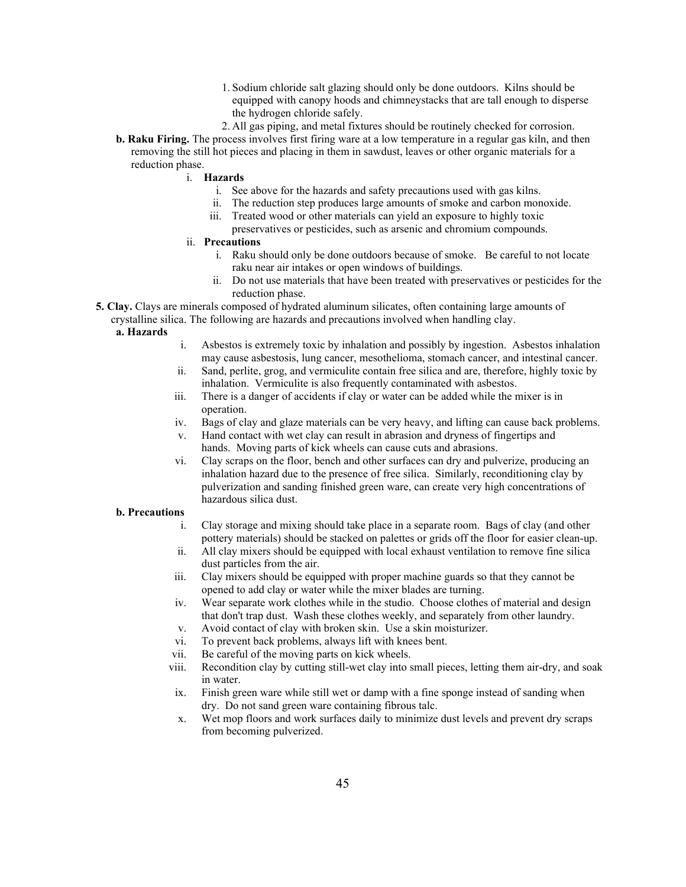1. Sodium chloride salt glazing should only be done outdoors. Kilns should be equipped with canopy hoods and chimneystacks that are tall enough to disperse the hydrogen chloride safely.
2. All gas piping, and metal fixtures should be routinely checked for corrosion.

**b. Raku Firing.** The process involves first firing ware at a low temperature in a regular gas kiln, and then removing the still hot pieces and placing in them in sawdust, leaves or other organic materials for a reduction phase.

i. **Hazards**

i. See above for the hazards and safety precautions used with gas kilns.
ii. The reduction step produces large amounts of smoke and carbon monoxide.
iii. Treated wood or other materials can yield an exposure to highly toxic preservatives or pesticides, such as arsenic and chromium compounds.

ii. **Precautions**

i. Raku should only be done outdoors because of smoke. Be careful to not locate raku near air intakes or open windows of buildings.
ii. Do not use materials that have been treated with preservatives or pesticides for the reduction phase.

**5. Clay.** Clays are minerals composed of hydrated aluminum silicates, often containing large amounts of crystalline silica. The following are hazards and precautions involved when handling clay.

**a. Hazards**

i. Asbestos is extremely toxic by inhalation and possibly by ingestion. Asbestos inhalation may cause asbestosis, lung cancer, mesothelioma, stomach cancer, and intestinal cancer.
ii. Sand, perlite, grog, and vermiculite contain free silica and are, therefore, highly toxic by inhalation. Vermiculite is also frequently contaminated with asbestos.
iii. There is a danger of accidents if clay or water can be added while the mixer is in operation.
iv. Bags of clay and glaze materials can be very heavy, and lifting can cause back problems.
v. Hand contact with wet clay can result in abrasion and dryness of fingertips and hands. Moving parts of kick wheels can cause cuts and abrasions.
vi. Clay scraps on the floor, bench and other surfaces can dry and pulverize, producing an inhalation hazard due to the presence of free silica. Similarly, reconditioning clay by pulverization and sanding finished green ware, can create very high concentrations of hazardous silica dust.

**b. Precautions**

i. Clay storage and mixing should take place in a separate room. Bags of clay (and other pottery materials) should be stacked on palettes or grids off the floor for easier clean-up.
ii. All clay mixers should be equipped with local exhaust ventilation to remove fine silica dust particles from the air.
iii. Clay mixers should be equipped with proper machine guards so that they cannot be opened to add clay or water while the mixer blades are turning.
iv. Wear separate work clothes while in the studio. Choose clothes of material and design that don't trap dust. Wash these clothes weekly, and separately from other laundry.
v. Avoid contact of clay with broken skin. Use a skin moisturizer.
vi. To prevent back problems, always lift with knees bent.
vii. Be careful of the moving parts on kick wheels.
viii. Recondition clay by cutting still-wet clay into small pieces, letting them air-dry, and soak in water.
ix. Finish green ware while still wet or damp with a fine sponge instead of sanding when dry. Do not sand green ware containing fibrous talc.
x. Wet mop floors and work surfaces daily to minimize dust levels and prevent dry scraps from becoming pulverized.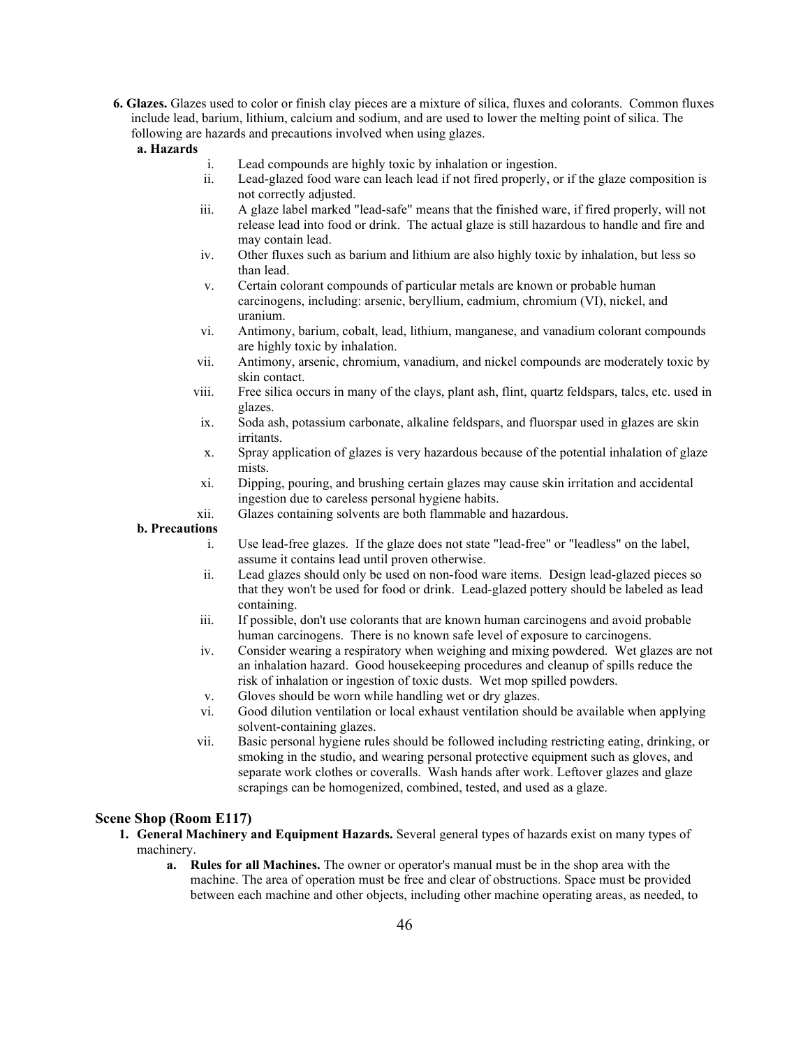**6. Glazes.** Glazes used to color or finish clay pieces are a mixture of silica, fluxes and colorants. Common fluxes include lead, barium, lithium, calcium and sodium, and are used to lower the melting point of silica. The following are hazards and precautions involved when using glazes.

**a. Hazards**

i. Lead compounds are highly toxic by inhalation or ingestion.

ii. Lead-glazed food ware can leach lead if not fired properly, or if the glaze composition is not correctly adjusted.

iii. A glaze label marked "lead-safe" means that the finished ware, if fired properly, will not release lead into food or drink. The actual glaze is still hazardous to handle and fire and may contain lead.

iv. Other fluxes such as barium and lithium are also highly toxic by inhalation, but less so than lead.

v. Certain colorant compounds of particular metals are known or probable human carcinogens, including: arsenic, beryllium, cadmium, chromium (VI), nickel, and uranium.

vi. Antimony, barium, cobalt, lead, lithium, manganese, and vanadium colorant compounds are highly toxic by inhalation.

vii. Antimony, arsenic, chromium, vanadium, and nickel compounds are moderately toxic by skin contact.

viii. Free silica occurs in many of the clays, plant ash, flint, quartz feldspars, talcs, etc. used in glazes.

ix. Soda ash, potassium carbonate, alkaline feldspars, and fluorspar used in glazes are skin irritants.

x. Spray application of glazes is very hazardous because of the potential inhalation of glaze mists.

xi. Dipping, pouring, and brushing certain glazes may cause skin irritation and accidental ingestion due to careless personal hygiene habits.

xii. Glazes containing solvents are both flammable and hazardous.

**b. Precautions**

i. Use lead-free glazes. If the glaze does not state "lead-free" or "leadless" on the label, assume it contains lead until proven otherwise.

ii. Lead glazes should only be used on non-food ware items. Design lead-glazed pieces so that they won't be used for food or drink. Lead-glazed pottery should be labeled as lead containing.

iii. If possible, don't use colorants that are known human carcinogens and avoid probable human carcinogens. There is no known safe level of exposure to carcinogens.

iv. Consider wearing a respiratory when weighing and mixing powdered. Wet glazes are not an inhalation hazard. Good housekeeping procedures and cleanup of spills reduce the risk of inhalation or ingestion of toxic dusts. Wet mop spilled powders.

v. Gloves should be worn while handling wet or dry glazes.

vi. Good dilution ventilation or local exhaust ventilation should be available when applying solvent-containing glazes.

vii. Basic personal hygiene rules should be followed including restricting eating, drinking, or smoking in the studio, and wearing personal protective equipment such as gloves, and separate work clothes or coveralls. Wash hands after work. Leftover glazes and glaze scrapings can be homogenized, combined, tested, and used as a glaze.

## Scene Shop (Room E117)

**1. General Machinery and Equipment Hazards.** Several general types of hazards exist on many types of machinery.

**a. Rules for all Machines.** The owner or operator's manual must be in the shop area with the machine. The area of operation must be free and clear of obstructions. Space must be provided between each machine and other objects, including other machine operating areas, as needed, to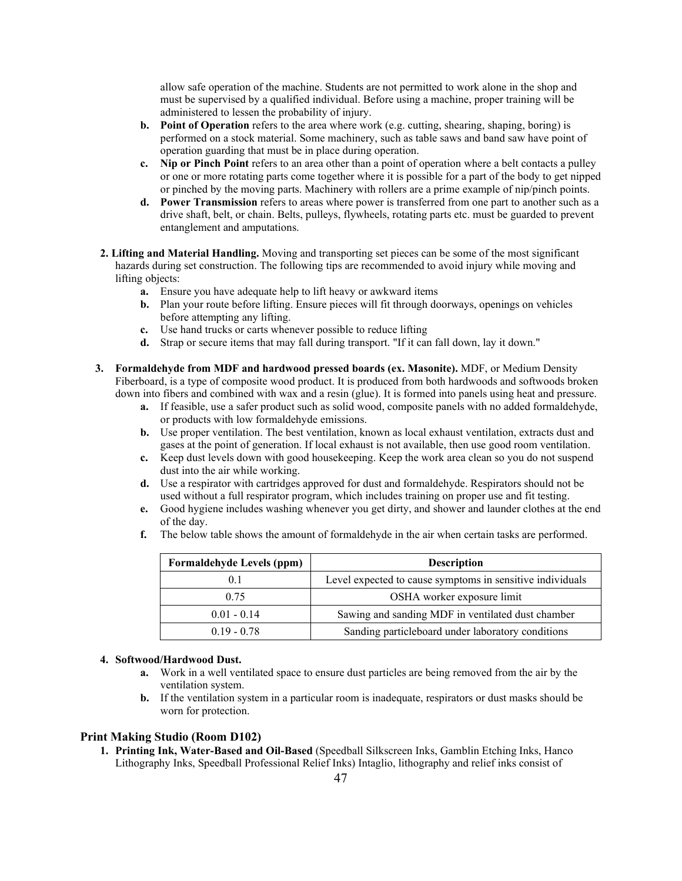allow safe operation of the machine. Students are not permitted to work alone in the shop and must be supervised by a qualified individual. Before using a machine, proper training will be administered to lessen the probability of injury.

   b. **Point of Operation** refers to the area where work (e.g. cutting, shearing, shaping, boring) is performed on a stock material. Some machinery, such as table saws and band saw have point of operation guarding that must be in place during operation.
   c. **Nip or Pinch Point** refers to an area other than a point of operation where a belt contacts a pulley or one or more rotating parts come together where it is possible for a part of the body to get nipped or pinched by the moving parts. Machinery with rollers are a prime example of nip/pinch points.
   d. **Power Transmission** refers to areas where power is transferred from one part to another such as a drive shaft, belt, or chain. Belts, pulleys, flywheels, rotating parts etc. must be guarded to prevent entanglement and amputations.

2. **Lifting and Material Handling.** Moving and transporting set pieces can be some of the most significant hazards during set construction. The following tips are recommended to avoid injury while moving and lifting objects:
   a. Ensure you have adequate help to lift heavy or awkward items
   b. Plan your route before lifting. Ensure pieces will fit through doorways, openings on vehicles before attempting any lifting.
   c. Use hand trucks or carts whenever possible to reduce lifting
   d. Strap or secure items that may fall during transport. "If it can fall down, lay it down."

3. **Formaldehyde from MDF and hardwood pressed boards (ex. Masonite).** MDF, or Medium Density Fiberboard, is a type of composite wood product. It is produced from both hardwoods and softwoods broken down into fibers and combined with wax and a resin (glue). It is formed into panels using heat and pressure.
   a. If feasible, use a safer product such as solid wood, composite panels with no added formaldehyde, or products with low formaldehyde emissions.
   b. Use proper ventilation. The best ventilation, known as local exhaust ventilation, extracts dust and gases at the point of generation. If local exhaust is not available, then use good room ventilation.
   c. Keep dust levels down with good housekeeping. Keep the work area clean so you do not suspend dust into the air while working.
   d. Use a respirator with cartridges approved for dust and formaldehyde. Respirators should not be used without a full respirator program, which includes training on proper use and fit testing.
   e. Good hygiene includes washing whenever you get dirty, and shower and launder clothes at the end of the day.
   f. The below table shows the amount of formaldehyde in the air when certain tasks are performed.

| Formaldehyde Levels (ppm) | Description |
|---|---|
| 0.1 | Level expected to cause symptoms in sensitive individuals |
| 0.75 | OSHA worker exposure limit |
| 0.01 - 0.14 | Sawing and sanding MDF in ventilated dust chamber |
| 0.19 - 0.78 | Sanding particleboard under laboratory conditions |

4. **Softwood/Hardwood Dust.**
   a. Work in a well ventilated space to ensure dust particles are being removed from the air by the ventilation system.
   b. If the ventilation system in a particular room is inadequate, respirators or dust masks should be worn for protection.

### Print Making Studio (Room D102)

1. **Printing Ink, Water-Based and Oil-Based** (Speedball Silkscreen Inks, Gamblin Etching Inks, Hanco Lithography Inks, Speedball Professional Relief Inks) Intaglio, lithography and relief inks consist of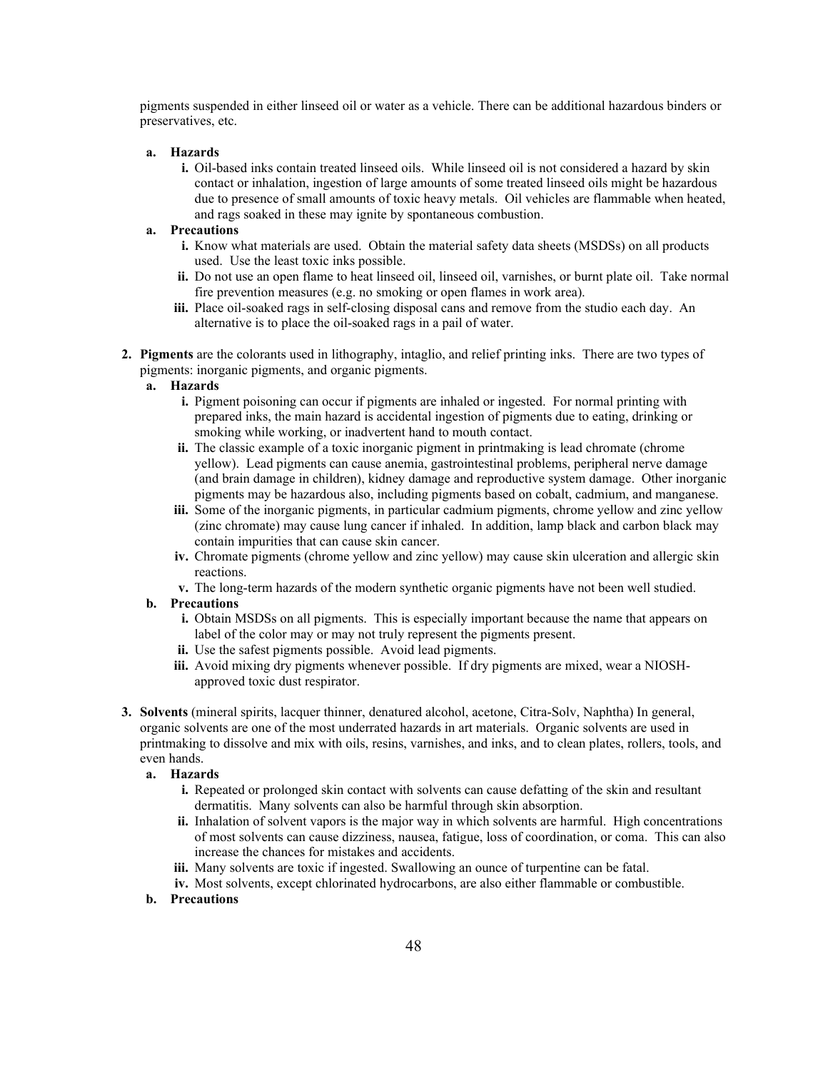pigments suspended in either linseed oil or water as a vehicle. There can be additional hazardous binders or preservatives, etc.

a. **Hazards**
   - **i.** Oil-based inks contain treated linseed oils. While linseed oil is not considered a hazard by skin contact or inhalation, ingestion of large amounts of some treated linseed oils might be hazardous due to presence of small amounts of toxic heavy metals. Oil vehicles are flammable when heated, and rags soaked in these may ignite by spontaneous combustion.

a. **Precautions**
   - **i.** Know what materials are used. Obtain the material safety data sheets (MSDSs) on all products used. Use the least toxic inks possible.
   - **ii.** Do not use an open flame to heat linseed oil, linseed oil, varnishes, or burnt plate oil. Take normal fire prevention measures (e.g. no smoking or open flames in work area).
   - **iii.** Place oil-soaked rags in self-closing disposal cans and remove from the studio each day. An alternative is to place the oil-soaked rags in a pail of water.

2. **Pigments** are the colorants used in lithography, intaglio, and relief printing inks. There are two types of pigments: inorganic pigments, and organic pigments.

   a. **Hazards**
      - **i.** Pigment poisoning can occur if pigments are inhaled or ingested. For normal printing with prepared inks, the main hazard is accidental ingestion of pigments due to eating, drinking or smoking while working, or inadvertent hand to mouth contact.
      - **ii.** The classic example of a toxic inorganic pigment in printmaking is lead chromate (chrome yellow). Lead pigments can cause anemia, gastrointestinal problems, peripheral nerve damage (and brain damage in children), kidney damage and reproductive system damage. Other inorganic pigments may be hazardous also, including pigments based on cobalt, cadmium, and manganese.
      - **iii.** Some of the inorganic pigments, in particular cadmium pigments, chrome yellow and zinc yellow (zinc chromate) may cause lung cancer if inhaled. In addition, lamp black and carbon black may contain impurities that can cause skin cancer.
      - **iv.** Chromate pigments (chrome yellow and zinc yellow) may cause skin ulceration and allergic skin reactions.
      - **v.** The long-term hazards of the modern synthetic organic pigments have not been well studied.

   b. **Precautions**
      - **i.** Obtain MSDSs on all pigments. This is especially important because the name that appears on label of the color may or may not truly represent the pigments present.
      - **ii.** Use the safest pigments possible. Avoid lead pigments.
      - **iii.** Avoid mixing dry pigments whenever possible. If dry pigments are mixed, wear a NIOSH-approved toxic dust respirator.

3. **Solvents** (mineral spirits, lacquer thinner, denatured alcohol, acetone, Citra-Solv, Naphtha) In general, organic solvents are one of the most underrated hazards in art materials. Organic solvents are used in printmaking to dissolve and mix with oils, resins, varnishes, and inks, and to clean plates, rollers, tools, and even hands.

   a. **Hazards**
      - **i.** Repeated or prolonged skin contact with solvents can cause defatting of the skin and resultant dermatitis. Many solvents can also be harmful through skin absorption.
      - **ii.** Inhalation of solvent vapors is the major way in which solvents are harmful. High concentrations of most solvents can cause dizziness, nausea, fatigue, loss of coordination, or coma. This can also increase the chances for mistakes and accidents.
      - **iii.** Many solvents are toxic if ingested. Swallowing an ounce of turpentine can be fatal.
      - **iv.** Most solvents, except chlorinated hydrocarbons, are also either flammable or combustible.

   b. **Precautions**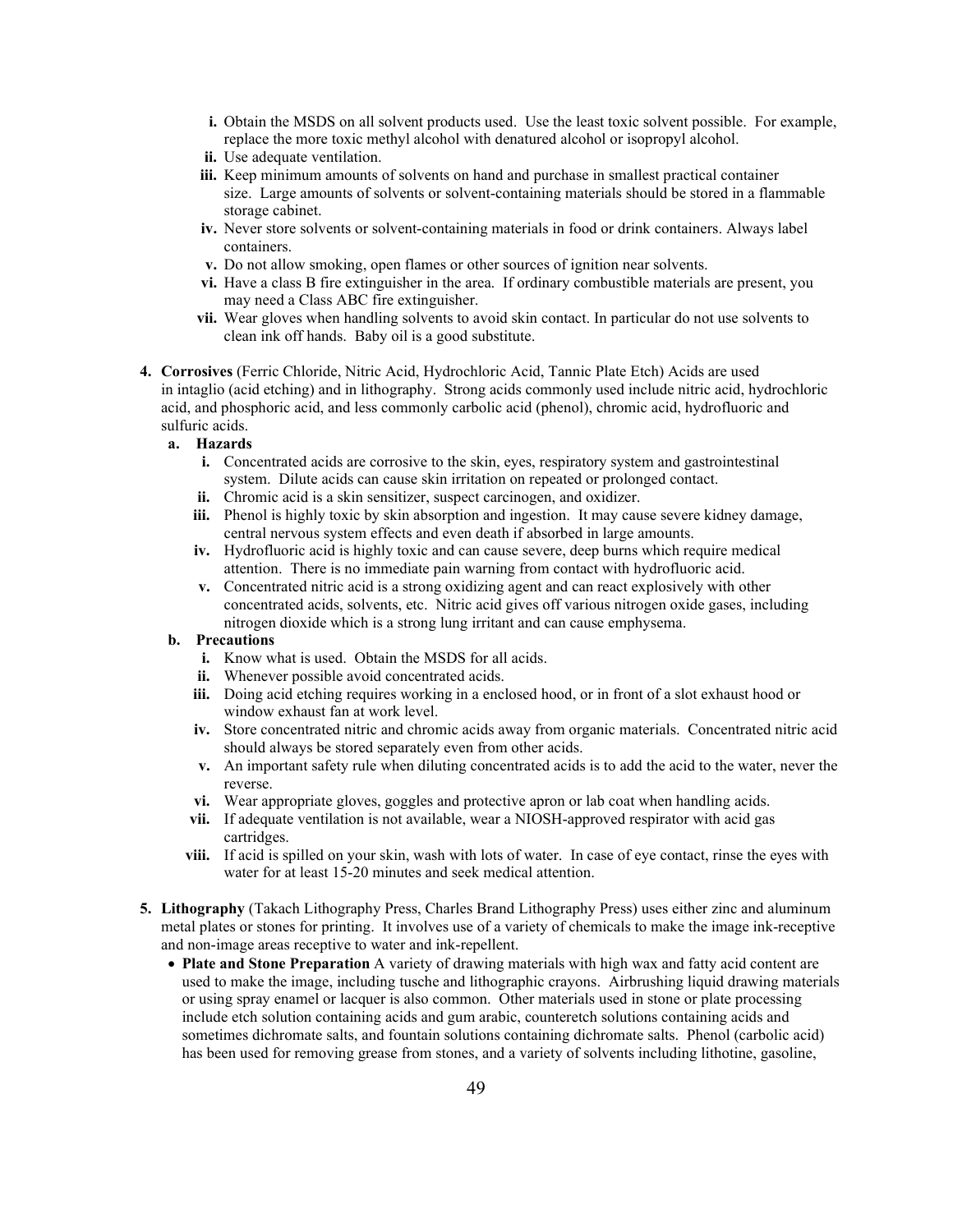i. Obtain the MSDS on all solvent products used. Use the least toxic solvent possible. For example, replace the more toxic methyl alcohol with denatured alcohol or isopropyl alcohol.
ii. Use adequate ventilation.
iii. Keep minimum amounts of solvents on hand and purchase in smallest practical container size. Large amounts of solvents or solvent-containing materials should be stored in a flammable storage cabinet.
iv. Never store solvents or solvent-containing materials in food or drink containers. Always label containers.
v. Do not allow smoking, open flames or other sources of ignition near solvents.
vi. Have a class B fire extinguisher in the area. If ordinary combustible materials are present, you may need a Class ABC fire extinguisher.
vii. Wear gloves when handling solvents to avoid skin contact. In particular do not use solvents to clean ink off hands. Baby oil is a good substitute.

4. **Corrosives** (Ferric Chloride, Nitric Acid, Hydrochloric Acid, Tannic Plate Etch) Acids are used in intaglio (acid etching) and in lithography. Strong acids commonly used include nitric acid, hydrochloric acid, and phosphoric acid, and less commonly carbolic acid (phenol), chromic acid, hydrofluoric and sulfuric acids.

   a. **Hazards**

      i. Concentrated acids are corrosive to the skin, eyes, respiratory system and gastrointestinal system. Dilute acids can cause skin irritation on repeated or prolonged contact.
      ii. Chromic acid is a skin sensitizer, suspect carcinogen, and oxidizer.
      iii. Phenol is highly toxic by skin absorption and ingestion. It may cause severe kidney damage, central nervous system effects and even death if absorbed in large amounts.
      iv. Hydrofluoric acid is highly toxic and can cause severe, deep burns which require medical attention. There is no immediate pain warning from contact with hydrofluoric acid.
      v. Concentrated nitric acid is a strong oxidizing agent and can react explosively with other concentrated acids, solvents, etc. Nitric acid gives off various nitrogen oxide gases, including nitrogen dioxide which is a strong lung irritant and can cause emphysema.

   b. **Precautions**

      i. Know what is used. Obtain the MSDS for all acids.
      ii. Whenever possible avoid concentrated acids.
      iii. Doing acid etching requires working in a enclosed hood, or in front of a slot exhaust hood or window exhaust fan at work level.
      iv. Store concentrated nitric and chromic acids away from organic materials. Concentrated nitric acid should always be stored separately even from other acids.
      v. An important safety rule when diluting concentrated acids is to add the acid to the water, never the reverse.
      vi. Wear appropriate gloves, goggles and protective apron or lab coat when handling acids.
      vii. If adequate ventilation is not available, wear a NIOSH-approved respirator with acid gas cartridges.
      viii. If acid is spilled on your skin, wash with lots of water. In case of eye contact, rinse the eyes with water for at least 15-20 minutes and seek medical attention.

5. **Lithography** (Takach Lithography Press, Charles Brand Lithography Press) uses either zinc and aluminum metal plates or stones for printing. It involves use of a variety of chemicals to make the image ink-receptive and non-image areas receptive to water and ink-repellent.

   - **Plate and Stone Preparation** A variety of drawing materials with high wax and fatty acid content are used to make the image, including tusche and lithographic crayons. Airbrushing liquid drawing materials or using spray enamel or lacquer is also common. Other materials used in stone or plate processing include etch solution containing acids and gum arabic, counteretch solutions containing acids and sometimes dichromate salts, and fountain solutions containing dichromate salts. Phenol (carbolic acid) has been used for removing grease from stones, and a variety of solvents including lithotine, gasoline,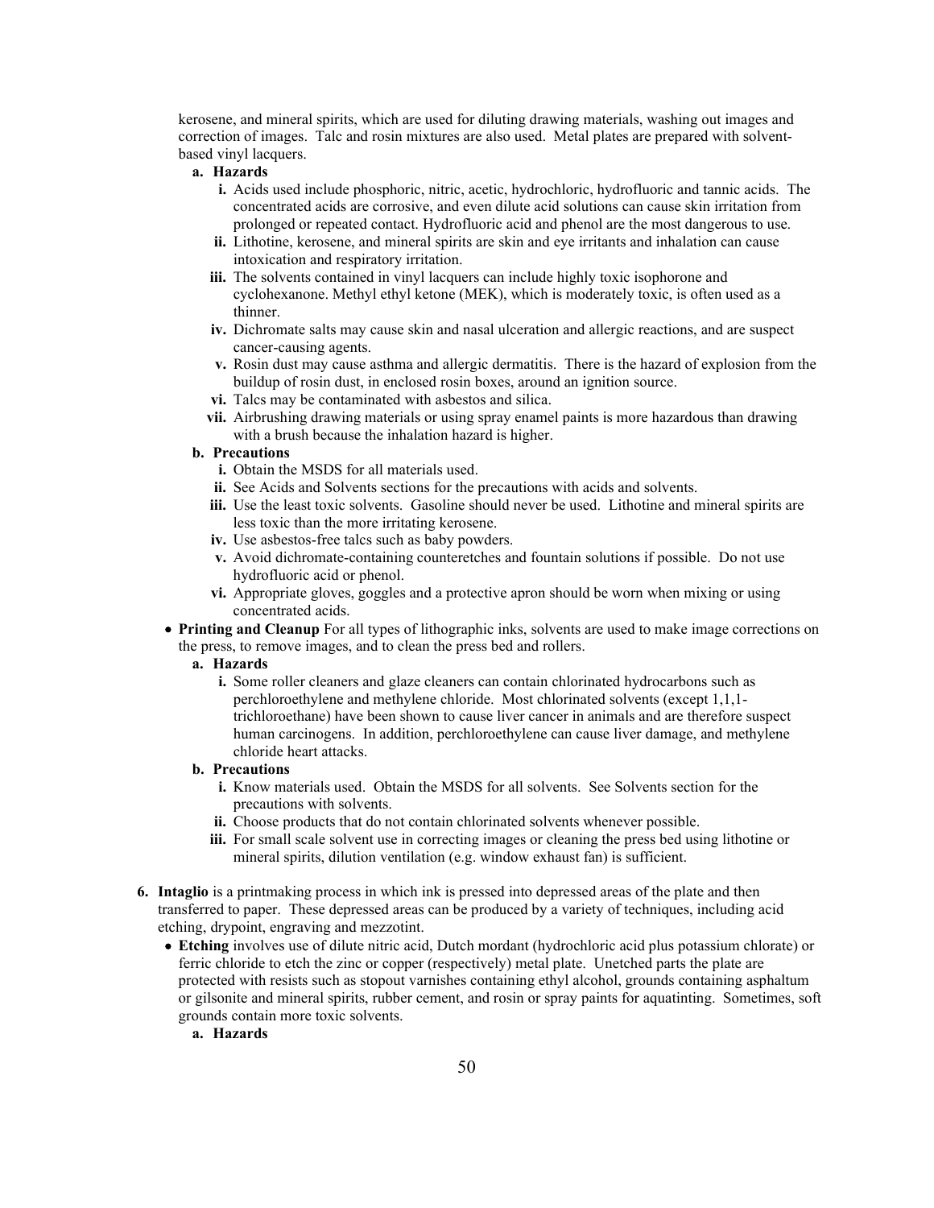kerosene, and mineral spirits, which are used for diluting drawing materials, washing out images and correction of images. Talc and rosin mixtures are also used. Metal plates are prepared with solvent-based vinyl lacquers.

a. **Hazards**
   i. Acids used include phosphoric, nitric, acetic, hydrochloric, hydrofluoric and tannic acids. The concentrated acids are corrosive, and even dilute acid solutions can cause skin irritation from prolonged or repeated contact. Hydrofluoric acid and phenol are the most dangerous to use.
   ii. Lithotine, kerosene, and mineral spirits are skin and eye irritants and inhalation can cause intoxication and respiratory irritation.
   iii. The solvents contained in vinyl lacquers can include highly toxic isophorone and cyclohexanone. Methyl ethyl ketone (MEK), which is moderately toxic, is often used as a thinner.
   iv. Dichromate salts may cause skin and nasal ulceration and allergic reactions, and are suspect cancer-causing agents.
   v. Rosin dust may cause asthma and allergic dermatitis. There is the hazard of explosion from the buildup of rosin dust, in enclosed rosin boxes, around an ignition source.
   vi. Talcs may be contaminated with asbestos and silica.
   vii. Airbrushing drawing materials or using spray enamel paints is more hazardous than drawing with a brush because the inhalation hazard is higher.

b. **Precautions**
   i. Obtain the MSDS for all materials used.
   ii. See Acids and Solvents sections for the precautions with acids and solvents.
   iii. Use the least toxic solvents. Gasoline should never be used. Lithotine and mineral spirits are less toxic than the more irritating kerosene.
   iv. Use asbestos-free talcs such as baby powders.
   v. Avoid dichromate-containing counteretches and fountain solutions if possible. Do not use hydrofluoric acid or phenol.
   vi. Appropriate gloves, goggles and a protective apron should be worn when mixing or using concentrated acids.

- **Printing and Cleanup** For all types of lithographic inks, solvents are used to make image corrections on the press, to remove images, and to clean the press bed and rollers.
  a. **Hazards**
     i. Some roller cleaners and glaze cleaners can contain chlorinated hydrocarbons such as perchloroethylene and methylene chloride. Most chlorinated solvents (except 1,1,1-trichloroethane) have been shown to cause liver cancer in animals and are therefore suspect human carcinogens. In addition, perchloroethylene can cause liver damage, and methylene chloride heart attacks.
  b. **Precautions**
     i. Know materials used. Obtain the MSDS for all solvents. See Solvents section for the precautions with solvents.
     ii. Choose products that do not contain chlorinated solvents whenever possible.
     iii. For small scale solvent use in correcting images or cleaning the press bed using lithotine or mineral spirits, dilution ventilation (e.g. window exhaust fan) is sufficient.

6. **Intaglio** is a printmaking process in which ink is pressed into depressed areas of the plate and then transferred to paper. These depressed areas can be produced by a variety of techniques, including acid etching, drypoint, engraving and mezzotint.
   - **Etching** involves use of dilute nitric acid, Dutch mordant (hydrochloric acid plus potassium chlorate) or ferric chloride to etch the zinc or copper (respectively) metal plate. Unetched parts the plate are protected with resists such as stopout varnishes containing ethyl alcohol, grounds containing asphaltum or gilsonite and mineral spirits, rubber cement, and rosin or spray paints for aquatinting. Sometimes, soft grounds contain more toxic solvents.
     a. **Hazards**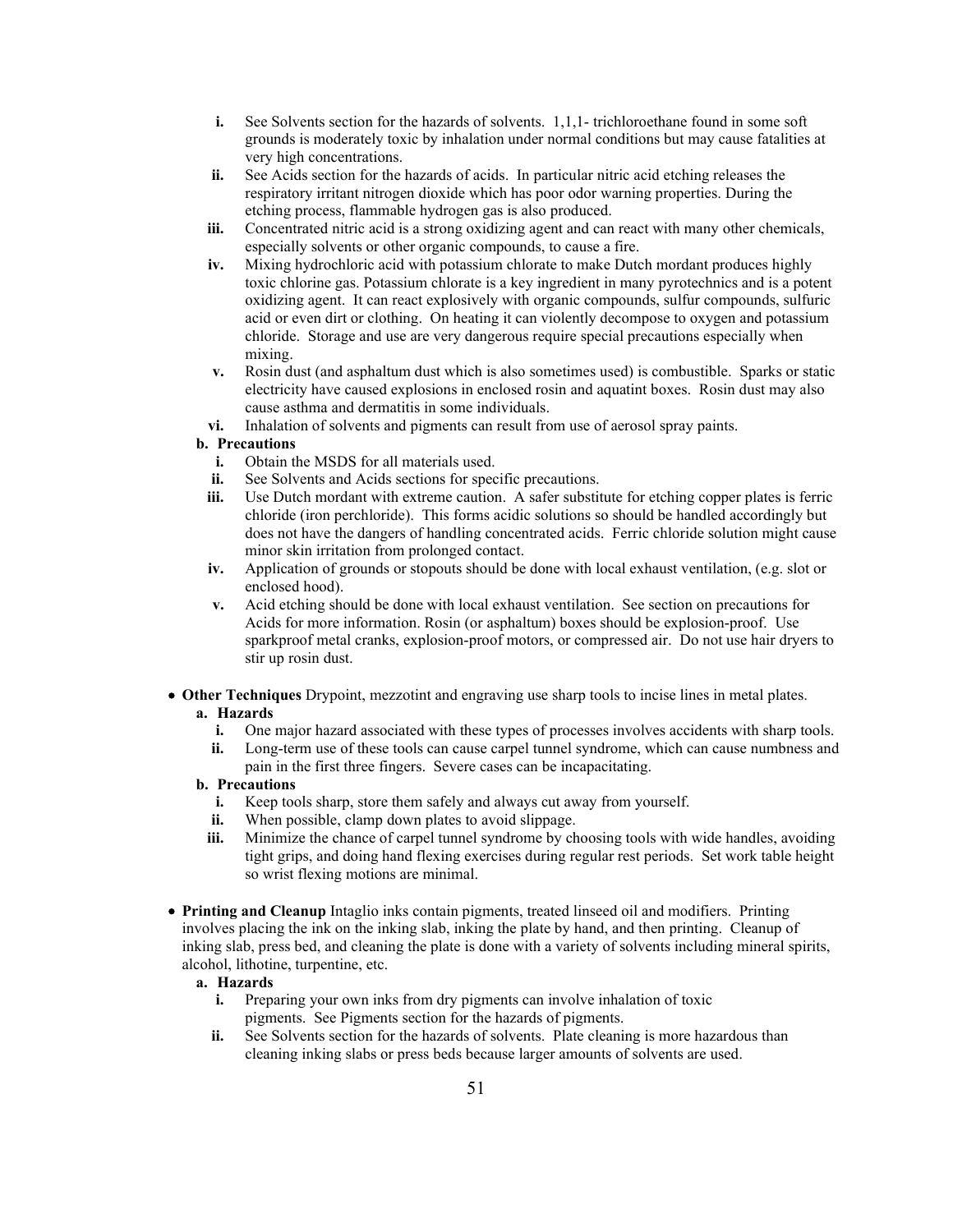i. See Solvents section for the hazards of solvents. 1,1,1- trichloroethane found in some soft grounds is moderately toxic by inhalation under normal conditions but may cause fatalities at very high concentrations.

ii. See Acids section for the hazards of acids. In particular nitric acid etching releases the respiratory irritant nitrogen dioxide which has poor odor warning properties. During the etching process, flammable hydrogen gas is also produced.

iii. Concentrated nitric acid is a strong oxidizing agent and can react with many other chemicals, especially solvents or other organic compounds, to cause a fire.

iv. Mixing hydrochloric acid with potassium chlorate to make Dutch mordant produces highly toxic chlorine gas. Potassium chlorate is a key ingredient in many pyrotechnics and is a potent oxidizing agent. It can react explosively with organic compounds, sulfur compounds, sulfuric acid or even dirt or clothing. On heating it can violently decompose to oxygen and potassium chloride. Storage and use are very dangerous require special precautions especially when mixing.

v. Rosin dust (and asphaltum dust which is also sometimes used) is combustible. Sparks or static electricity have caused explosions in enclosed rosin and aquatint boxes. Rosin dust may also cause asthma and dermatitis in some individuals.

vi. Inhalation of solvents and pigments can result from use of aerosol spray paints.

**b. Precautions**

i. Obtain the MSDS for all materials used.

ii. See Solvents and Acids sections for specific precautions.

iii. Use Dutch mordant with extreme caution. A safer substitute for etching copper plates is ferric chloride (iron perchloride). This forms acidic solutions so should be handled accordingly but does not have the dangers of handling concentrated acids. Ferric chloride solution might cause minor skin irritation from prolonged contact.

iv. Application of grounds or stopouts should be done with local exhaust ventilation, (e.g. slot or enclosed hood).

v. Acid etching should be done with local exhaust ventilation. See section on precautions for Acids for more information. Rosin (or asphaltum) boxes should be explosion-proof. Use sparkproof metal cranks, explosion-proof motors, or compressed air. Do not use hair dryers to stir up rosin dust.

- **Other Techniques** Drypoint, mezzotint and engraving use sharp tools to incise lines in metal plates.

**a. Hazards**

i. One major hazard associated with these types of processes involves accidents with sharp tools.

ii. Long-term use of these tools can cause carpel tunnel syndrome, which can cause numbness and pain in the first three fingers. Severe cases can be incapacitating.

**b. Precautions**

i. Keep tools sharp, store them safely and always cut away from yourself.

ii. When possible, clamp down plates to avoid slippage.

iii. Minimize the chance of carpel tunnel syndrome by choosing tools with wide handles, avoiding tight grips, and doing hand flexing exercises during regular rest periods. Set work table height so wrist flexing motions are minimal.

- **Printing and Cleanup** Intaglio inks contain pigments, treated linseed oil and modifiers. Printing involves placing the ink on the inking slab, inking the plate by hand, and then printing. Cleanup of inking slab, press bed, and cleaning the plate is done with a variety of solvents including mineral spirits, alcohol, lithotine, turpentine, etc.

**a. Hazards**

i. Preparing your own inks from dry pigments can involve inhalation of toxic pigments. See Pigments section for the hazards of pigments.

ii. See Solvents section for the hazards of solvents. Plate cleaning is more hazardous than cleaning inking slabs or press beds because larger amounts of solvents are used.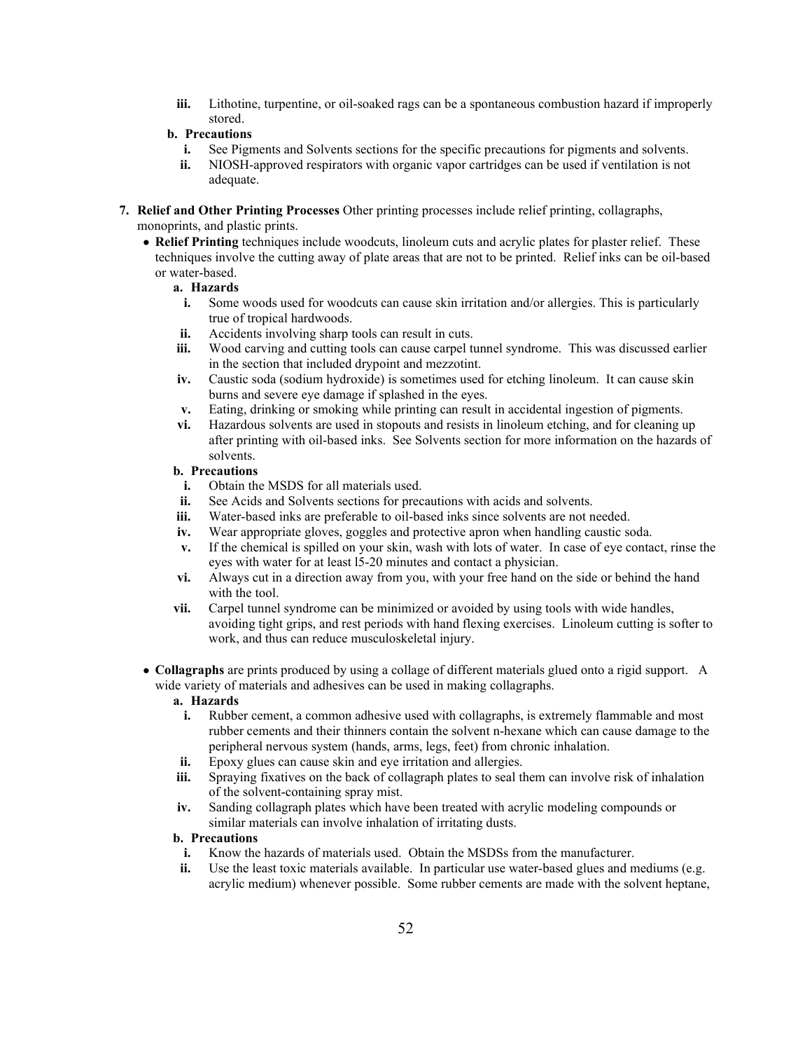iii. Lithotine, turpentine, or oil-soaked rags can be a spontaneous combustion hazard if improperly stored.

**b. Precautions**

i. See Pigments and Solvents sections for the specific precautions for pigments and solvents.

ii. NIOSH-approved respirators with organic vapor cartridges can be used if ventilation is not adequate.

**7. Relief and Other Printing Processes** Other printing processes include relief printing, collagraphs, monoprints, and plastic prints.

- **Relief Printing** techniques include woodcuts, linoleum cuts and acrylic plates for plaster relief. These techniques involve the cutting away of plate areas that are not to be printed. Relief inks can be oil-based or water-based.

  **a. Hazards**

  i. Some woods used for woodcuts can cause skin irritation and/or allergies. This is particularly true of tropical hardwoods.

  ii. Accidents involving sharp tools can result in cuts.

  iii. Wood carving and cutting tools can cause carpel tunnel syndrome. This was discussed earlier in the section that included drypoint and mezzotint.

  iv. Caustic soda (sodium hydroxide) is sometimes used for etching linoleum. It can cause skin burns and severe eye damage if splashed in the eyes.

  v. Eating, drinking or smoking while printing can result in accidental ingestion of pigments.

  vi. Hazardous solvents are used in stopouts and resists in linoleum etching, and for cleaning up after printing with oil-based inks. See Solvents section for more information on the hazards of solvents.

  **b. Precautions**

  i. Obtain the MSDS for all materials used.

  ii. See Acids and Solvents sections for precautions with acids and solvents.

  iii. Water-based inks are preferable to oil-based inks since solvents are not needed.

  iv. Wear appropriate gloves, goggles and protective apron when handling caustic soda.

  v. If the chemical is spilled on your skin, wash with lots of water. In case of eye contact, rinse the eyes with water for at least l5-20 minutes and contact a physician.

  vi. Always cut in a direction away from you, with your free hand on the side or behind the hand with the tool.

  vii. Carpel tunnel syndrome can be minimized or avoided by using tools with wide handles, avoiding tight grips, and rest periods with hand flexing exercises. Linoleum cutting is softer to work, and thus can reduce musculoskeletal injury.

- **Collagraphs** are prints produced by using a collage of different materials glued onto a rigid support. A wide variety of materials and adhesives can be used in making collagraphs.

  **a. Hazards**

  i. Rubber cement, a common adhesive used with collagraphs, is extremely flammable and most rubber cements and their thinners contain the solvent n-hexane which can cause damage to the peripheral nervous system (hands, arms, legs, feet) from chronic inhalation.

  ii. Epoxy glues can cause skin and eye irritation and allergies.

  iii. Spraying fixatives on the back of collagraph plates to seal them can involve risk of inhalation of the solvent-containing spray mist.

  iv. Sanding collagraph plates which have been treated with acrylic modeling compounds or similar materials can involve inhalation of irritating dusts.

  **b. Precautions**

  i. Know the hazards of materials used. Obtain the MSDSs from the manufacturer.

  ii. Use the least toxic materials available. In particular use water-based glues and mediums (e.g. acrylic medium) whenever possible. Some rubber cements are made with the solvent heptane,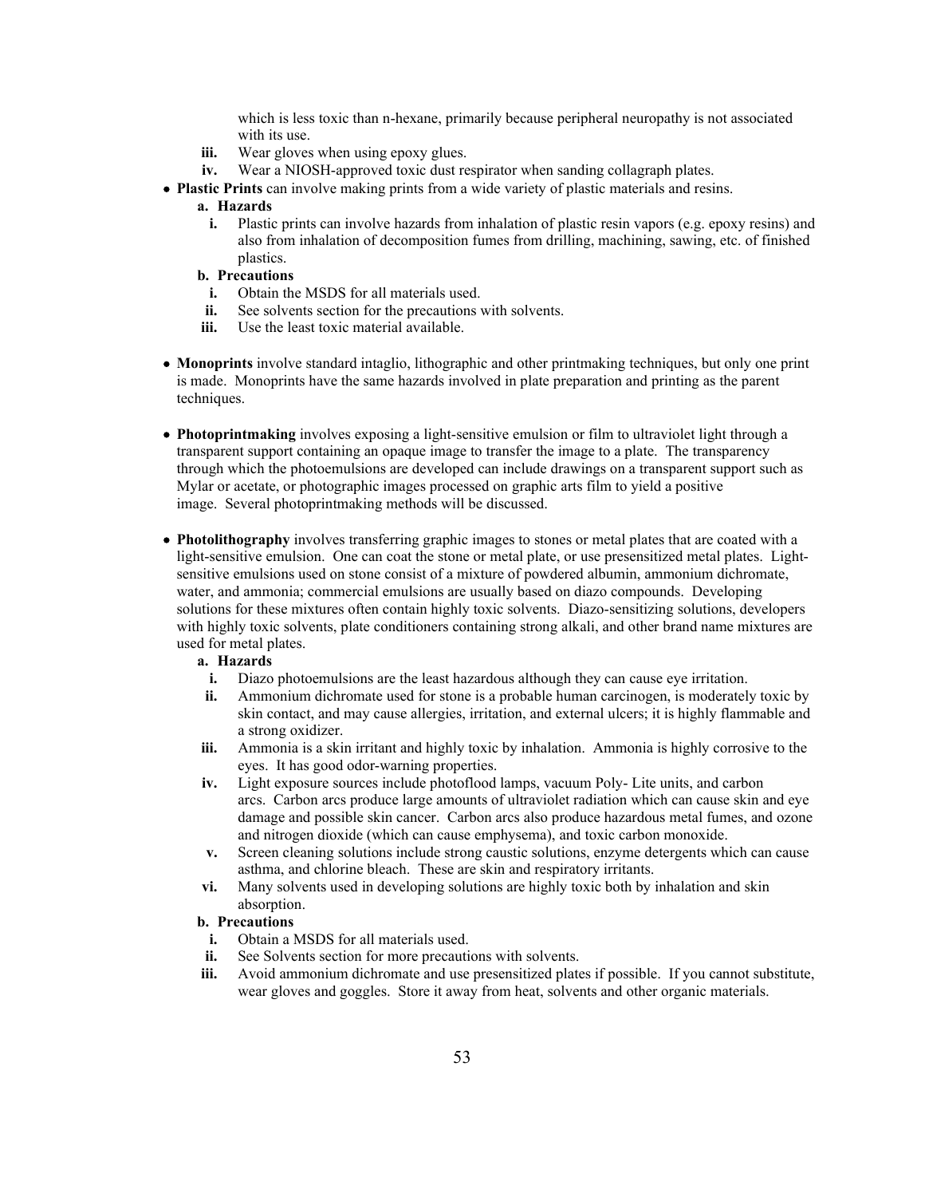which is less toxic than n-hexane, primarily because peripheral neuropathy is not associated with its use.

  iii. Wear gloves when using epoxy glues.
  iv. Wear a NIOSH-approved toxic dust respirator when sanding collagraph plates.

- **Plastic Prints** can involve making prints from a wide variety of plastic materials and resins.
  - **a. Hazards**
    - **i.** Plastic prints can involve hazards from inhalation of plastic resin vapors (e.g. epoxy resins) and also from inhalation of decomposition fumes from drilling, machining, sawing, etc. of finished plastics.
  - **b. Precautions**
    - **i.** Obtain the MSDS for all materials used.
    - **ii.** See solvents section for the precautions with solvents.
    - **iii.** Use the least toxic material available.

- **Monoprints** involve standard intaglio, lithographic and other printmaking techniques, but only one print is made. Monoprints have the same hazards involved in plate preparation and printing as the parent techniques.

- **Photoprintmaking** involves exposing a light-sensitive emulsion or film to ultraviolet light through a transparent support containing an opaque image to transfer the image to a plate. The transparency through which the photoemulsions are developed can include drawings on a transparent support such as Mylar or acetate, or photographic images processed on graphic arts film to yield a positive image. Several photoprintmaking methods will be discussed.

- **Photolithography** involves transferring graphic images to stones or metal plates that are coated with a light-sensitive emulsion. One can coat the stone or metal plate, or use presensitized metal plates. Light-sensitive emulsions used on stone consist of a mixture of powdered albumin, ammonium dichromate, water, and ammonia; commercial emulsions are usually based on diazo compounds. Developing solutions for these mixtures often contain highly toxic solvents. Diazo-sensitizing solutions, developers with highly toxic solvents, plate conditioners containing strong alkali, and other brand name mixtures are used for metal plates.
  - **a. Hazards**
    - **i.** Diazo photoemulsions are the least hazardous although they can cause eye irritation.
    - **ii.** Ammonium dichromate used for stone is a probable human carcinogen, is moderately toxic by skin contact, and may cause allergies, irritation, and external ulcers; it is highly flammable and a strong oxidizer.
    - **iii.** Ammonia is a skin irritant and highly toxic by inhalation. Ammonia is highly corrosive to the eyes. It has good odor-warning properties.
    - **iv.** Light exposure sources include photoflood lamps, vacuum Poly- Lite units, and carbon arcs. Carbon arcs produce large amounts of ultraviolet radiation which can cause skin and eye damage and possible skin cancer. Carbon arcs also produce hazardous metal fumes, and ozone and nitrogen dioxide (which can cause emphysema), and toxic carbon monoxide.
    - **v.** Screen cleaning solutions include strong caustic solutions, enzyme detergents which can cause asthma, and chlorine bleach. These are skin and respiratory irritants.
    - **vi.** Many solvents used in developing solutions are highly toxic both by inhalation and skin absorption.
  - **b. Precautions**
    - **i.** Obtain a MSDS for all materials used.
    - **ii.** See Solvents section for more precautions with solvents.
    - **iii.** Avoid ammonium dichromate and use presensitized plates if possible. If you cannot substitute, wear gloves and goggles. Store it away from heat, solvents and other organic materials.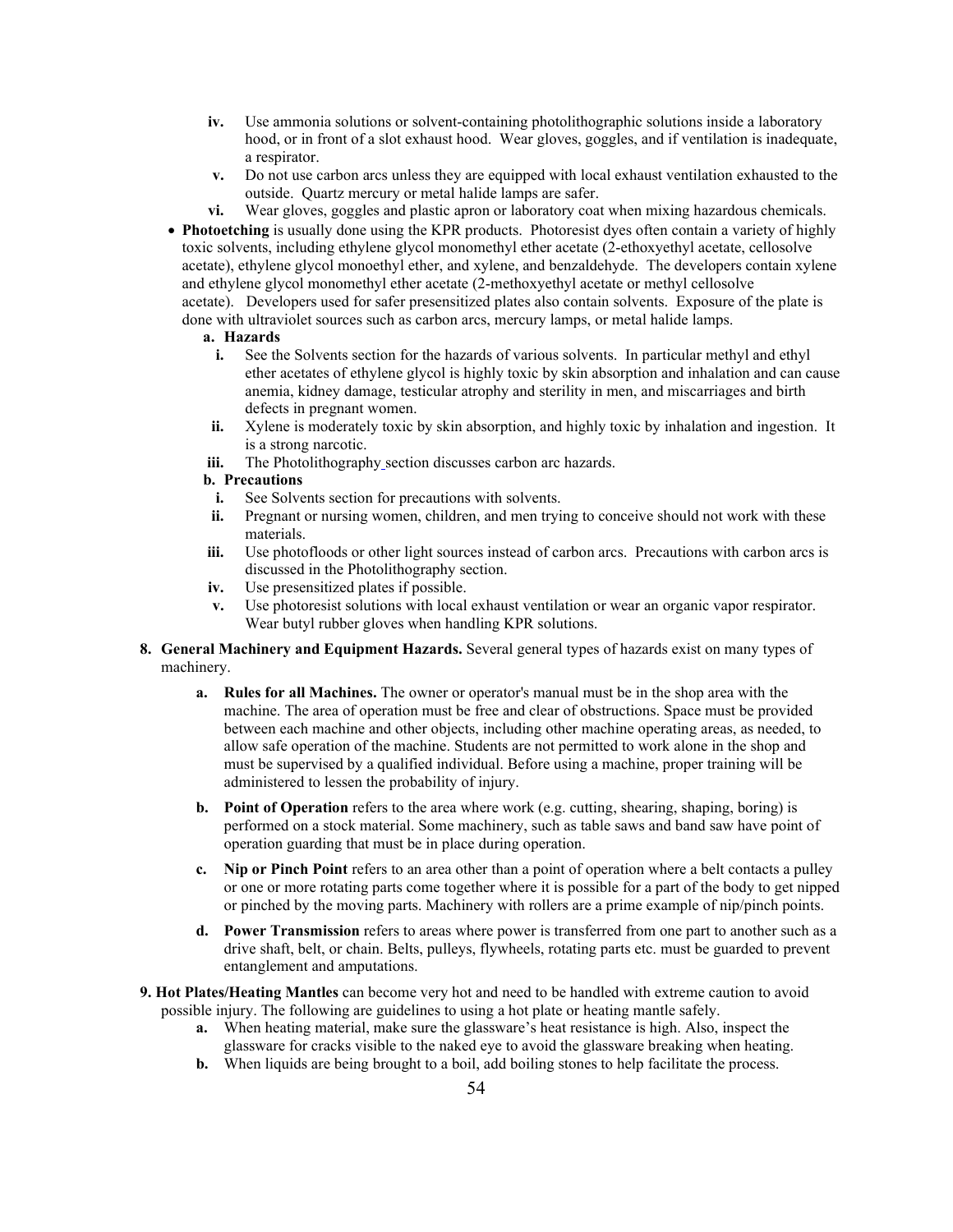- **iv.** Use ammonia solutions or solvent-containing photolithographic solutions inside a laboratory hood, or in front of a slot exhaust hood. Wear gloves, goggles, and if ventilation is inadequate, a respirator.
- **v.** Do not use carbon arcs unless they are equipped with local exhaust ventilation exhausted to the outside. Quartz mercury or metal halide lamps are safer.
- **vi.** Wear gloves, goggles and plastic apron or laboratory coat when mixing hazardous chemicals.

- **Photoetching** is usually done using the KPR products. Photoresist dyes often contain a variety of highly toxic solvents, including ethylene glycol monomethyl ether acetate (2-ethoxyethyl acetate, cellosolve acetate), ethylene glycol monoethyl ether, and xylene, and benzaldehyde. The developers contain xylene and ethylene glycol monomethyl ether acetate (2-methoxyethyl acetate or methyl cellosolve acetate). Developers used for safer presensitized plates also contain solvents. Exposure of the plate is done with ultraviolet sources such as carbon arcs, mercury lamps, or metal halide lamps.

  **a. Hazards**

  - **i.** See the Solvents section for the hazards of various solvents. In particular methyl and ethyl ether acetates of ethylene glycol is highly toxic by skin absorption and inhalation and can cause anemia, kidney damage, testicular atrophy and sterility in men, and miscarriages and birth defects in pregnant women.
  - **ii.** Xylene is moderately toxic by skin absorption, and highly toxic by inhalation and ingestion. It is a strong narcotic.
  - **iii.** The Photolithography section discusses carbon arc hazards.

  **b. Precautions**

  - **i.** See Solvents section for precautions with solvents.
  - **ii.** Pregnant or nursing women, children, and men trying to conceive should not work with these materials.
  - **iii.** Use photofloods or other light sources instead of carbon arcs. Precautions with carbon arcs is discussed in the Photolithography section.
  - **iv.** Use presensitized plates if possible.
  - **v.** Use photoresist solutions with local exhaust ventilation or wear an organic vapor respirator. Wear butyl rubber gloves when handling KPR solutions.

**8. General Machinery and Equipment Hazards.** Several general types of hazards exist on many types of machinery.

- **a. Rules for all Machines.** The owner or operator's manual must be in the shop area with the machine. The area of operation must be free and clear of obstructions. Space must be provided between each machine and other objects, including other machine operating areas, as needed, to allow safe operation of the machine. Students are not permitted to work alone in the shop and must be supervised by a qualified individual. Before using a machine, proper training will be administered to lessen the probability of injury.

- **b. Point of Operation** refers to the area where work (e.g. cutting, shearing, shaping, boring) is performed on a stock material. Some machinery, such as table saws and band saw have point of operation guarding that must be in place during operation.

- **c. Nip or Pinch Point** refers to an area other than a point of operation where a belt contacts a pulley or one or more rotating parts come together where it is possible for a part of the body to get nipped or pinched by the moving parts. Machinery with rollers are a prime example of nip/pinch points.

- **d. Power Transmission** refers to areas where power is transferred from one part to another such as a drive shaft, belt, or chain. Belts, pulleys, flywheels, rotating parts etc. must be guarded to prevent entanglement and amputations.

**9. Hot Plates/Heating Mantles** can become very hot and need to be handled with extreme caution to avoid possible injury. The following are guidelines to using a hot plate or heating mantle safely.

- **a.** When heating material, make sure the glassware's heat resistance is high. Also, inspect the glassware for cracks visible to the naked eye to avoid the glassware breaking when heating.
- **b.** When liquids are being brought to a boil, add boiling stones to help facilitate the process.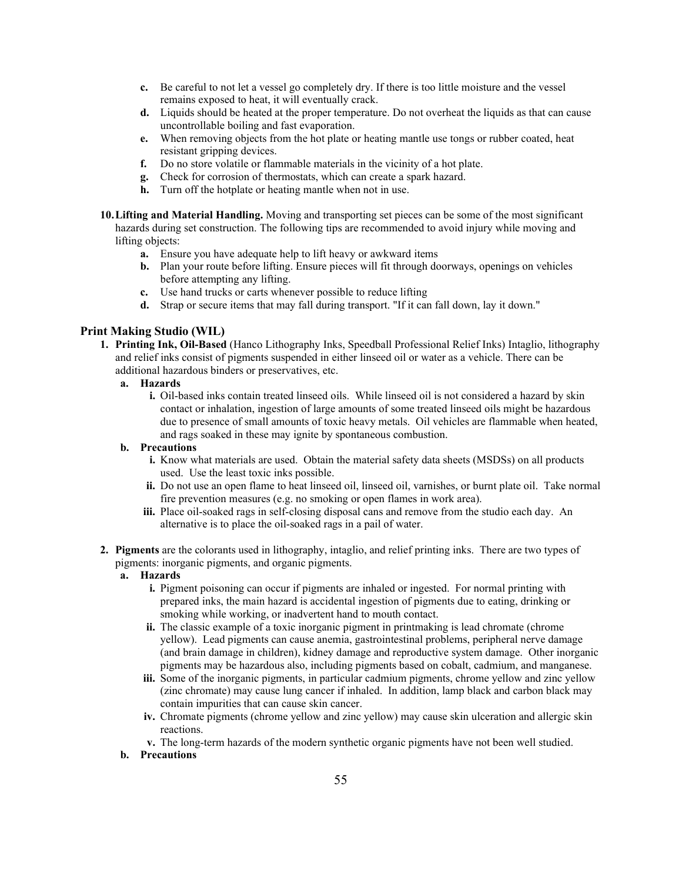c. Be careful to not let a vessel go completely dry. If there is too little moisture and the vessel remains exposed to heat, it will eventually crack.

d. Liquids should be heated at the proper temperature. Do not overheat the liquids as that can cause uncontrollable boiling and fast evaporation.

e. When removing objects from the hot plate or heating mantle use tongs or rubber coated, heat resistant gripping devices.

f. Do no store volatile or flammable materials in the vicinity of a hot plate.

g. Check for corrosion of thermostats, which can create a spark hazard.

h. Turn off the hotplate or heating mantle when not in use.

10. **Lifting and Material Handling.** Moving and transporting set pieces can be some of the most significant hazards during set construction. The following tips are recommended to avoid injury while moving and lifting objects:

    a. Ensure you have adequate help to lift heavy or awkward items

    b. Plan your route before lifting. Ensure pieces will fit through doorways, openings on vehicles before attempting any lifting.

    c. Use hand trucks or carts whenever possible to reduce lifting

    d. Strap or secure items that may fall during transport. "If it can fall down, lay it down."

### Print Making Studio (WIL)

1. **Printing Ink, Oil-Based** (Hanco Lithography Inks, Speedball Professional Relief Inks) Intaglio, lithography and relief inks consist of pigments suspended in either linseed oil or water as a vehicle. There can be additional hazardous binders or preservatives, etc.

   a. **Hazards**

      i. Oil-based inks contain treated linseed oils. While linseed oil is not considered a hazard by skin contact or inhalation, ingestion of large amounts of some treated linseed oils might be hazardous due to presence of small amounts of toxic heavy metals. Oil vehicles are flammable when heated, and rags soaked in these may ignite by spontaneous combustion.

   b. **Precautions**

      i. Know what materials are used. Obtain the material safety data sheets (MSDSs) on all products used. Use the least toxic inks possible.

      ii. Do not use an open flame to heat linseed oil, linseed oil, varnishes, or burnt plate oil. Take normal fire prevention measures (e.g. no smoking or open flames in work area).

      iii. Place oil-soaked rags in self-closing disposal cans and remove from the studio each day. An alternative is to place the oil-soaked rags in a pail of water.

2. **Pigments** are the colorants used in lithography, intaglio, and relief printing inks. There are two types of pigments: inorganic pigments, and organic pigments.

   a. **Hazards**

      i. Pigment poisoning can occur if pigments are inhaled or ingested. For normal printing with prepared inks, the main hazard is accidental ingestion of pigments due to eating, drinking or smoking while working, or inadvertent hand to mouth contact.

      ii. The classic example of a toxic inorganic pigment in printmaking is lead chromate (chrome yellow). Lead pigments can cause anemia, gastrointestinal problems, peripheral nerve damage (and brain damage in children), kidney damage and reproductive system damage. Other inorganic pigments may be hazardous also, including pigments based on cobalt, cadmium, and manganese.

      iii. Some of the inorganic pigments, in particular cadmium pigments, chrome yellow and zinc yellow (zinc chromate) may cause lung cancer if inhaled. In addition, lamp black and carbon black may contain impurities that can cause skin cancer.

      iv. Chromate pigments (chrome yellow and zinc yellow) may cause skin ulceration and allergic skin reactions.

      v. The long-term hazards of the modern synthetic organic pigments have not been well studied.

   b. **Precautions**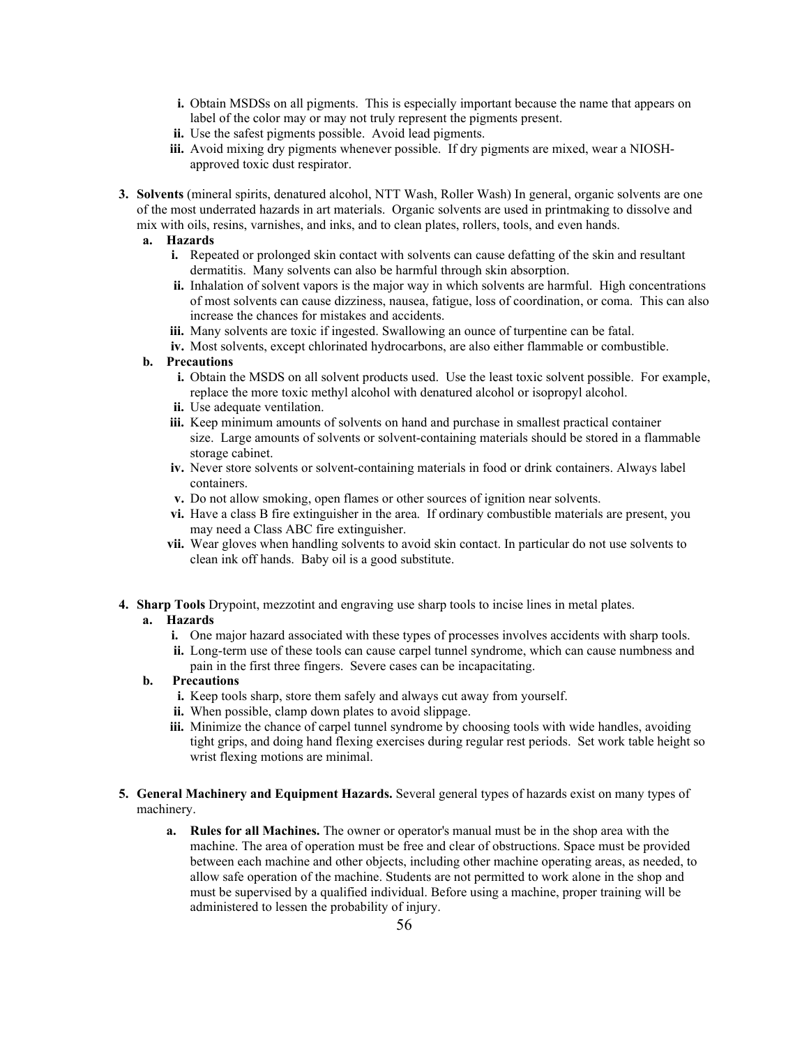- i. Obtain MSDSs on all pigments. This is especially important because the name that appears on label of the color may or may not truly represent the pigments present.
   - ii. Use the safest pigments possible. Avoid lead pigments.
   - iii. Avoid mixing dry pigments whenever possible. If dry pigments are mixed, wear a NIOSH-approved toxic dust respirator.

3. **Solvents** (mineral spirits, denatured alcohol, NTT Wash, Roller Wash) In general, organic solvents are one of the most underrated hazards in art materials. Organic solvents are used in printmaking to dissolve and mix with oils, resins, varnishes, and inks, and to clean plates, rollers, tools, and even hands.
   - a. **Hazards**
     - i. Repeated or prolonged skin contact with solvents can cause defatting of the skin and resultant dermatitis. Many solvents can also be harmful through skin absorption.
     - ii. Inhalation of solvent vapors is the major way in which solvents are harmful. High concentrations of most solvents can cause dizziness, nausea, fatigue, loss of coordination, or coma. This can also increase the chances for mistakes and accidents.
     - iii. Many solvents are toxic if ingested. Swallowing an ounce of turpentine can be fatal.
     - iv. Most solvents, except chlorinated hydrocarbons, are also either flammable or combustible.
   - b. **Precautions**
     - i. Obtain the MSDS on all solvent products used. Use the least toxic solvent possible. For example, replace the more toxic methyl alcohol with denatured alcohol or isopropyl alcohol.
     - ii. Use adequate ventilation.
     - iii. Keep minimum amounts of solvents on hand and purchase in smallest practical container size. Large amounts of solvents or solvent-containing materials should be stored in a flammable storage cabinet.
     - iv. Never store solvents or solvent-containing materials in food or drink containers. Always label containers.
     - v. Do not allow smoking, open flames or other sources of ignition near solvents.
     - vi. Have a class B fire extinguisher in the area. If ordinary combustible materials are present, you may need a Class ABC fire extinguisher.
     - vii. Wear gloves when handling solvents to avoid skin contact. In particular do not use solvents to clean ink off hands. Baby oil is a good substitute.

4. **Sharp Tools** Drypoint, mezzotint and engraving use sharp tools to incise lines in metal plates.
   - a. **Hazards**
     - i. One major hazard associated with these types of processes involves accidents with sharp tools.
     - ii. Long-term use of these tools can cause carpel tunnel syndrome, which can cause numbness and pain in the first three fingers. Severe cases can be incapacitating.
   - b. **Precautions**
     - i. Keep tools sharp, store them safely and always cut away from yourself.
     - ii. When possible, clamp down plates to avoid slippage.
     - iii. Minimize the chance of carpel tunnel syndrome by choosing tools with wide handles, avoiding tight grips, and doing hand flexing exercises during regular rest periods. Set work table height so wrist flexing motions are minimal.

5. **General Machinery and Equipment Hazards.** Several general types of hazards exist on many types of machinery.
   - a. **Rules for all Machines.** The owner or operator's manual must be in the shop area with the machine. The area of operation must be free and clear of obstructions. Space must be provided between each machine and other objects, including other machine operating areas, as needed, to allow safe operation of the machine. Students are not permitted to work alone in the shop and must be supervised by a qualified individual. Before using a machine, proper training will be administered to lessen the probability of injury.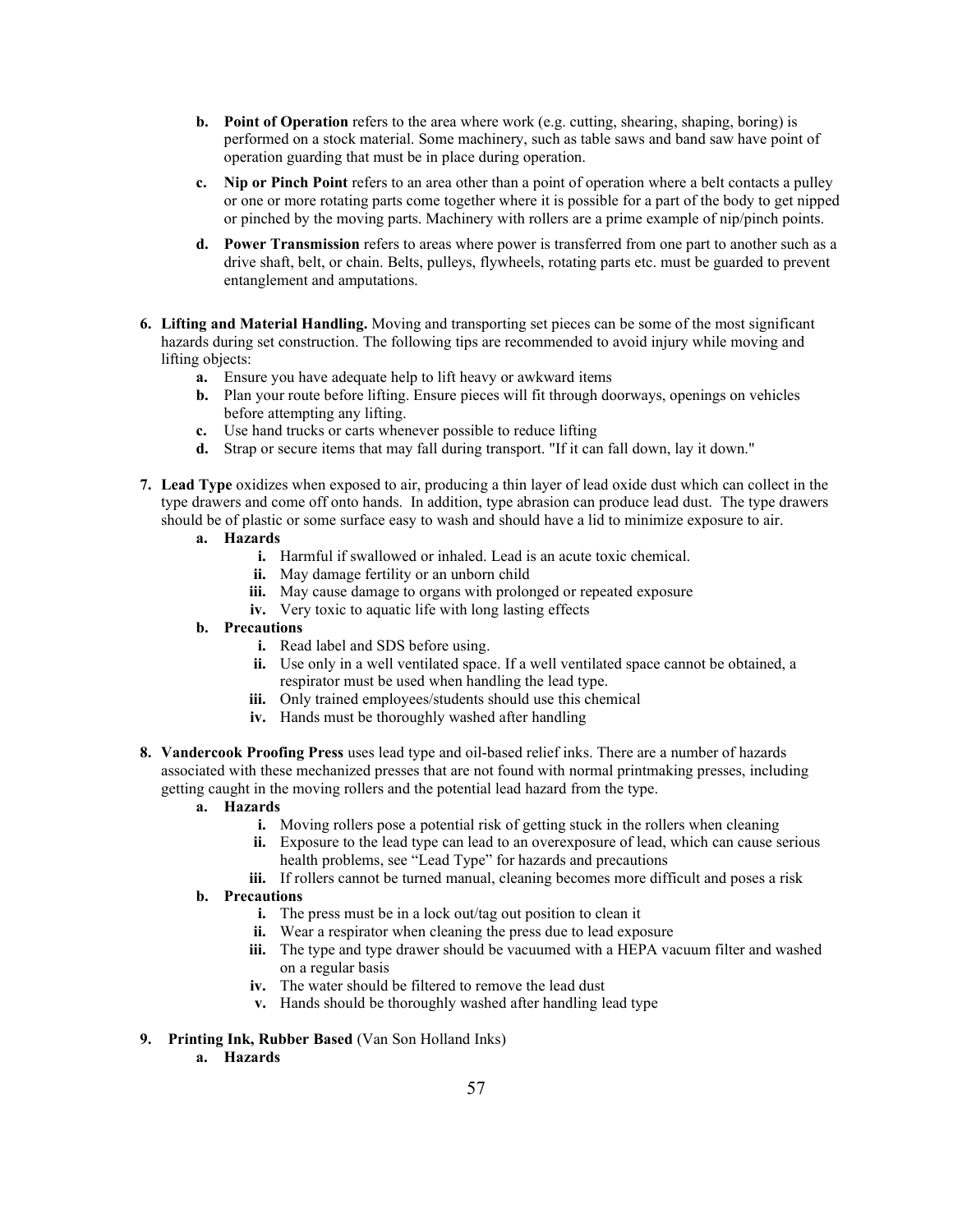b. **Point of Operation** refers to the area where work (e.g. cutting, shearing, shaping, boring) is performed on a stock material. Some machinery, such as table saws and band saw have point of operation guarding that must be in place during operation.

  c. **Nip or Pinch Point** refers to an area other than a point of operation where a belt contacts a pulley or one or more rotating parts come together where it is possible for a part of the body to get nipped or pinched by the moving parts. Machinery with rollers are a prime example of nip/pinch points.

  d. **Power Transmission** refers to areas where power is transferred from one part to another such as a drive shaft, belt, or chain. Belts, pulleys, flywheels, rotating parts etc. must be guarded to prevent entanglement and amputations.

6. **Lifting and Material Handling.** Moving and transporting set pieces can be some of the most significant hazards during set construction. The following tips are recommended to avoid injury while moving and lifting objects:
   a. Ensure you have adequate help to lift heavy or awkward items
   b. Plan your route before lifting. Ensure pieces will fit through doorways, openings on vehicles before attempting any lifting.
   c. Use hand trucks or carts whenever possible to reduce lifting
   d. Strap or secure items that may fall during transport. "If it can fall down, lay it down."

7. **Lead Type** oxidizes when exposed to air, producing a thin layer of lead oxide dust which can collect in the type drawers and come off onto hands. In addition, type abrasion can produce lead dust. The type drawers should be of plastic or some surface easy to wash and should have a lid to minimize exposure to air.
   a. **Hazards**
      i. Harmful if swallowed or inhaled. Lead is an acute toxic chemical.
      ii. May damage fertility or an unborn child
      iii. May cause damage to organs with prolonged or repeated exposure
      iv. Very toxic to aquatic life with long lasting effects
   b. **Precautions**
      i. Read label and SDS before using.
      ii. Use only in a well ventilated space. If a well ventilated space cannot be obtained, a respirator must be used when handling the lead type.
      iii. Only trained employees/students should use this chemical
      iv. Hands must be thoroughly washed after handling

8. **Vandercook Proofing Press** uses lead type and oil-based relief inks. There are a number of hazards associated with these mechanized presses that are not found with normal printmaking presses, including getting caught in the moving rollers and the potential lead hazard from the type.
   a. **Hazards**
      i. Moving rollers pose a potential risk of getting stuck in the rollers when cleaning
      ii. Exposure to the lead type can lead to an overexposure of lead, which can cause serious health problems, see "Lead Type" for hazards and precautions
      iii. If rollers cannot be turned manual, cleaning becomes more difficult and poses a risk
   b. **Precautions**
      i. The press must be in a lock out/tag out position to clean it
      ii. Wear a respirator when cleaning the press due to lead exposure
      iii. The type and type drawer should be vacuumed with a HEPA vacuum filter and washed on a regular basis
      iv. The water should be filtered to remove the lead dust
      v. Hands should be thoroughly washed after handling lead type

9. **Printing Ink, Rubber Based** (Van Son Holland Inks)
   a. **Hazards**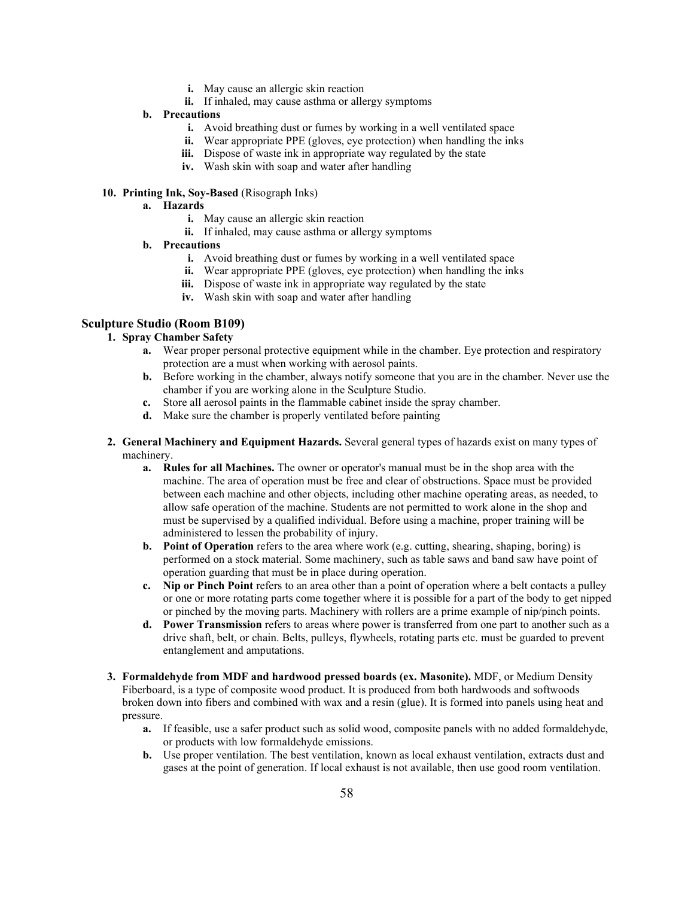- i. May cause an allergic skin reaction
   - ii. If inhaled, may cause asthma or allergy symptoms

- **b. Precautions**
   - i. Avoid breathing dust or fumes by working in a well ventilated space
   - ii. Wear appropriate PPE (gloves, eye protection) when handling the inks
   - iii. Dispose of waste ink in appropriate way regulated by the state
   - iv. Wash skin with soap and water after handling

**10. Printing Ink, Soy-Based** (Risograph Inks)

- **a. Hazards**
   - i. May cause an allergic skin reaction
   - ii. If inhaled, may cause asthma or allergy symptoms
- **b. Precautions**
   - i. Avoid breathing dust or fumes by working in a well ventilated space
   - ii. Wear appropriate PPE (gloves, eye protection) when handling the inks
   - iii. Dispose of waste ink in appropriate way regulated by the state
   - iv. Wash skin with soap and water after handling

## Sculpture Studio (Room B109)

**1. Spray Chamber Safety**

- a. Wear proper personal protective equipment while in the chamber. Eye protection and respiratory protection are a must when working with aerosol paints.
- b. Before working in the chamber, always notify someone that you are in the chamber. Never use the chamber if you are working alone in the Sculpture Studio.
- c. Store all aerosol paints in the flammable cabinet inside the spray chamber.
- d. Make sure the chamber is properly ventilated before painting

**2. General Machinery and Equipment Hazards.** Several general types of hazards exist on many types of machinery.

- a. **Rules for all Machines.** The owner or operator's manual must be in the shop area with the machine. The area of operation must be free and clear of obstructions. Space must be provided between each machine and other objects, including other machine operating areas, as needed, to allow safe operation of the machine. Students are not permitted to work alone in the shop and must be supervised by a qualified individual. Before using a machine, proper training will be administered to lessen the probability of injury.
- b. **Point of Operation** refers to the area where work (e.g. cutting, shearing, shaping, boring) is performed on a stock material. Some machinery, such as table saws and band saw have point of operation guarding that must be in place during operation.
- c. **Nip or Pinch Point** refers to an area other than a point of operation where a belt contacts a pulley or one or more rotating parts come together where it is possible for a part of the body to get nipped or pinched by the moving parts. Machinery with rollers are a prime example of nip/pinch points.
- d. **Power Transmission** refers to areas where power is transferred from one part to another such as a drive shaft, belt, or chain. Belts, pulleys, flywheels, rotating parts etc. must be guarded to prevent entanglement and amputations.

**3. Formaldehyde from MDF and hardwood pressed boards (ex. Masonite).** MDF, or Medium Density Fiberboard, is a type of composite wood product. It is produced from both hardwoods and softwoods broken down into fibers and combined with wax and a resin (glue). It is formed into panels using heat and pressure.

- a. If feasible, use a safer product such as solid wood, composite panels with no added formaldehyde, or products with low formaldehyde emissions.
- b. Use proper ventilation. The best ventilation, known as local exhaust ventilation, extracts dust and gases at the point of generation. If local exhaust is not available, then use good room ventilation.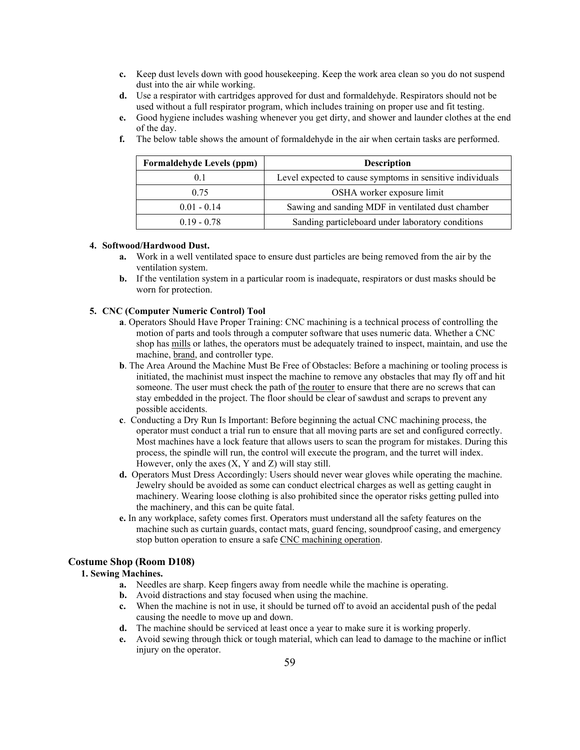c. Keep dust levels down with good housekeeping. Keep the work area clean so you do not suspend dust into the air while working.

d. Use a respirator with cartridges approved for dust and formaldehyde. Respirators should not be used without a full respirator program, which includes training on proper use and fit testing.

e. Good hygiene includes washing whenever you get dirty, and shower and launder clothes at the end of the day.

f. The below table shows the amount of formaldehyde in the air when certain tasks are performed.

| Formaldehyde Levels (ppm) | Description |
| --- | --- |
| 0.1 | Level expected to cause symptoms in sensitive individuals |
| 0.75 | OSHA worker exposure limit |
| 0.01 - 0.14 | Sawing and sanding MDF in ventilated dust chamber |
| 0.19 - 0.78 | Sanding particleboard under laboratory conditions |

**4. Softwood/Hardwood Dust.**

a. Work in a well ventilated space to ensure dust particles are being removed from the air by the ventilation system.

b. If the ventilation system in a particular room is inadequate, respirators or dust masks should be worn for protection.

**5. CNC (Computer Numeric Control) Tool**

**a**. Operators Should Have Proper Training: CNC machining is a technical process of controlling the motion of parts and tools through a computer software that uses numeric data. Whether a CNC shop has mills or lathes, the operators must be adequately trained to inspect, maintain, and use the machine, brand, and controller type.

**b**. The Area Around the Machine Must Be Free of Obstacles: Before a machining or tooling process is initiated, the machinist must inspect the machine to remove any obstacles that may fly off and hit someone. The user must check the path of the router to ensure that there are no screws that can stay embedded in the project. The floor should be clear of sawdust and scraps to prevent any possible accidents.

**c**. Conducting a Dry Run Is Important: Before beginning the actual CNC machining process, the operator must conduct a trial run to ensure that all moving parts are set and configured correctly. Most machines have a lock feature that allows users to scan the program for mistakes. During this process, the spindle will run, the control will execute the program, and the turret will index. However, only the axes (X, Y and Z) will stay still.

**d.** Operators Must Dress Accordingly: Users should never wear gloves while operating the machine. Jewelry should be avoided as some can conduct electrical charges as well as getting caught in machinery. Wearing loose clothing is also prohibited since the operator risks getting pulled into the machinery, and this can be quite fatal.

**e.** In any workplace, safety comes first. Operators must understand all the safety features on the machine such as curtain guards, contact mats, guard fencing, soundproof casing, and emergency stop button operation to ensure a safe CNC machining operation.

## Costume Shop (Room D108)

**1. Sewing Machines.**

a. Needles are sharp. Keep fingers away from needle while the machine is operating.

b. Avoid distractions and stay focused when using the machine.

c. When the machine is not in use, it should be turned off to avoid an accidental push of the pedal causing the needle to move up and down.

d. The machine should be serviced at least once a year to make sure it is working properly.

e. Avoid sewing through thick or tough material, which can lead to damage to the machine or inflict injury on the operator.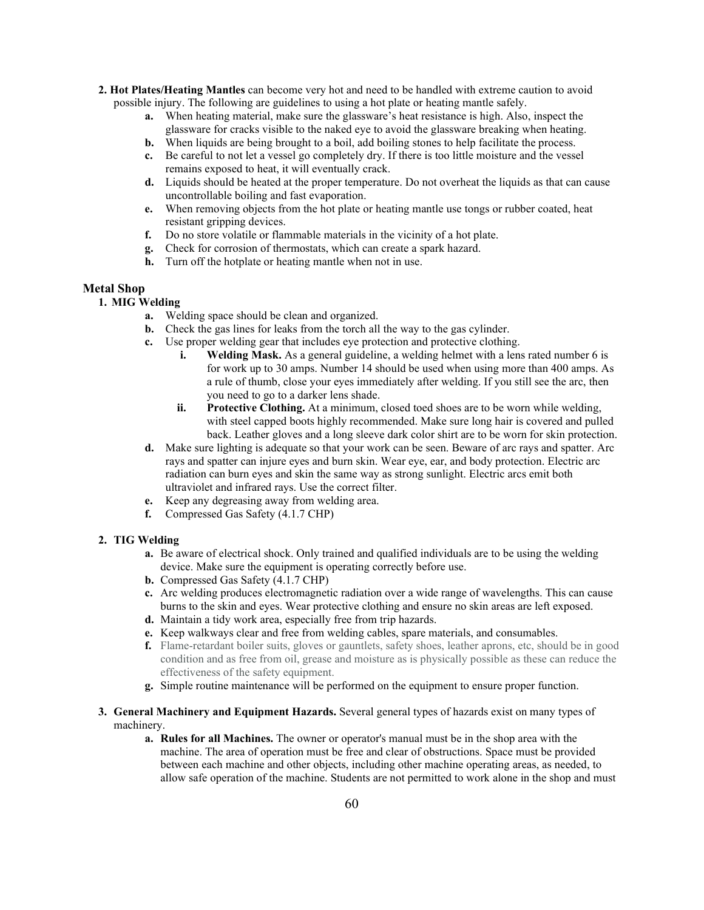2. **Hot Plates/Heating Mantles** can become very hot and need to be handled with extreme caution to avoid possible injury. The following are guidelines to using a hot plate or heating mantle safely.
    - **a.** When heating material, make sure the glassware's heat resistance is high. Also, inspect the glassware for cracks visible to the naked eye to avoid the glassware breaking when heating.
    - **b.** When liquids are being brought to a boil, add boiling stones to help facilitate the process.
    - **c.** Be careful to not let a vessel go completely dry. If there is too little moisture and the vessel remains exposed to heat, it will eventually crack.
    - **d.** Liquids should be heated at the proper temperature. Do not overheat the liquids as that can cause uncontrollable boiling and fast evaporation.
    - **e.** When removing objects from the hot plate or heating mantle use tongs or rubber coated, heat resistant gripping devices.
    - **f.** Do no store volatile or flammable materials in the vicinity of a hot plate.
    - **g.** Check for corrosion of thermostats, which can create a spark hazard.
    - **h.** Turn off the hotplate or heating mantle when not in use.

### Metal Shop

1. **MIG Welding**
    - **a.** Welding space should be clean and organized.
    - **b.** Check the gas lines for leaks from the torch all the way to the gas cylinder.
    - **c.** Use proper welding gear that includes eye protection and protective clothing.
        - **i. Welding Mask.** As a general guideline, a welding helmet with a lens rated number 6 is for work up to 30 amps. Number 14 should be used when using more than 400 amps. As a rule of thumb, close your eyes immediately after welding. If you still see the arc, then you need to go to a darker lens shade.
        - **ii. Protective Clothing.** At a minimum, closed toed shoes are to be worn while welding, with steel capped boots highly recommended. Make sure long hair is covered and pulled back. Leather gloves and a long sleeve dark color shirt are to be worn for skin protection.
    - **d.** Make sure lighting is adequate so that your work can be seen. Beware of arc rays and spatter. Arc rays and spatter can injure eyes and burn skin. Wear eye, ear, and body protection. Electric arc radiation can burn eyes and skin the same way as strong sunlight. Electric arcs emit both ultraviolet and infrared rays. Use the correct filter.
    - **e.** Keep any degreasing away from welding area.
    - **f.** Compressed Gas Safety (4.1.7 CHP)

2. **TIG Welding**
    - **a.** Be aware of electrical shock. Only trained and qualified individuals are to be using the welding device. Make sure the equipment is operating correctly before use.
    - **b.** Compressed Gas Safety (4.1.7 CHP)
    - **c.** Arc welding produces electromagnetic radiation over a wide range of wavelengths. This can cause burns to the skin and eyes. Wear protective clothing and ensure no skin areas are left exposed.
    - **d.** Maintain a tidy work area, especially free from trip hazards.
    - **e.** Keep walkways clear and free from welding cables, spare materials, and consumables.
    - **f.** Flame-retardant boiler suits, gloves or gauntlets, safety shoes, leather aprons, etc, should be in good condition and as free from oil, grease and moisture as is physically possible as these can reduce the effectiveness of the safety equipment.
    - **g.** Simple routine maintenance will be performed on the equipment to ensure proper function.

3. **General Machinery and Equipment Hazards.** Several general types of hazards exist on many types of machinery.
    - **a. Rules for all Machines.** The owner or operator's manual must be in the shop area with the machine. The area of operation must be free and clear of obstructions. Space must be provided between each machine and other objects, including other machine operating areas, as needed, to allow safe operation of the machine. Students are not permitted to work alone in the shop and must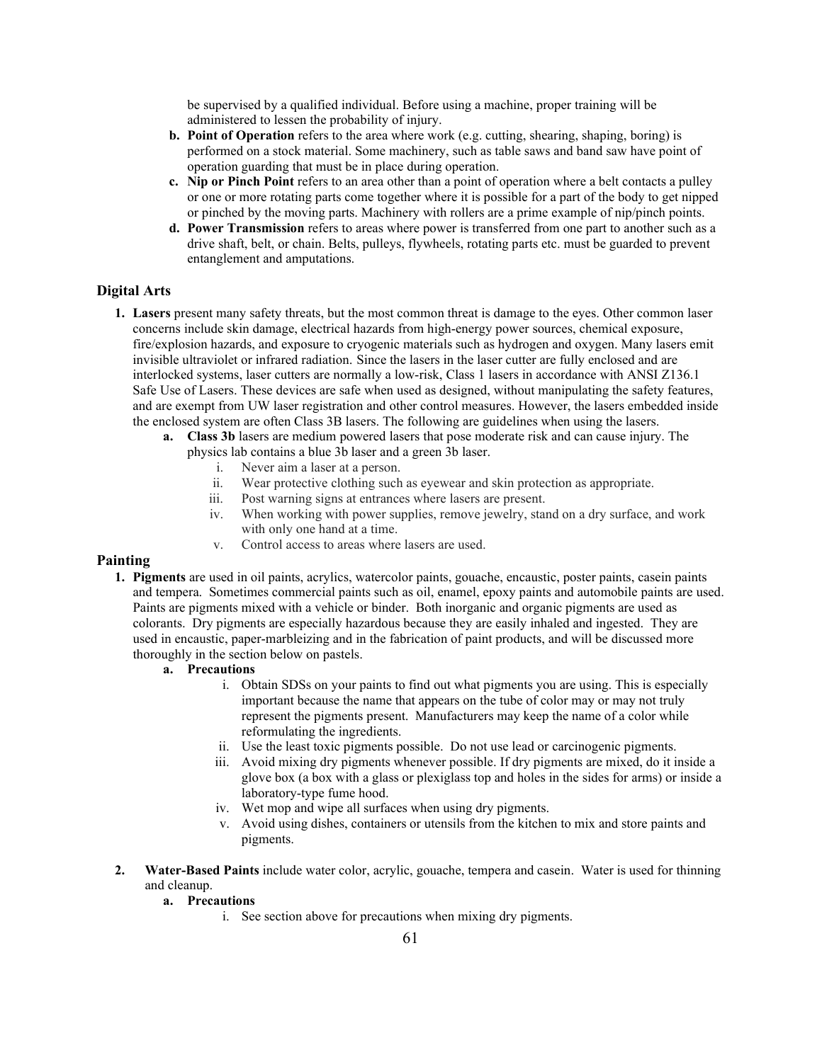be supervised by a qualified individual. Before using a machine, proper training will be administered to lessen the probability of injury.

   b. **Point of Operation** refers to the area where work (e.g. cutting, shearing, shaping, boring) is performed on a stock material. Some machinery, such as table saws and band saw have point of operation guarding that must be in place during operation.
   c. **Nip or Pinch Point** refers to an area other than a point of operation where a belt contacts a pulley or one or more rotating parts come together where it is possible for a part of the body to get nipped or pinched by the moving parts. Machinery with rollers are a prime example of nip/pinch points.
   d. **Power Transmission** refers to areas where power is transferred from one part to another such as a drive shaft, belt, or chain. Belts, pulleys, flywheels, rotating parts etc. must be guarded to prevent entanglement and amputations.

## Digital Arts

1. **Lasers** present many safety threats, but the most common threat is damage to the eyes. Other common laser concerns include skin damage, electrical hazards from high-energy power sources, chemical exposure, fire/explosion hazards, and exposure to cryogenic materials such as hydrogen and oxygen. Many lasers emit invisible ultraviolet or infrared radiation. Since the lasers in the laser cutter are fully enclosed and are interlocked systems, laser cutters are normally a low-risk, Class 1 lasers in accordance with ANSI Z136.1 Safe Use of Lasers. These devices are safe when used as designed, without manipulating the safety features, and are exempt from UW laser registration and other control measures. However, the lasers embedded inside the enclosed system are often Class 3B lasers. The following are guidelines when using the lasers.
   a. **Class 3b** lasers are medium powered lasers that pose moderate risk and can cause injury. The physics lab contains a blue 3b laser and a green 3b laser.
      i. Never aim a laser at a person.
      ii. Wear protective clothing such as eyewear and skin protection as appropriate.
      iii. Post warning signs at entrances where lasers are present.
      iv. When working with power supplies, remove jewelry, stand on a dry surface, and work with only one hand at a time.
      v. Control access to areas where lasers are used.

## Painting

1. **Pigments** are used in oil paints, acrylics, watercolor paints, gouache, encaustic, poster paints, casein paints and tempera. Sometimes commercial paints such as oil, enamel, epoxy paints and automobile paints are used. Paints are pigments mixed with a vehicle or binder. Both inorganic and organic pigments are used as colorants. Dry pigments are especially hazardous because they are easily inhaled and ingested. They are used in encaustic, paper-marbleizing and in the fabrication of paint products, and will be discussed more thoroughly in the section below on pastels.
   a. **Precautions**
      i. Obtain SDSs on your paints to find out what pigments you are using. This is especially important because the name that appears on the tube of color may or may not truly represent the pigments present. Manufacturers may keep the name of a color while reformulating the ingredients.
      ii. Use the least toxic pigments possible. Do not use lead or carcinogenic pigments.
      iii. Avoid mixing dry pigments whenever possible. If dry pigments are mixed, do it inside a glove box (a box with a glass or plexiglass top and holes in the sides for arms) or inside a laboratory-type fume hood.
      iv. Wet mop and wipe all surfaces when using dry pigments.
      v. Avoid using dishes, containers or utensils from the kitchen to mix and store paints and pigments.

2. **Water-Based Paints** include water color, acrylic, gouache, tempera and casein. Water is used for thinning and cleanup.
   a. **Precautions**
      i. See section above for precautions when mixing dry pigments.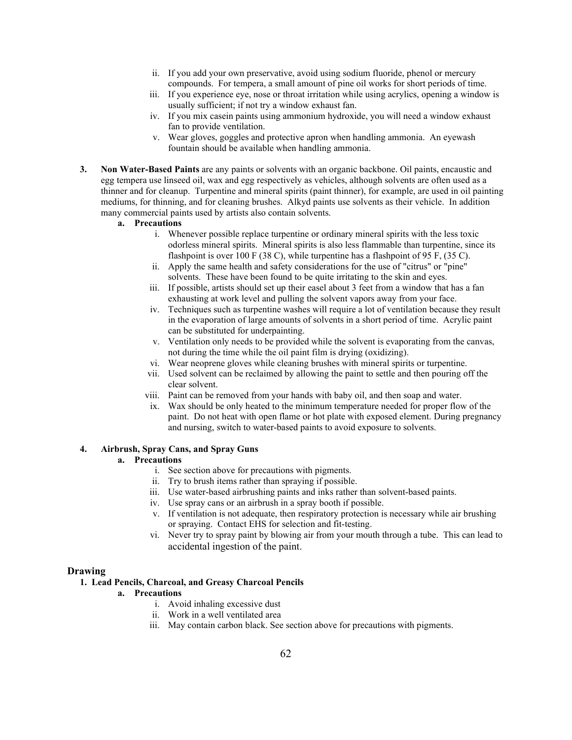ii. If you add your own preservative, avoid using sodium fluoride, phenol or mercury compounds. For tempera, a small amount of pine oil works for short periods of time.
   iii. If you experience eye, nose or throat irritation while using acrylics, opening a window is usually sufficient; if not try a window exhaust fan.
   iv. If you mix casein paints using ammonium hydroxide, you will need a window exhaust fan to provide ventilation.
   v. Wear gloves, goggles and protective apron when handling ammonia. An eyewash fountain should be available when handling ammonia.

3. **Non Water-Based Paints** are any paints or solvents with an organic backbone. Oil paints, encaustic and egg tempera use linseed oil, wax and egg respectively as vehicles, although solvents are often used as a thinner and for cleanup. Turpentine and mineral spirits (paint thinner), for example, are used in oil painting mediums, for thinning, and for cleaning brushes. Alkyd paints use solvents as their vehicle. In addition many commercial paints used by artists also contain solvents.
   a. **Precautions**
      i. Whenever possible replace turpentine or ordinary mineral spirits with the less toxic odorless mineral spirits. Mineral spirits is also less flammable than turpentine, since its flashpoint is over 100 F (38 C), while turpentine has a flashpoint of 95 F, (35 C).
      ii. Apply the same health and safety considerations for the use of "citrus" or "pine" solvents. These have been found to be quite irritating to the skin and eyes.
      iii. If possible, artists should set up their easel about 3 feet from a window that has a fan exhausting at work level and pulling the solvent vapors away from your face.
      iv. Techniques such as turpentine washes will require a lot of ventilation because they result in the evaporation of large amounts of solvents in a short period of time. Acrylic paint can be substituted for underpainting.
      v. Ventilation only needs to be provided while the solvent is evaporating from the canvas, not during the time while the oil paint film is drying (oxidizing).
      vi. Wear neoprene gloves while cleaning brushes with mineral spirits or turpentine.
      vii. Used solvent can be reclaimed by allowing the paint to settle and then pouring off the clear solvent.
      viii. Paint can be removed from your hands with baby oil, and then soap and water.
      ix. Wax should be only heated to the minimum temperature needed for proper flow of the paint. Do not heat with open flame or hot plate with exposed element. During pregnancy and nursing, switch to water-based paints to avoid exposure to solvents.

4. **Airbrush, Spray Cans, and Spray Guns**
   a. **Precautions**
      i. See section above for precautions with pigments.
      ii. Try to brush items rather than spraying if possible.
      iii. Use water-based airbrushing paints and inks rather than solvent-based paints.
      iv. Use spray cans or an airbrush in a spray booth if possible.
      v. If ventilation is not adequate, then respiratory protection is necessary while air brushing or spraying. Contact EHS for selection and fit-testing.
      vi. Never try to spray paint by blowing air from your mouth through a tube. This can lead to accidental ingestion of the paint.

## Drawing

1. **Lead Pencils, Charcoal, and Greasy Charcoal Pencils**
   a. **Precautions**
      i. Avoid inhaling excessive dust
      ii. Work in a well ventilated area
      iii. May contain carbon black. See section above for precautions with pigments.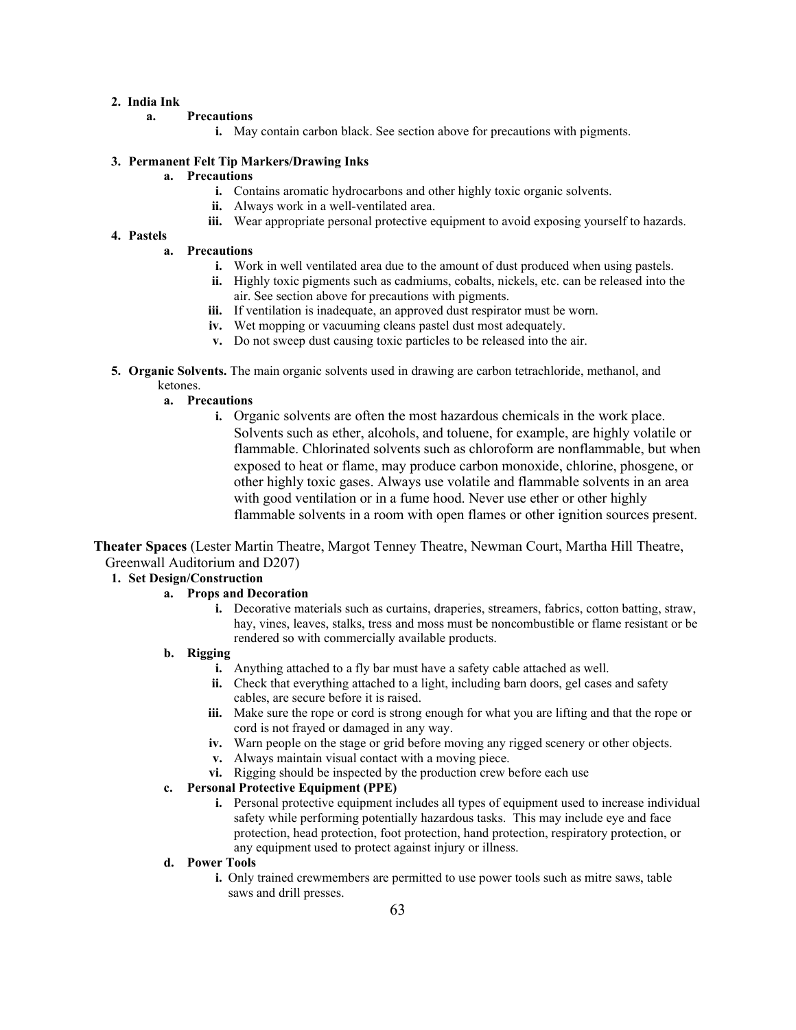**2. India Ink**

**a. Precautions**

**i.** May contain carbon black. See section above for precautions with pigments.

**3. Permanent Felt Tip Markers/Drawing Inks**

**a. Precautions**

**i.** Contains aromatic hydrocarbons and other highly toxic organic solvents.

**ii.** Always work in a well-ventilated area.

**iii.** Wear appropriate personal protective equipment to avoid exposing yourself to hazards.

**4. Pastels**

**a. Precautions**

**i.** Work in well ventilated area due to the amount of dust produced when using pastels.

**ii.** Highly toxic pigments such as cadmiums, cobalts, nickels, etc. can be released into the air. See section above for precautions with pigments.

**iii.** If ventilation is inadequate, an approved dust respirator must be worn.

**iv.** Wet mopping or vacuuming cleans pastel dust most adequately.

**v.** Do not sweep dust causing toxic particles to be released into the air.

**5. Organic Solvents.** The main organic solvents used in drawing are carbon tetrachloride, methanol, and ketones.

**a. Precautions**

**i.** Organic solvents are often the most hazardous chemicals in the work place. Solvents such as ether, alcohols, and toluene, for example, are highly volatile or flammable. Chlorinated solvents such as chloroform are nonflammable, but when exposed to heat or flame, may produce carbon monoxide, chlorine, phosgene, or other highly toxic gases. Always use volatile and flammable solvents in an area with good ventilation or in a fume hood. Never use ether or other highly flammable solvents in a room with open flames or other ignition sources present.

**Theater Spaces** (Lester Martin Theatre, Margot Tenney Theatre, Newman Court, Martha Hill Theatre, Greenwall Auditorium and D207)

**1. Set Design/Construction**

**a. Props and Decoration**

**i.** Decorative materials such as curtains, draperies, streamers, fabrics, cotton batting, straw, hay, vines, leaves, stalks, tress and moss must be noncombustible or flame resistant or be rendered so with commercially available products.

**b. Rigging**

**i.** Anything attached to a fly bar must have a safety cable attached as well.

**ii.** Check that everything attached to a light, including barn doors, gel cases and safety cables, are secure before it is raised.

**iii.** Make sure the rope or cord is strong enough for what you are lifting and that the rope or cord is not frayed or damaged in any way.

**iv.** Warn people on the stage or grid before moving any rigged scenery or other objects.

**v.** Always maintain visual contact with a moving piece.

**vi.** Rigging should be inspected by the production crew before each use

**c. Personal Protective Equipment (PPE)**

**i.** Personal protective equipment includes all types of equipment used to increase individual safety while performing potentially hazardous tasks. This may include eye and face protection, head protection, foot protection, hand protection, respiratory protection, or any equipment used to protect against injury or illness.

**d. Power Tools**

**i.** Only trained crewmembers are permitted to use power tools such as mitre saws, table saws and drill presses.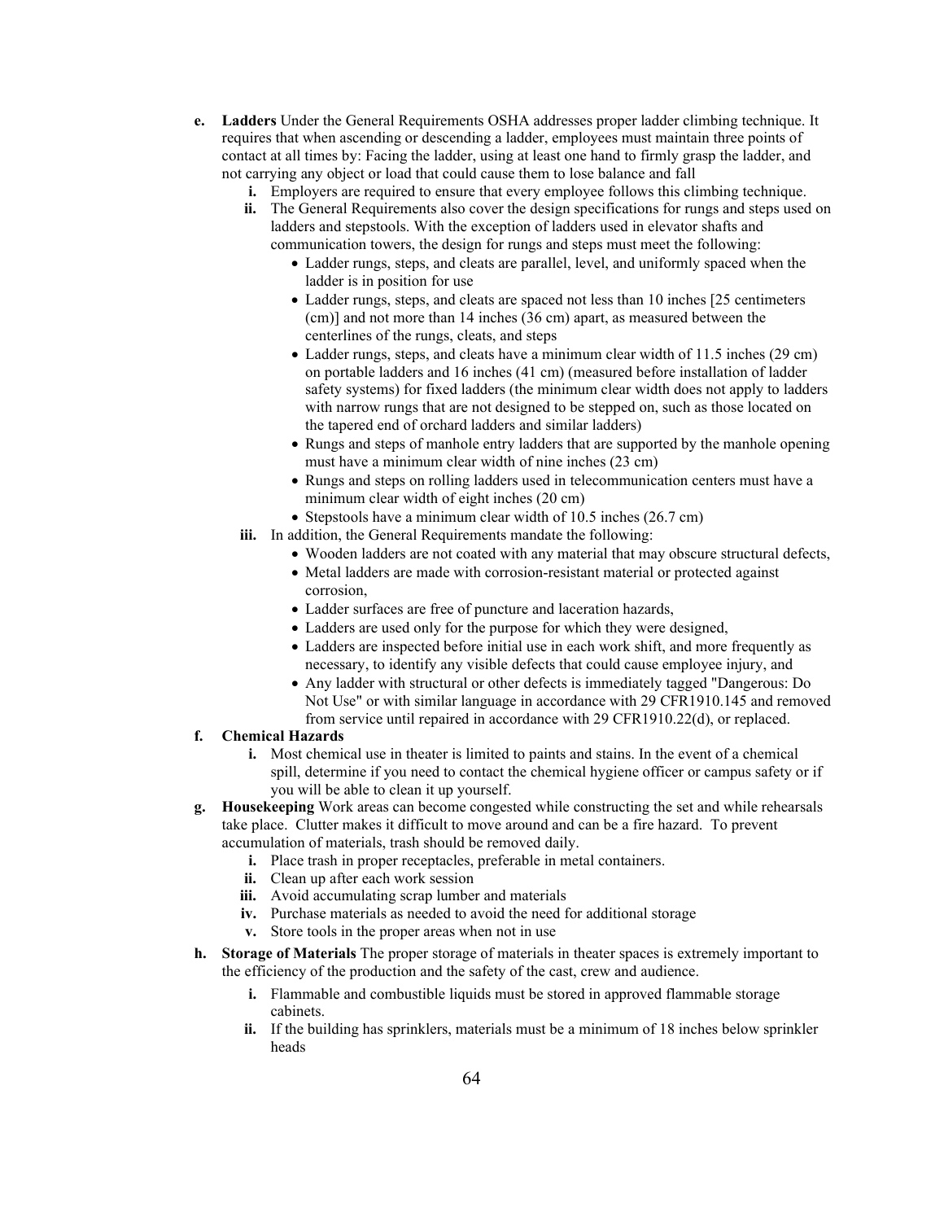- **e. Ladders** Under the General Requirements OSHA addresses proper ladder climbing technique. It requires that when ascending or descending a ladder, employees must maintain three points of contact at all times by: Facing the ladder, using at least one hand to firmly grasp the ladder, and not carrying any object or load that could cause them to lose balance and fall
  - **i.** Employers are required to ensure that every employee follows this climbing technique.
  - **ii.** The General Requirements also cover the design specifications for rungs and steps used on ladders and stepstools. With the exception of ladders used in elevator shafts and communication towers, the design for rungs and steps must meet the following:
    - Ladder rungs, steps, and cleats are parallel, level, and uniformly spaced when the ladder is in position for use
    - Ladder rungs, steps, and cleats are spaced not less than 10 inches [25 centimeters (cm)] and not more than 14 inches (36 cm) apart, as measured between the centerlines of the rungs, cleats, and steps
    - Ladder rungs, steps, and cleats have a minimum clear width of 11.5 inches (29 cm) on portable ladders and 16 inches (41 cm) (measured before installation of ladder safety systems) for fixed ladders (the minimum clear width does not apply to ladders with narrow rungs that are not designed to be stepped on, such as those located on the tapered end of orchard ladders and similar ladders)
    - Rungs and steps of manhole entry ladders that are supported by the manhole opening must have a minimum clear width of nine inches (23 cm)
    - Rungs and steps on rolling ladders used in telecommunication centers must have a minimum clear width of eight inches (20 cm)
    - Stepstools have a minimum clear width of 10.5 inches (26.7 cm)
  - **iii.** In addition, the General Requirements mandate the following:
    - Wooden ladders are not coated with any material that may obscure structural defects,
    - Metal ladders are made with corrosion-resistant material or protected against corrosion,
    - Ladder surfaces are free of puncture and laceration hazards,
    - Ladders are used only for the purpose for which they were designed,
    - Ladders are inspected before initial use in each work shift, and more frequently as necessary, to identify any visible defects that could cause employee injury, and
    - Any ladder with structural or other defects is immediately tagged "Dangerous: Do Not Use" or with similar language in accordance with 29 CFR1910.145 and removed from service until repaired in accordance with 29 CFR1910.22(d), or replaced.
- **f. Chemical Hazards**
  - **i.** Most chemical use in theater is limited to paints and stains. In the event of a chemical spill, determine if you need to contact the chemical hygiene officer or campus safety or if you will be able to clean it up yourself.
- **g. Housekeeping** Work areas can become congested while constructing the set and while rehearsals take place. Clutter makes it difficult to move around and can be a fire hazard. To prevent accumulation of materials, trash should be removed daily.
  - **i.** Place trash in proper receptacles, preferable in metal containers.
  - **ii.** Clean up after each work session
  - **iii.** Avoid accumulating scrap lumber and materials
  - **iv.** Purchase materials as needed to avoid the need for additional storage
  - **v.** Store tools in the proper areas when not in use
- **h. Storage of Materials** The proper storage of materials in theater spaces is extremely important to the efficiency of the production and the safety of the cast, crew and audience.
  - **i.** Flammable and combustible liquids must be stored in approved flammable storage cabinets.
  - **ii.** If the building has sprinklers, materials must be a minimum of 18 inches below sprinkler heads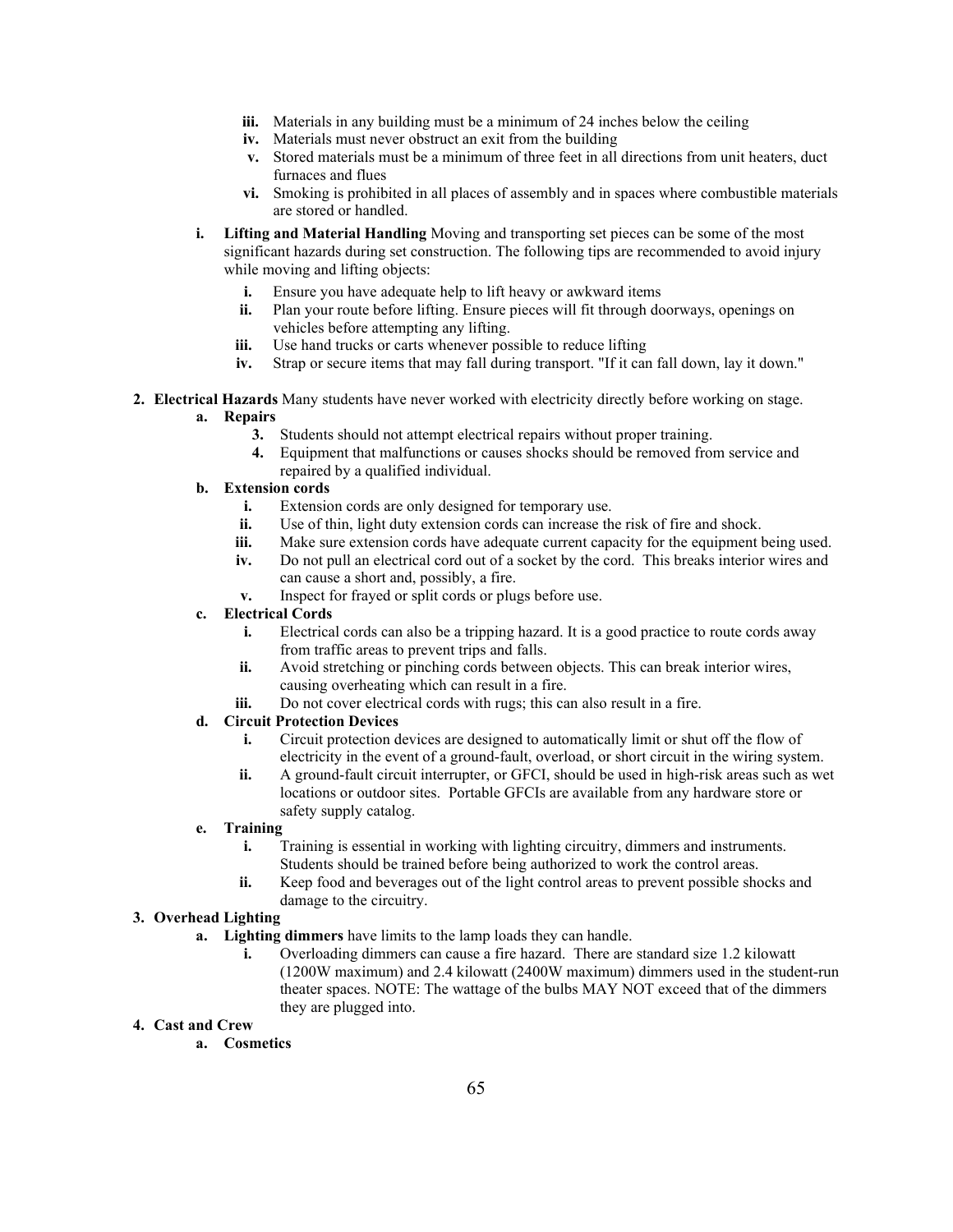iii. Materials in any building must be a minimum of 24 inches below the ceiling
iv. Materials must never obstruct an exit from the building
v. Stored materials must be a minimum of three feet in all directions from unit heaters, duct furnaces and flues
vi. Smoking is prohibited in all places of assembly and in spaces where combustible materials are stored or handled.

i. **Lifting and Material Handling** Moving and transporting set pieces can be some of the most significant hazards during set construction. The following tips are recommended to avoid injury while moving and lifting objects:
   i. Ensure you have adequate help to lift heavy or awkward items
   ii. Plan your route before lifting. Ensure pieces will fit through doorways, openings on vehicles before attempting any lifting.
   iii. Use hand trucks or carts whenever possible to reduce lifting
   iv. Strap or secure items that may fall during transport. "If it can fall down, lay it down."

2. **Electrical Hazards** Many students have never worked with electricity directly before working on stage.
   a. **Repairs**
      3. Students should not attempt electrical repairs without proper training.
      4. Equipment that malfunctions or causes shocks should be removed from service and repaired by a qualified individual.
   b. **Extension cords**
      i. Extension cords are only designed for temporary use.
      ii. Use of thin, light duty extension cords can increase the risk of fire and shock.
      iii. Make sure extension cords have adequate current capacity for the equipment being used.
      iv. Do not pull an electrical cord out of a socket by the cord. This breaks interior wires and can cause a short and, possibly, a fire.
      v. Inspect for frayed or split cords or plugs before use.
   c. **Electrical Cords**
      i. Electrical cords can also be a tripping hazard. It is a good practice to route cords away from traffic areas to prevent trips and falls.
      ii. Avoid stretching or pinching cords between objects. This can break interior wires, causing overheating which can result in a fire.
      iii. Do not cover electrical cords with rugs; this can also result in a fire.
   d. **Circuit Protection Devices**
      i. Circuit protection devices are designed to automatically limit or shut off the flow of electricity in the event of a ground-fault, overload, or short circuit in the wiring system.
      ii. A ground-fault circuit interrupter, or GFCI, should be used in high-risk areas such as wet locations or outdoor sites. Portable GFCIs are available from any hardware store or safety supply catalog.
   e. **Training**
      i. Training is essential in working with lighting circuitry, dimmers and instruments. Students should be trained before being authorized to work the control areas.
      ii. Keep food and beverages out of the light control areas to prevent possible shocks and damage to the circuitry.

3. **Overhead Lighting**
   a. **Lighting dimmers** have limits to the lamp loads they can handle.
      i. Overloading dimmers can cause a fire hazard. There are standard size 1.2 kilowatt (1200W maximum) and 2.4 kilowatt (2400W maximum) dimmers used in the student-run theater spaces. NOTE: The wattage of the bulbs MAY NOT exceed that of the dimmers they are plugged into.

4. **Cast and Crew**
   a. **Cosmetics**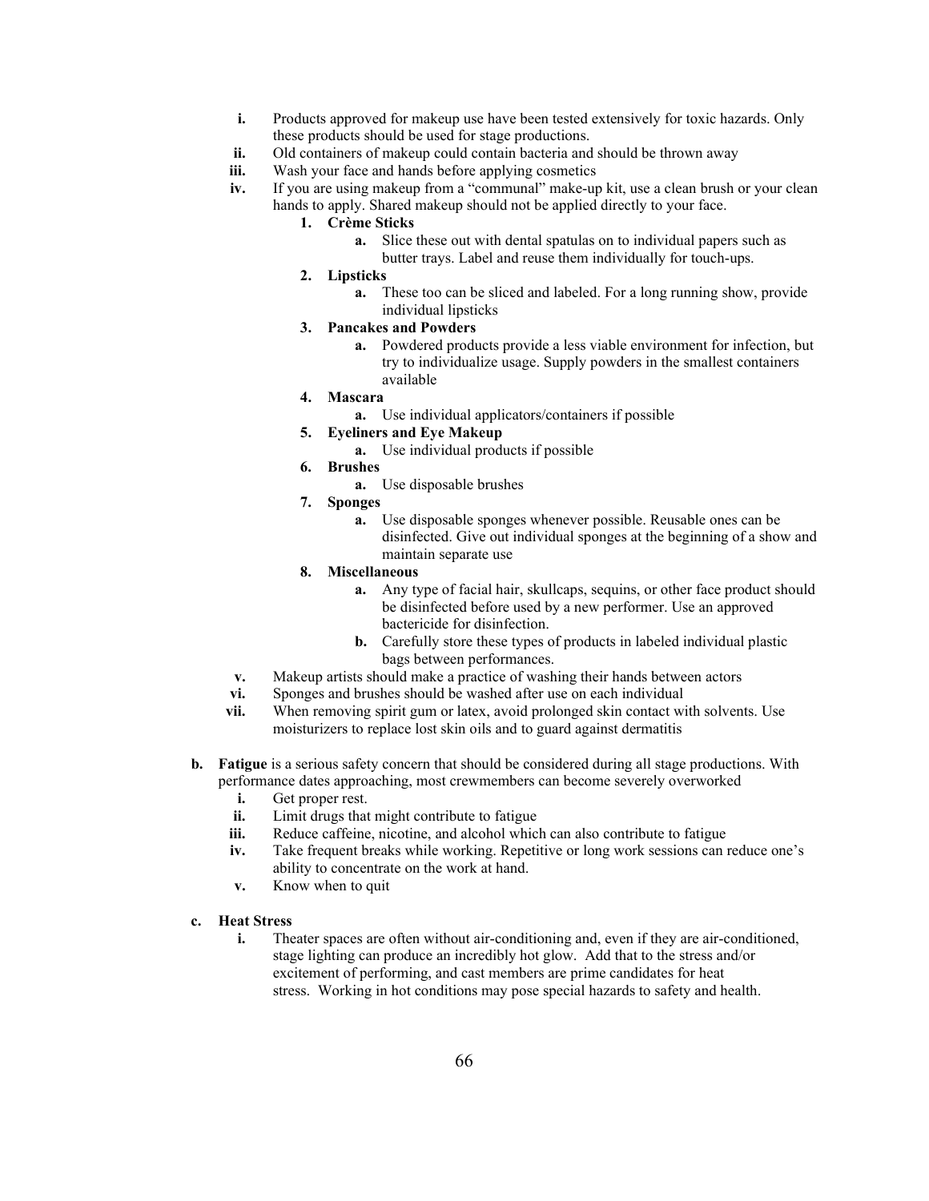- **i.** Products approved for makeup use have been tested extensively for toxic hazards. Only these products should be used for stage productions.
- **ii.** Old containers of makeup could contain bacteria and should be thrown away
- **iii.** Wash your face and hands before applying cosmetics
- **iv.** If you are using makeup from a "communal" make-up kit, use a clean brush or your clean hands to apply. Shared makeup should not be applied directly to your face.
  1. **Crème Sticks**
     - **a.** Slice these out with dental spatulas on to individual papers such as butter trays. Label and reuse them individually for touch-ups.
  2. **Lipsticks**
     - **a.** These too can be sliced and labeled. For a long running show, provide individual lipsticks
  3. **Pancakes and Powders**
     - **a.** Powdered products provide a less viable environment for infection, but try to individualize usage. Supply powders in the smallest containers available
  4. **Mascara**
     - **a.** Use individual applicators/containers if possible
  5. **Eyeliners and Eye Makeup**
     - **a.** Use individual products if possible
  6. **Brushes**
     - **a.** Use disposable brushes
  7. **Sponges**
     - **a.** Use disposable sponges whenever possible. Reusable ones can be disinfected. Give out individual sponges at the beginning of a show and maintain separate use
  8. **Miscellaneous**
     - **a.** Any type of facial hair, skullcaps, sequins, or other face product should be disinfected before used by a new performer. Use an approved bactericide for disinfection.
     - **b.** Carefully store these types of products in labeled individual plastic bags between performances.
- **v.** Makeup artists should make a practice of washing their hands between actors
- **vi.** Sponges and brushes should be washed after use on each individual
- **vii.** When removing spirit gum or latex, avoid prolonged skin contact with solvents. Use moisturizers to replace lost skin oils and to guard against dermatitis

**b. Fatigue** is a serious safety concern that should be considered during all stage productions. With performance dates approaching, most crewmembers can become severely overworked

- **i.** Get proper rest.
- **ii.** Limit drugs that might contribute to fatigue
- **iii.** Reduce caffeine, nicotine, and alcohol which can also contribute to fatigue
- **iv.** Take frequent breaks while working. Repetitive or long work sessions can reduce one's ability to concentrate on the work at hand.
- **v.** Know when to quit

**c. Heat Stress**

- **i.** Theater spaces are often without air-conditioning and, even if they are air-conditioned, stage lighting can produce an incredibly hot glow. Add that to the stress and/or excitement of performing, and cast members are prime candidates for heat stress. Working in hot conditions may pose special hazards to safety and health.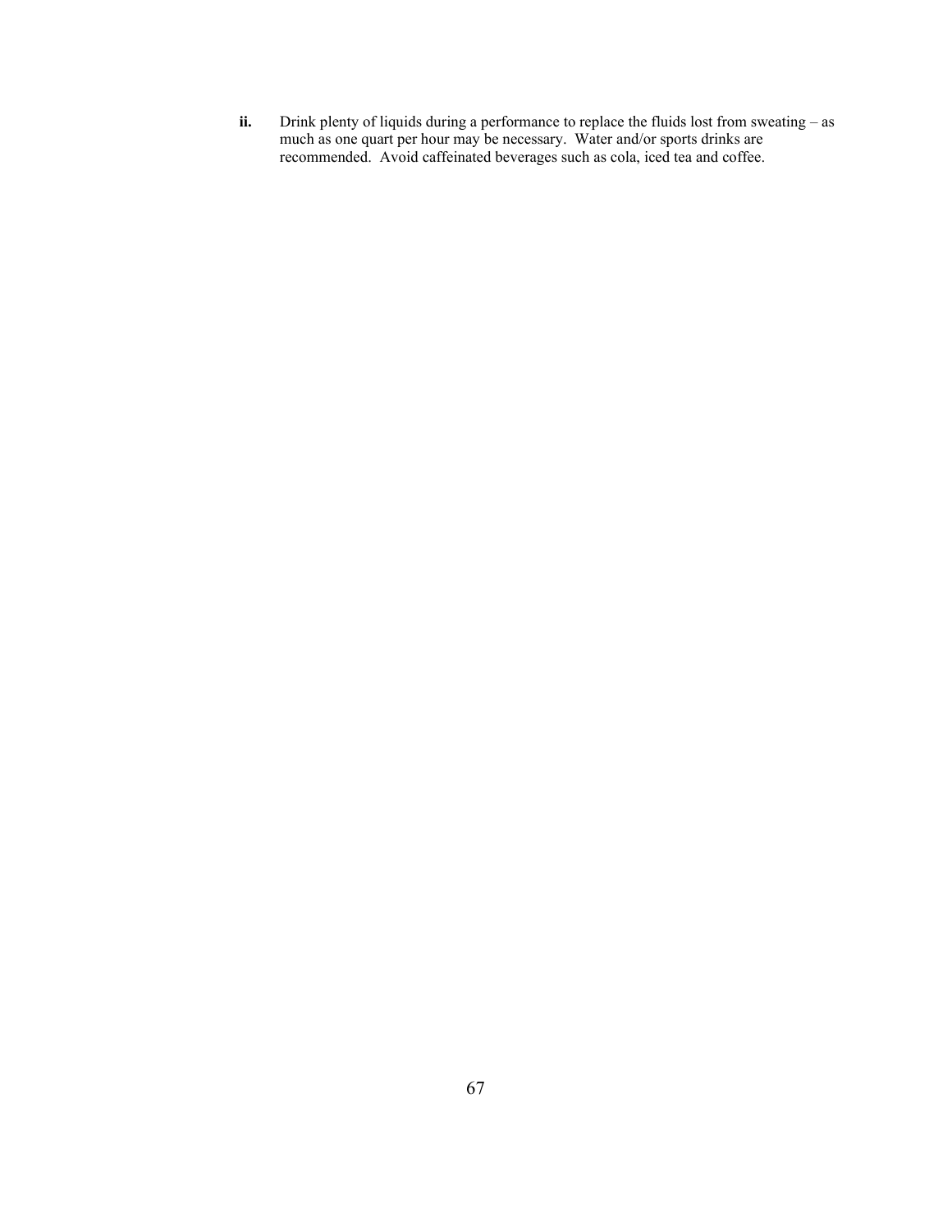**ii.** Drink plenty of liquids during a performance to replace the fluids lost from sweating – as much as one quart per hour may be necessary. Water and/or sports drinks are recommended. Avoid caffeinated beverages such as cola, iced tea and coffee.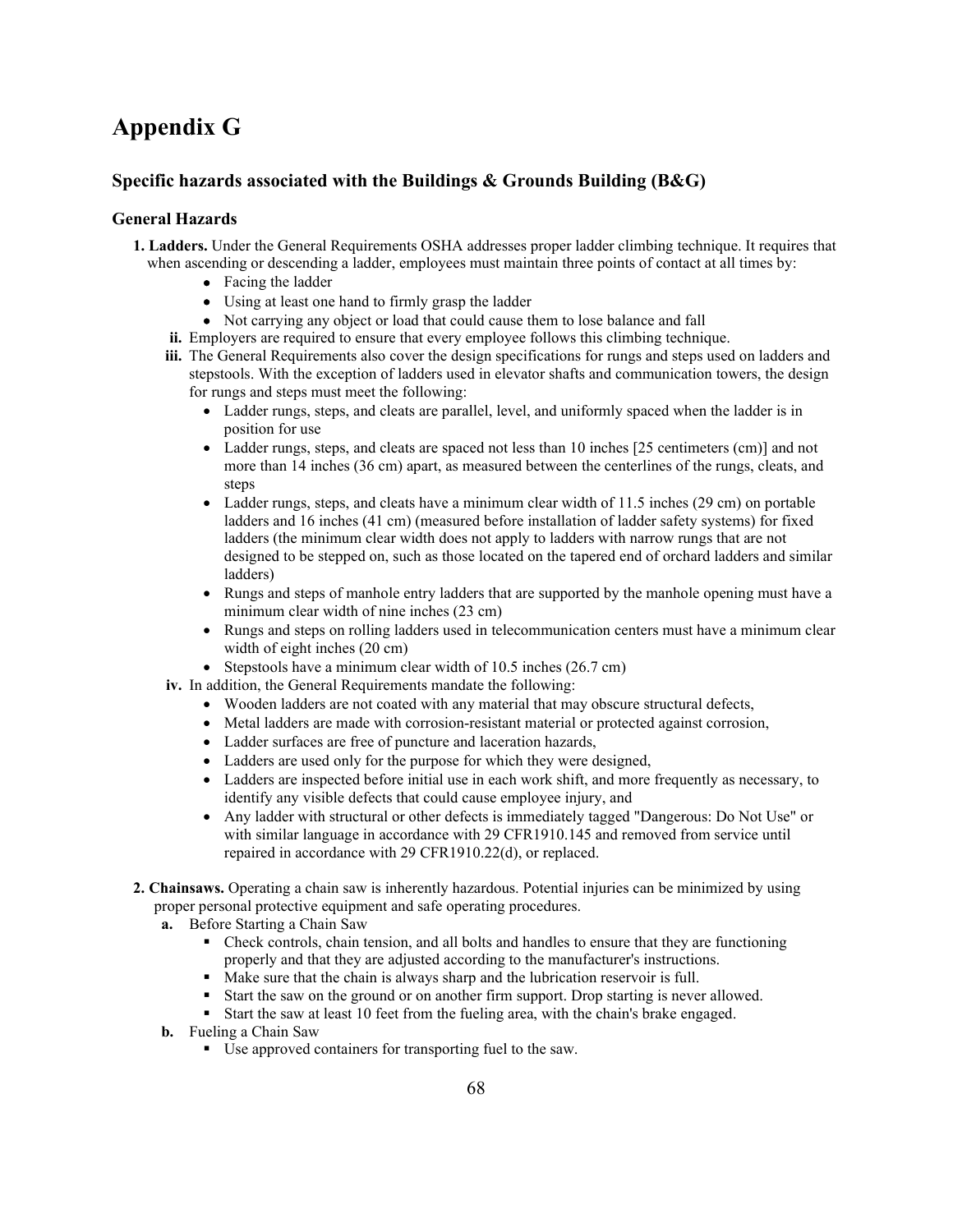# Appendix G

## Specific hazards associated with the Buildings & Grounds Building (B&G)

### General Hazards

1. **Ladders.** Under the General Requirements OSHA addresses proper ladder climbing technique. It requires that when ascending or descending a ladder, employees must maintain three points of contact at all times by:
   - Facing the ladder
   - Using at least one hand to firmly grasp the ladder
   - Not carrying any object or load that could cause them to lose balance and fall

   **ii.** Employers are required to ensure that every employee follows this climbing technique.

   **iii.** The General Requirements also cover the design specifications for rungs and steps used on ladders and stepstools. With the exception of ladders used in elevator shafts and communication towers, the design for rungs and steps must meet the following:
   - Ladder rungs, steps, and cleats are parallel, level, and uniformly spaced when the ladder is in position for use
   - Ladder rungs, steps, and cleats are spaced not less than 10 inches [25 centimeters (cm)] and not more than 14 inches (36 cm) apart, as measured between the centerlines of the rungs, cleats, and steps
   - Ladder rungs, steps, and cleats have a minimum clear width of 11.5 inches (29 cm) on portable ladders and 16 inches (41 cm) (measured before installation of ladder safety systems) for fixed ladders (the minimum clear width does not apply to ladders with narrow rungs that are not designed to be stepped on, such as those located on the tapered end of orchard ladders and similar ladders)
   - Rungs and steps of manhole entry ladders that are supported by the manhole opening must have a minimum clear width of nine inches (23 cm)
   - Rungs and steps on rolling ladders used in telecommunication centers must have a minimum clear width of eight inches (20 cm)
   - Stepstools have a minimum clear width of 10.5 inches (26.7 cm)

   **iv.** In addition, the General Requirements mandate the following:
   - Wooden ladders are not coated with any material that may obscure structural defects,
   - Metal ladders are made with corrosion-resistant material or protected against corrosion,
   - Ladder surfaces are free of puncture and laceration hazards,
   - Ladders are used only for the purpose for which they were designed,
   - Ladders are inspected before initial use in each work shift, and more frequently as necessary, to identify any visible defects that could cause employee injury, and
   - Any ladder with structural or other defects is immediately tagged "Dangerous: Do Not Use" or with similar language in accordance with 29 CFR1910.145 and removed from service until repaired in accordance with 29 CFR1910.22(d), or replaced.

2. **Chainsaws.** Operating a chain saw is inherently hazardous. Potential injuries can be minimized by using proper personal protective equipment and safe operating procedures.

   **a.** Before Starting a Chain Saw
   - Check controls, chain tension, and all bolts and handles to ensure that they are functioning properly and that they are adjusted according to the manufacturer's instructions.
   - Make sure that the chain is always sharp and the lubrication reservoir is full.
   - Start the saw on the ground or on another firm support. Drop starting is never allowed.
   - Start the saw at least 10 feet from the fueling area, with the chain's brake engaged.

   **b.** Fueling a Chain Saw
   - Use approved containers for transporting fuel to the saw.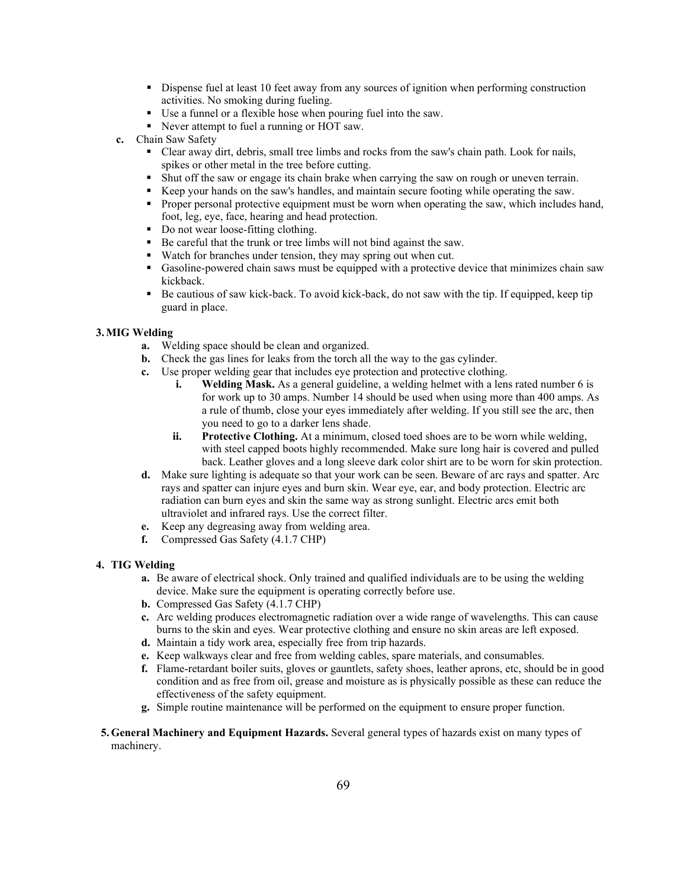- Dispense fuel at least 10 feet away from any sources of ignition when performing construction activities. No smoking during fueling.
- Use a funnel or a flexible hose when pouring fuel into the saw.
- Never attempt to fuel a running or HOT saw.

**c.** Chain Saw Safety

- Clear away dirt, debris, small tree limbs and rocks from the saw's chain path. Look for nails, spikes or other metal in the tree before cutting.
- Shut off the saw or engage its chain brake when carrying the saw on rough or uneven terrain.
- Keep your hands on the saw's handles, and maintain secure footing while operating the saw.
- Proper personal protective equipment must be worn when operating the saw, which includes hand, foot, leg, eye, face, hearing and head protection.
- Do not wear loose-fitting clothing.
- Be careful that the trunk or tree limbs will not bind against the saw.
- Watch for branches under tension, they may spring out when cut.
- Gasoline-powered chain saws must be equipped with a protective device that minimizes chain saw kickback.
- Be cautious of saw kick-back. To avoid kick-back, do not saw with the tip. If equipped, keep tip guard in place.

**3. MIG Welding**

**a.** Welding space should be clean and organized.

**b.** Check the gas lines for leaks from the torch all the way to the gas cylinder.

**c.** Use proper welding gear that includes eye protection and protective clothing.

**i. Welding Mask.** As a general guideline, a welding helmet with a lens rated number 6 is for work up to 30 amps. Number 14 should be used when using more than 400 amps. As a rule of thumb, close your eyes immediately after welding. If you still see the arc, then you need to go to a darker lens shade.

**ii. Protective Clothing.** At a minimum, closed toed shoes are to be worn while welding, with steel capped boots highly recommended. Make sure long hair is covered and pulled back. Leather gloves and a long sleeve dark color shirt are to be worn for skin protection.

**d.** Make sure lighting is adequate so that your work can be seen. Beware of arc rays and spatter. Arc rays and spatter can injure eyes and burn skin. Wear eye, ear, and body protection. Electric arc radiation can burn eyes and skin the same way as strong sunlight. Electric arcs emit both ultraviolet and infrared rays. Use the correct filter.

**e.** Keep any degreasing away from welding area.

**f.** Compressed Gas Safety (4.1.7 CHP)

**4. TIG Welding**

**a.** Be aware of electrical shock. Only trained and qualified individuals are to be using the welding device. Make sure the equipment is operating correctly before use.

**b.** Compressed Gas Safety (4.1.7 CHP)

**c.** Arc welding produces electromagnetic radiation over a wide range of wavelengths. This can cause burns to the skin and eyes. Wear protective clothing and ensure no skin areas are left exposed.

**d.** Maintain a tidy work area, especially free from trip hazards.

**e.** Keep walkways clear and free from welding cables, spare materials, and consumables.

**f.** Flame-retardant boiler suits, gloves or gauntlets, safety shoes, leather aprons, etc, should be in good condition and as free from oil, grease and moisture as is physically possible as these can reduce the effectiveness of the safety equipment.

**g.** Simple routine maintenance will be performed on the equipment to ensure proper function.

**5. General Machinery and Equipment Hazards.** Several general types of hazards exist on many types of machinery.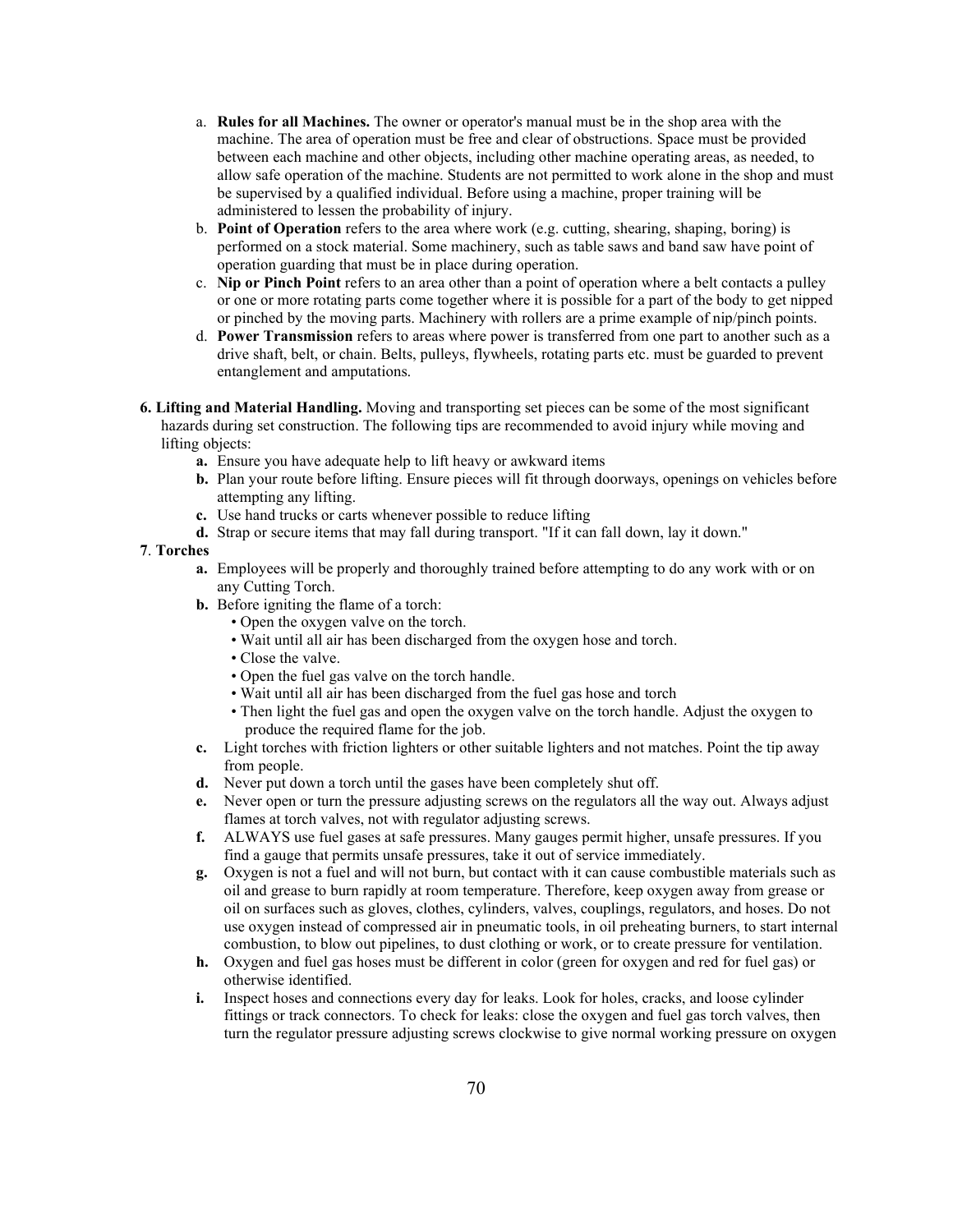a. **Rules for all Machines.** The owner or operator's manual must be in the shop area with the machine. The area of operation must be free and clear of obstructions. Space must be provided between each machine and other objects, including other machine operating areas, as needed, to allow safe operation of the machine. Students are not permitted to work alone in the shop and must be supervised by a qualified individual. Before using a machine, proper training will be administered to lessen the probability of injury.
b. **Point of Operation** refers to the area where work (e.g. cutting, shearing, shaping, boring) is performed on a stock material. Some machinery, such as table saws and band saw have point of operation guarding that must be in place during operation.
c. **Nip or Pinch Point** refers to an area other than a point of operation where a belt contacts a pulley or one or more rotating parts come together where it is possible for a part of the body to get nipped or pinched by the moving parts. Machinery with rollers are a prime example of nip/pinch points.
d. **Power Transmission** refers to areas where power is transferred from one part to another such as a drive shaft, belt, or chain. Belts, pulleys, flywheels, rotating parts etc. must be guarded to prevent entanglement and amputations.

**6. Lifting and Material Handling.** Moving and transporting set pieces can be some of the most significant hazards during set construction. The following tips are recommended to avoid injury while moving and lifting objects:

- **a.** Ensure you have adequate help to lift heavy or awkward items
- **b.** Plan your route before lifting. Ensure pieces will fit through doorways, openings on vehicles before attempting any lifting.
- **c.** Use hand trucks or carts whenever possible to reduce lifting
- **d.** Strap or secure items that may fall during transport. "If it can fall down, lay it down."

**7**. **Torches**

- **a.** Employees will be properly and thoroughly trained before attempting to do any work with or on any Cutting Torch.
- **b.** Before igniting the flame of a torch:
  - Open the oxygen valve on the torch.
  - Wait until all air has been discharged from the oxygen hose and torch.
  - Close the valve.
  - Open the fuel gas valve on the torch handle.
  - Wait until all air has been discharged from the fuel gas hose and torch
  - Then light the fuel gas and open the oxygen valve on the torch handle. Adjust the oxygen to produce the required flame for the job.
- **c.** Light torches with friction lighters or other suitable lighters and not matches. Point the tip away from people.
- **d.** Never put down a torch until the gases have been completely shut off.
- **e.** Never open or turn the pressure adjusting screws on the regulators all the way out. Always adjust flames at torch valves, not with regulator adjusting screws.
- **f.** ALWAYS use fuel gases at safe pressures. Many gauges permit higher, unsafe pressures. If you find a gauge that permits unsafe pressures, take it out of service immediately.
- **g.** Oxygen is not a fuel and will not burn, but contact with it can cause combustible materials such as oil and grease to burn rapidly at room temperature. Therefore, keep oxygen away from grease or oil on surfaces such as gloves, clothes, cylinders, valves, couplings, regulators, and hoses. Do not use oxygen instead of compressed air in pneumatic tools, in oil preheating burners, to start internal combustion, to blow out pipelines, to dust clothing or work, or to create pressure for ventilation.
- **h.** Oxygen and fuel gas hoses must be different in color (green for oxygen and red for fuel gas) or otherwise identified.
- **i.** Inspect hoses and connections every day for leaks. Look for holes, cracks, and loose cylinder fittings or track connectors. To check for leaks: close the oxygen and fuel gas torch valves, then turn the regulator pressure adjusting screws clockwise to give normal working pressure on oxygen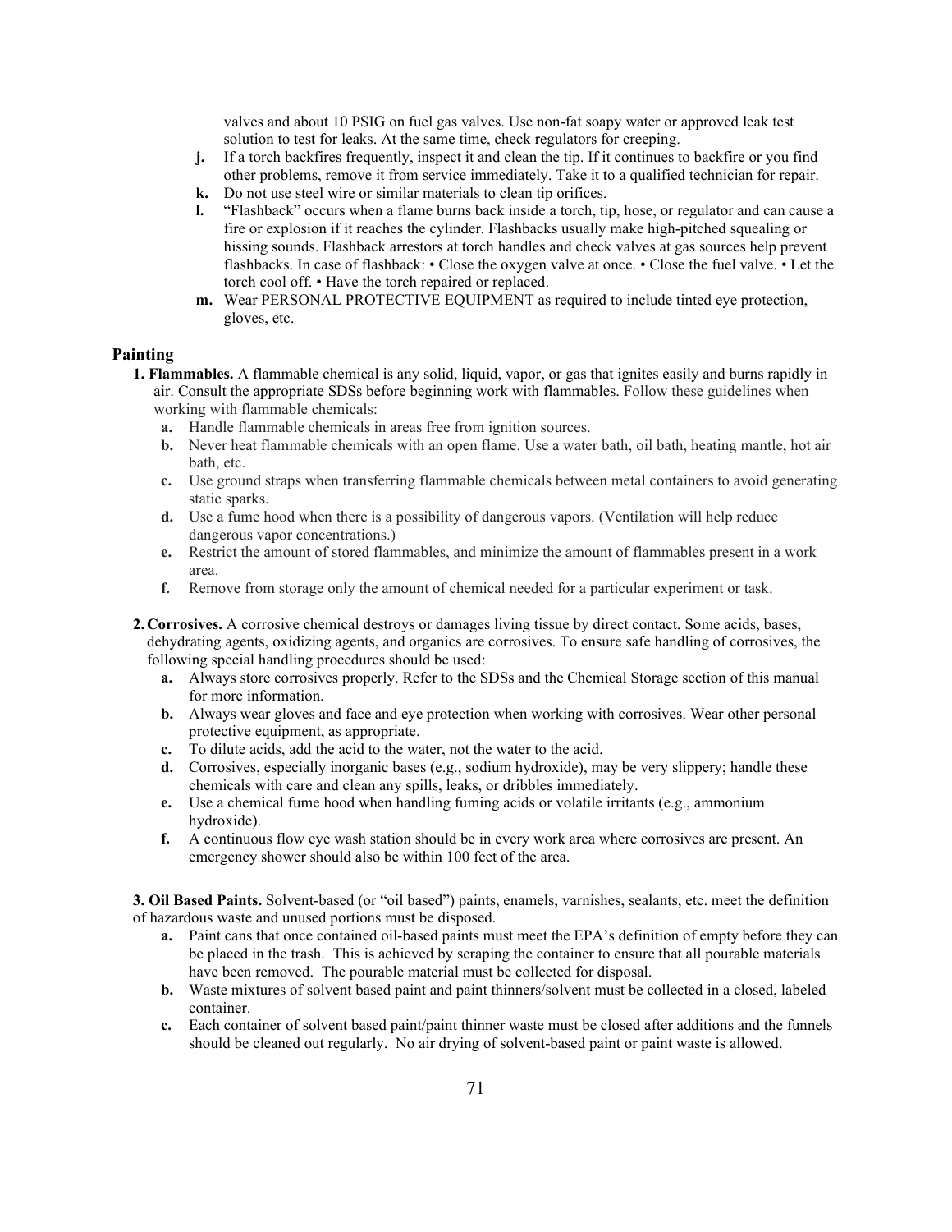valves and about 10 PSIG on fuel gas valves. Use non-fat soapy water or approved leak test solution to test for leaks. At the same time, check regulators for creeping.

**j.** If a torch backfires frequently, inspect it and clean the tip. If it continues to backfire or you find other problems, remove it from service immediately. Take it to a qualified technician for repair.

**k.** Do not use steel wire or similar materials to clean tip orifices.

**l.** "Flashback" occurs when a flame burns back inside a torch, tip, hose, or regulator and can cause a fire or explosion if it reaches the cylinder. Flashbacks usually make high-pitched squealing or hissing sounds. Flashback arrestors at torch handles and check valves at gas sources help prevent flashbacks. In case of flashback: • Close the oxygen valve at once. • Close the fuel valve. • Let the torch cool off. • Have the torch repaired or replaced.

**m.** Wear PERSONAL PROTECTIVE EQUIPMENT as required to include tinted eye protection, gloves, etc.

## Painting

**1. Flammables.** A flammable chemical is any solid, liquid, vapor, or gas that ignites easily and burns rapidly in air. Consult the appropriate SDSs before beginning work with flammables. Follow these guidelines when working with flammable chemicals:

- **a.** Handle flammable chemicals in areas free from ignition sources.
- **b.** Never heat flammable chemicals with an open flame. Use a water bath, oil bath, heating mantle, hot air bath, etc.
- **c.** Use ground straps when transferring flammable chemicals between metal containers to avoid generating static sparks.
- **d.** Use a fume hood when there is a possibility of dangerous vapors. (Ventilation will help reduce dangerous vapor concentrations.)
- **e.** Restrict the amount of stored flammables, and minimize the amount of flammables present in a work area.
- **f.** Remove from storage only the amount of chemical needed for a particular experiment or task.

**2. Corrosives.** A corrosive chemical destroys or damages living tissue by direct contact. Some acids, bases, dehydrating agents, oxidizing agents, and organics are corrosives. To ensure safe handling of corrosives, the following special handling procedures should be used:

- **a.** Always store corrosives properly. Refer to the SDSs and the Chemical Storage section of this manual for more information.
- **b.** Always wear gloves and face and eye protection when working with corrosives. Wear other personal protective equipment, as appropriate.
- **c.** To dilute acids, add the acid to the water, not the water to the acid.
- **d.** Corrosives, especially inorganic bases (e.g., sodium hydroxide), may be very slippery; handle these chemicals with care and clean any spills, leaks, or dribbles immediately.
- **e.** Use a chemical fume hood when handling fuming acids or volatile irritants (e.g., ammonium hydroxide).
- **f.** A continuous flow eye wash station should be in every work area where corrosives are present. An emergency shower should also be within 100 feet of the area.

**3. Oil Based Paints.** Solvent-based (or "oil based") paints, enamels, varnishes, sealants, etc. meet the definition of hazardous waste and unused portions must be disposed.

- **a.** Paint cans that once contained oil-based paints must meet the EPA's definition of empty before they can be placed in the trash. This is achieved by scraping the container to ensure that all pourable materials have been removed. The pourable material must be collected for disposal.
- **b.** Waste mixtures of solvent based paint and paint thinners/solvent must be collected in a closed, labeled container.
- **c.** Each container of solvent based paint/paint thinner waste must be closed after additions and the funnels should be cleaned out regularly. No air drying of solvent-based paint or paint waste is allowed.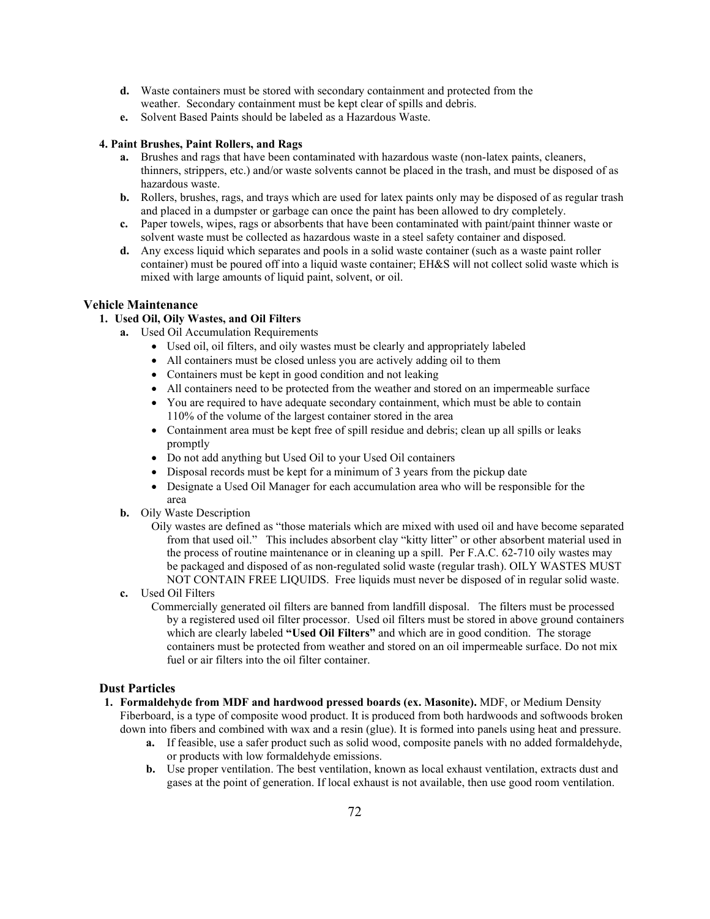d. Waste containers must be stored with secondary containment and protected from the weather. Secondary containment must be kept clear of spills and debris.
e. Solvent Based Paints should be labeled as a Hazardous Waste.

**4. Paint Brushes, Paint Rollers, and Rags**

a. Brushes and rags that have been contaminated with hazardous waste (non-latex paints, cleaners, thinners, strippers, etc.) and/or waste solvents cannot be placed in the trash, and must be disposed of as hazardous waste.
b. Rollers, brushes, rags, and trays which are used for latex paints only may be disposed of as regular trash and placed in a dumpster or garbage can once the paint has been allowed to dry completely.
c. Paper towels, wipes, rags or absorbents that have been contaminated with paint/paint thinner waste or solvent waste must be collected as hazardous waste in a steel safety container and disposed.
d. Any excess liquid which separates and pools in a solid waste container (such as a waste paint roller container) must be poured off into a liquid waste container; EH&S will not collect solid waste which is mixed with large amounts of liquid paint, solvent, or oil.

## Vehicle Maintenance

**1. Used Oil, Oily Wastes, and Oil Filters**

a. Used Oil Accumulation Requirements
   - Used oil, oil filters, and oily wastes must be clearly and appropriately labeled
   - All containers must be closed unless you are actively adding oil to them
   - Containers must be kept in good condition and not leaking
   - All containers need to be protected from the weather and stored on an impermeable surface
   - You are required to have adequate secondary containment, which must be able to contain 110% of the volume of the largest container stored in the area
   - Containment area must be kept free of spill residue and debris; clean up all spills or leaks promptly
   - Do not add anything but Used Oil to your Used Oil containers
   - Disposal records must be kept for a minimum of 3 years from the pickup date
   - Designate a Used Oil Manager for each accumulation area who will be responsible for the area

b. Oily Waste Description

   Oily wastes are defined as "those materials which are mixed with used oil and have become separated from that used oil." This includes absorbent clay "kitty litter" or other absorbent material used in the process of routine maintenance or in cleaning up a spill. Per F.A.C. 62-710 oily wastes may be packaged and disposed of as non-regulated solid waste (regular trash). OILY WASTES MUST NOT CONTAIN FREE LIQUIDS. Free liquids must never be disposed of in regular solid waste.

c. Used Oil Filters

   Commercially generated oil filters are banned from landfill disposal. The filters must be processed by a registered used oil filter processor. Used oil filters must be stored in above ground containers which are clearly labeled **"Used Oil Filters"** and which are in good condition. The storage containers must be protected from weather and stored on an oil impermeable surface. Do not mix fuel or air filters into the oil filter container.

## Dust Particles

**1. Formaldehyde from MDF and hardwood pressed boards (ex. Masonite).** MDF, or Medium Density Fiberboard, is a type of composite wood product. It is produced from both hardwoods and softwoods broken down into fibers and combined with wax and a resin (glue). It is formed into panels using heat and pressure.

a. If feasible, use a safer product such as solid wood, composite panels with no added formaldehyde, or products with low formaldehyde emissions.
b. Use proper ventilation. The best ventilation, known as local exhaust ventilation, extracts dust and gases at the point of generation. If local exhaust is not available, then use good room ventilation.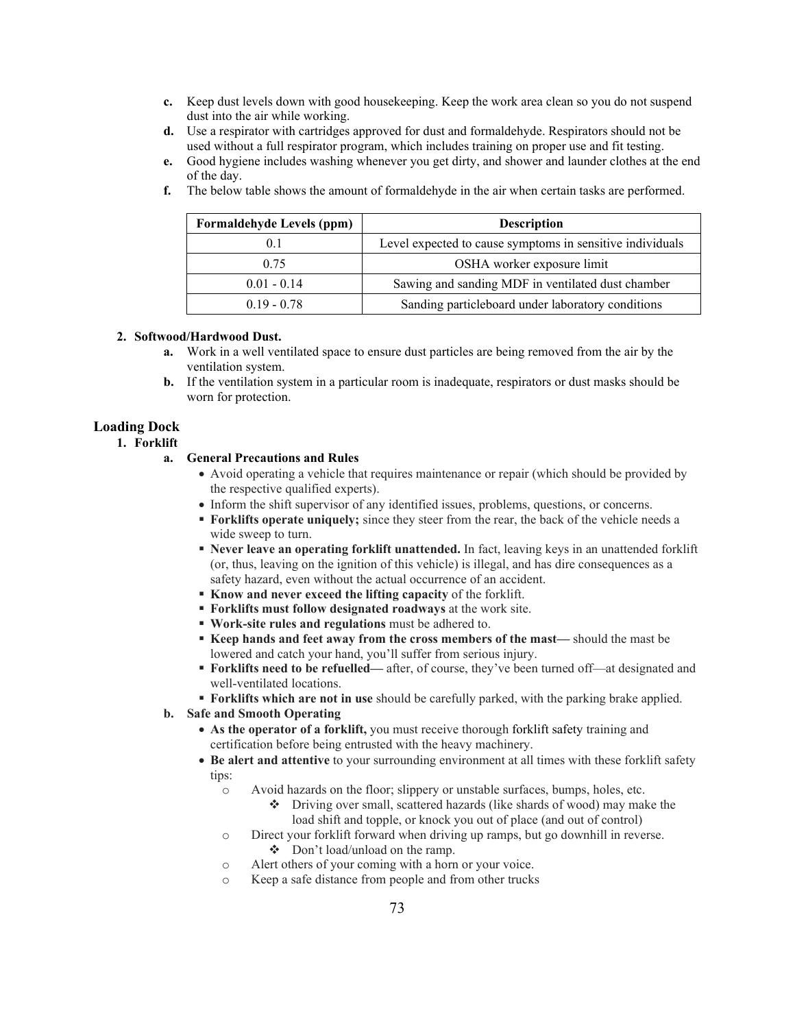c. Keep dust levels down with good housekeeping. Keep the work area clean so you do not suspend dust into the air while working.
d. Use a respirator with cartridges approved for dust and formaldehyde. Respirators should not be used without a full respirator program, which includes training on proper use and fit testing.
e. Good hygiene includes washing whenever you get dirty, and shower and launder clothes at the end of the day.
f. The below table shows the amount of formaldehyde in the air when certain tasks are performed.

| Formaldehyde Levels (ppm) | Description |
| --- | --- |
| 0.1 | Level expected to cause symptoms in sensitive individuals |
| 0.75 | OSHA worker exposure limit |
| 0.01 - 0.14 | Sawing and sanding MDF in ventilated dust chamber |
| 0.19 - 0.78 | Sanding particleboard under laboratory conditions |

**2. Softwood/Hardwood Dust.**

a. Work in a well ventilated space to ensure dust particles are being removed from the air by the ventilation system.
b. If the ventilation system in a particular room is inadequate, respirators or dust masks should be worn for protection.

## Loading Dock

**1. Forklift**

**a. General Precautions and Rules**

- Avoid operating a vehicle that requires maintenance or repair (which should be provided by the respective qualified experts).
- Inform the shift supervisor of any identified issues, problems, questions, or concerns.
- **Forklifts operate uniquely;** since they steer from the rear, the back of the vehicle needs a wide sweep to turn.
- **Never leave an operating forklift unattended.** In fact, leaving keys in an unattended forklift (or, thus, leaving on the ignition of this vehicle) is illegal, and has dire consequences as a safety hazard, even without the actual occurrence of an accident.
- **Know and never exceed the lifting capacity** of the forklift.
- **Forklifts must follow designated roadways** at the work site.
- **Work-site rules and regulations** must be adhered to.
- **Keep hands and feet away from the cross members of the mast—** should the mast be lowered and catch your hand, you'll suffer from serious injury.
- **Forklifts need to be refuelled—** after, of course, they've been turned off—at designated and well-ventilated locations.
- **Forklifts which are not in use** should be carefully parked, with the parking brake applied.

**b. Safe and Smooth Operating**

- **As the operator of a forklift,** you must receive thorough forklift safety training and certification before being entrusted with the heavy machinery.
- **Be alert and attentive** to your surrounding environment at all times with these forklift safety tips:
  - Avoid hazards on the floor; slippery or unstable surfaces, bumps, holes, etc.
    - Driving over small, scattered hazards (like shards of wood) may make the load shift and topple, or knock you out of place (and out of control)
  - Direct your forklift forward when driving up ramps, but go downhill in reverse.
    - Don't load/unload on the ramp.
  - Alert others of your coming with a horn or your voice.
  - Keep a safe distance from people and from other trucks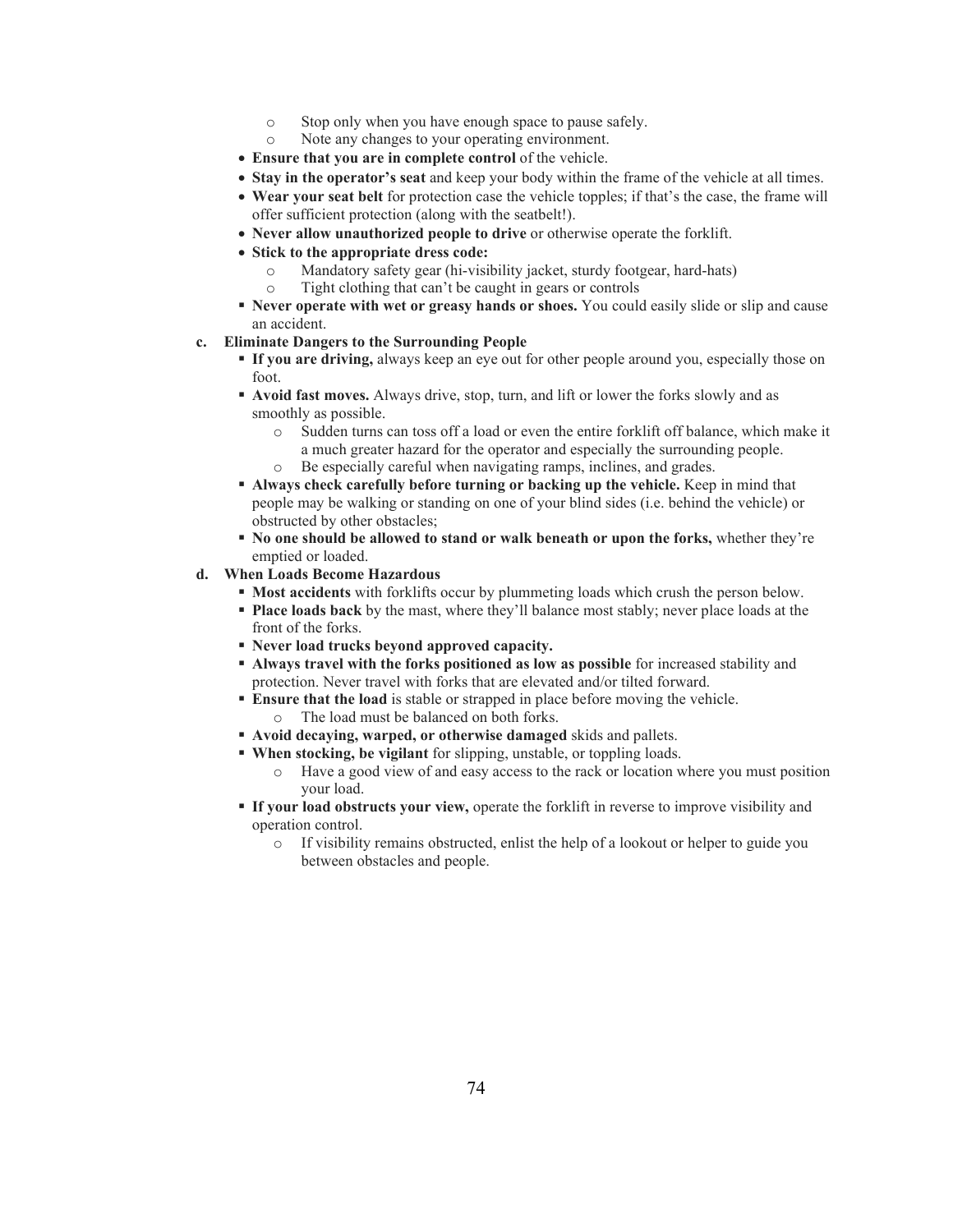- Stop only when you have enough space to pause safely.
   - Note any changes to your operating environment.
- **Ensure that you are in complete control** of the vehicle.
- **Stay in the operator's seat** and keep your body within the frame of the vehicle at all times.
- **Wear your seat belt** for protection case the vehicle topples; if that's the case, the frame will offer sufficient protection (along with the seatbelt!).
- **Never allow unauthorized people to drive** or otherwise operate the forklift.
- **Stick to the appropriate dress code:**
   - Mandatory safety gear (hi-visibility jacket, sturdy footgear, hard-hats)
   - Tight clothing that can't be caught in gears or controls
- **Never operate with wet or greasy hands or shoes.** You could easily slide or slip and cause an accident.

**c. Eliminate Dangers to the Surrounding People**

- **If you are driving,** always keep an eye out for other people around you, especially those on foot.
- **Avoid fast moves.** Always drive, stop, turn, and lift or lower the forks slowly and as smoothly as possible.
   - Sudden turns can toss off a load or even the entire forklift off balance, which make it a much greater hazard for the operator and especially the surrounding people.
   - Be especially careful when navigating ramps, inclines, and grades.
- **Always check carefully before turning or backing up the vehicle.** Keep in mind that people may be walking or standing on one of your blind sides (i.e. behind the vehicle) or obstructed by other obstacles;
- **No one should be allowed to stand or walk beneath or upon the forks,** whether they're emptied or loaded.

**d. When Loads Become Hazardous**

- **Most accidents** with forklifts occur by plummeting loads which crush the person below.
- **Place loads back** by the mast, where they'll balance most stably; never place loads at the front of the forks.
- **Never load trucks beyond approved capacity.**
- **Always travel with the forks positioned as low as possible** for increased stability and protection. Never travel with forks that are elevated and/or tilted forward.
- **Ensure that the load** is stable or strapped in place before moving the vehicle.
   - The load must be balanced on both forks.
- **Avoid decaying, warped, or otherwise damaged** skids and pallets.
- **When stocking, be vigilant** for slipping, unstable, or toppling loads.
   - Have a good view of and easy access to the rack or location where you must position your load.
- **If your load obstructs your view,** operate the forklift in reverse to improve visibility and operation control.
   - If visibility remains obstructed, enlist the help of a lookout or helper to guide you between obstacles and people.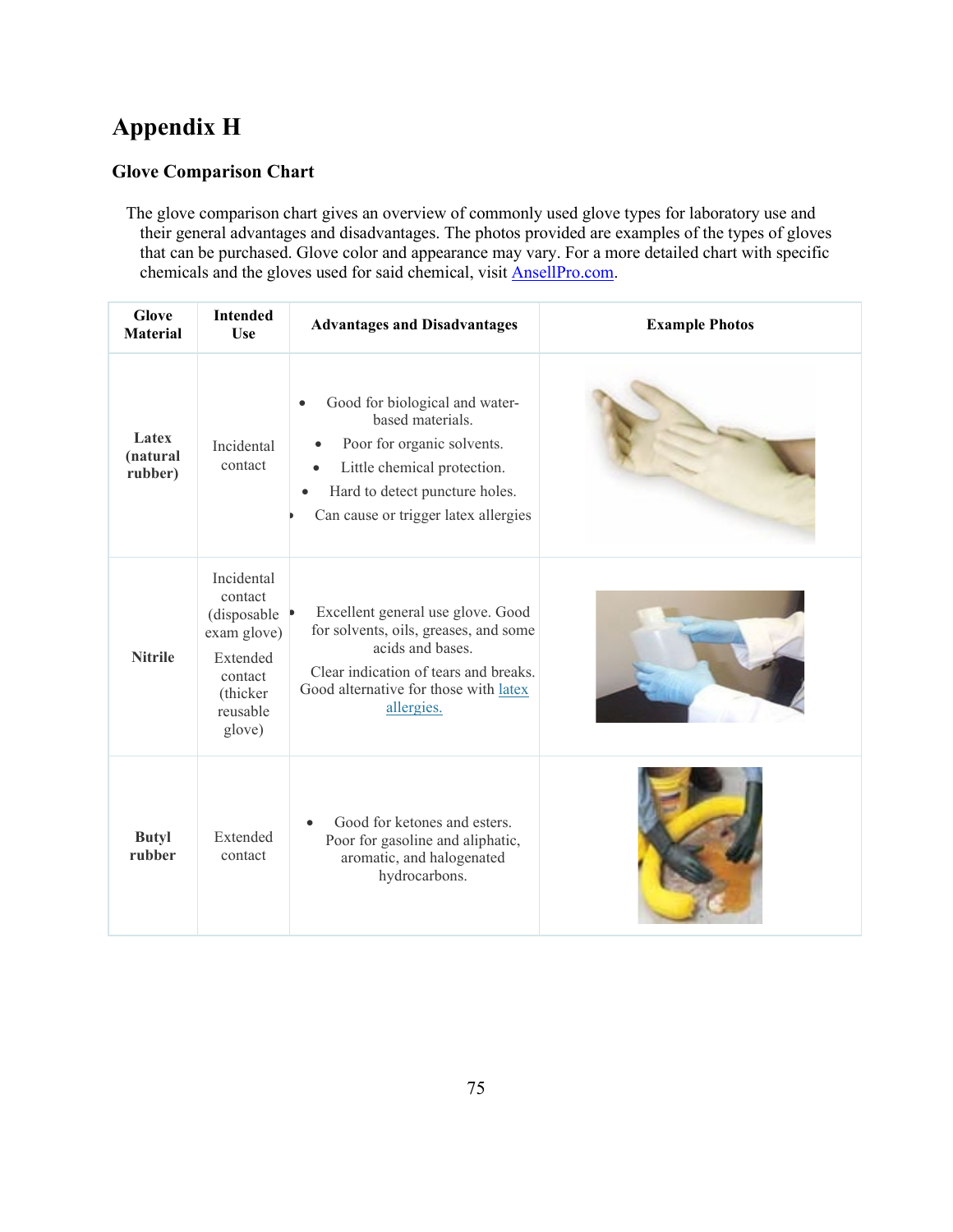# Appendix H

## Glove Comparison Chart

The glove comparison chart gives an overview of commonly used glove types for laboratory use and their general advantages and disadvantages. The photos provided are examples of the types of gloves that can be purchased. Glove color and appearance may vary. For a more detailed chart with specific chemicals and the gloves used for said chemical, visit [AnsellPro.com](AnsellPro.com).

| Glove Material | Intended Use | Advantages and Disadvantages | Example Photos |
|---|---|---|---|
| **Latex (natural rubber)** | Incidental contact | • Good for biological and water-based materials.<br>• Poor for organic solvents.<br>• Little chemical protection.<br>• Hard to detect puncture holes.<br>• Can cause or trigger latex allergies | |
| **Nitrile** | Incidental contact (disposable exam glove)<br>Extended contact (thicker reusable glove) | • Excellent general use glove. Good for solvents, oils, greases, and some acids and bases.<br>Clear indication of tears and breaks. Good alternative for those with latex allergies. | |
| **Butyl rubber** | Extended contact | • Good for ketones and esters. Poor for gasoline and aliphatic, aromatic, and halogenated hydrocarbons. | |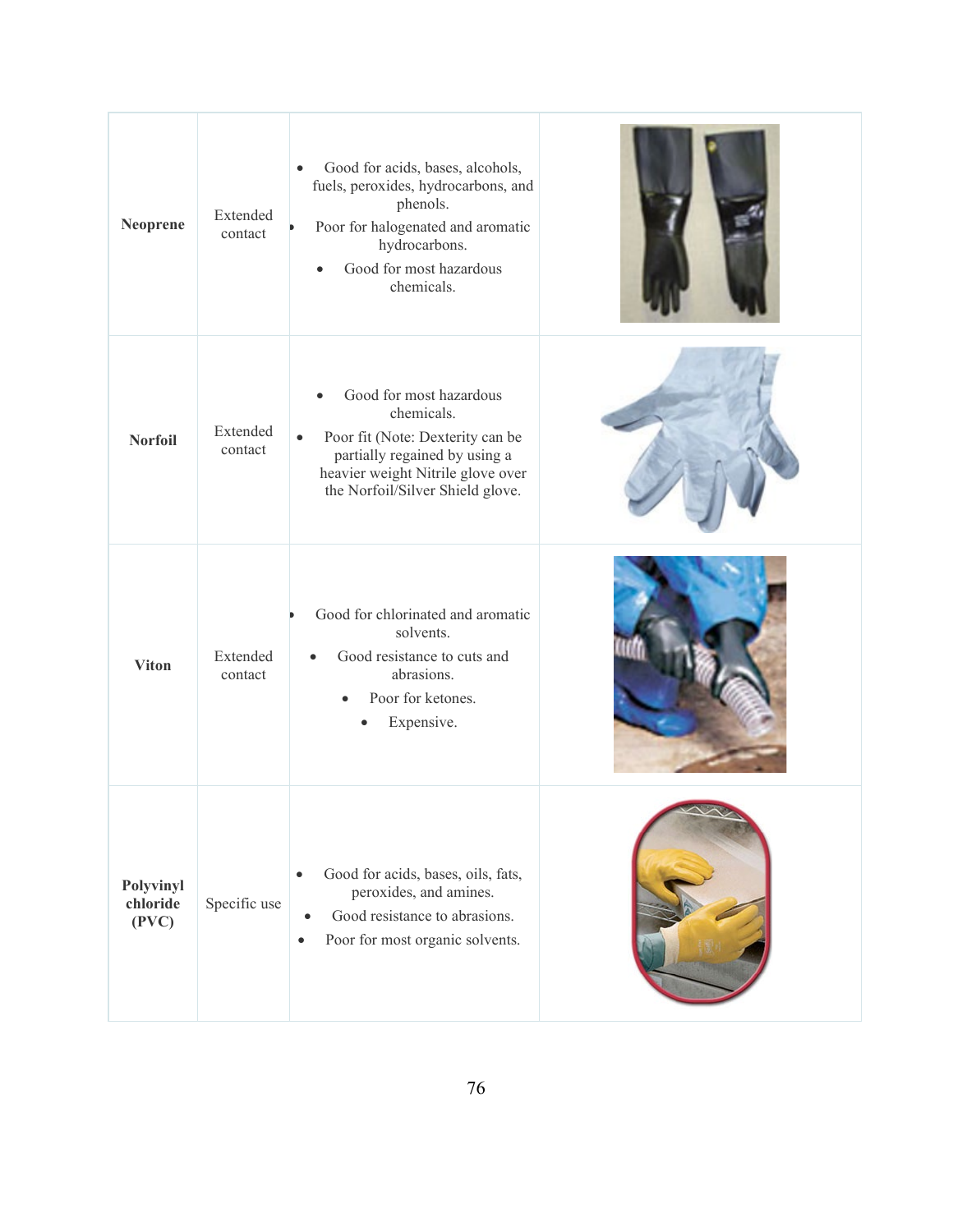| | | | |
|---|---|---|---|
| **Neoprene** | Extended contact | • Good for acids, bases, alcohols, fuels, peroxides, hydrocarbons, and phenols.<br>• Poor for halogenated and aromatic hydrocarbons.<br>• Good for most hazardous chemicals. | |
| **Norfoil** | Extended contact | • Good for most hazardous chemicals.<br>• Poor fit (Note: Dexterity can be partially regained by using a heavier weight Nitrile glove over the Norfoil/Silver Shield glove. | |
| **Viton** | Extended contact | • Good for chlorinated and aromatic solvents.<br>• Good resistance to cuts and abrasions.<br>• Poor for ketones.<br>• Expensive. | |
| **Polyvinyl chloride (PVC)** | Specific use | • Good for acids, bases, oils, fats, peroxides, and amines.<br>• Good resistance to abrasions.<br>• Poor for most organic solvents. | |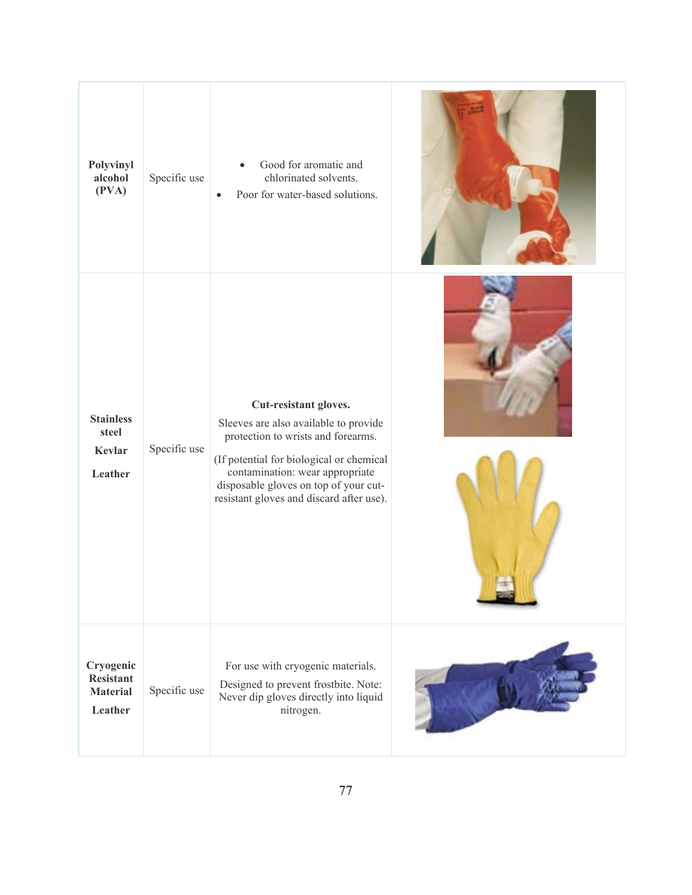| | | | |
|---|---|---|---|
| **Polyvinyl alcohol (PVA)** | Specific use | • Good for aromatic and chlorinated solvents.<br>• Poor for water-based solutions. | |
| **Stainless steel**<br>**Kevlar**<br>**Leather** | Specific use | **Cut-resistant gloves.**<br>Sleeves are also available to provide protection to wrists and forearms.<br>(If potential for biological or chemical contamination: wear appropriate disposable gloves on top of your cut-resistant gloves and discard after use). | |
| **Cryogenic Resistant Material**<br>**Leather** | Specific use | For use with cryogenic materials.<br>Designed to prevent frostbite. Note: Never dip gloves directly into liquid nitrogen. | |